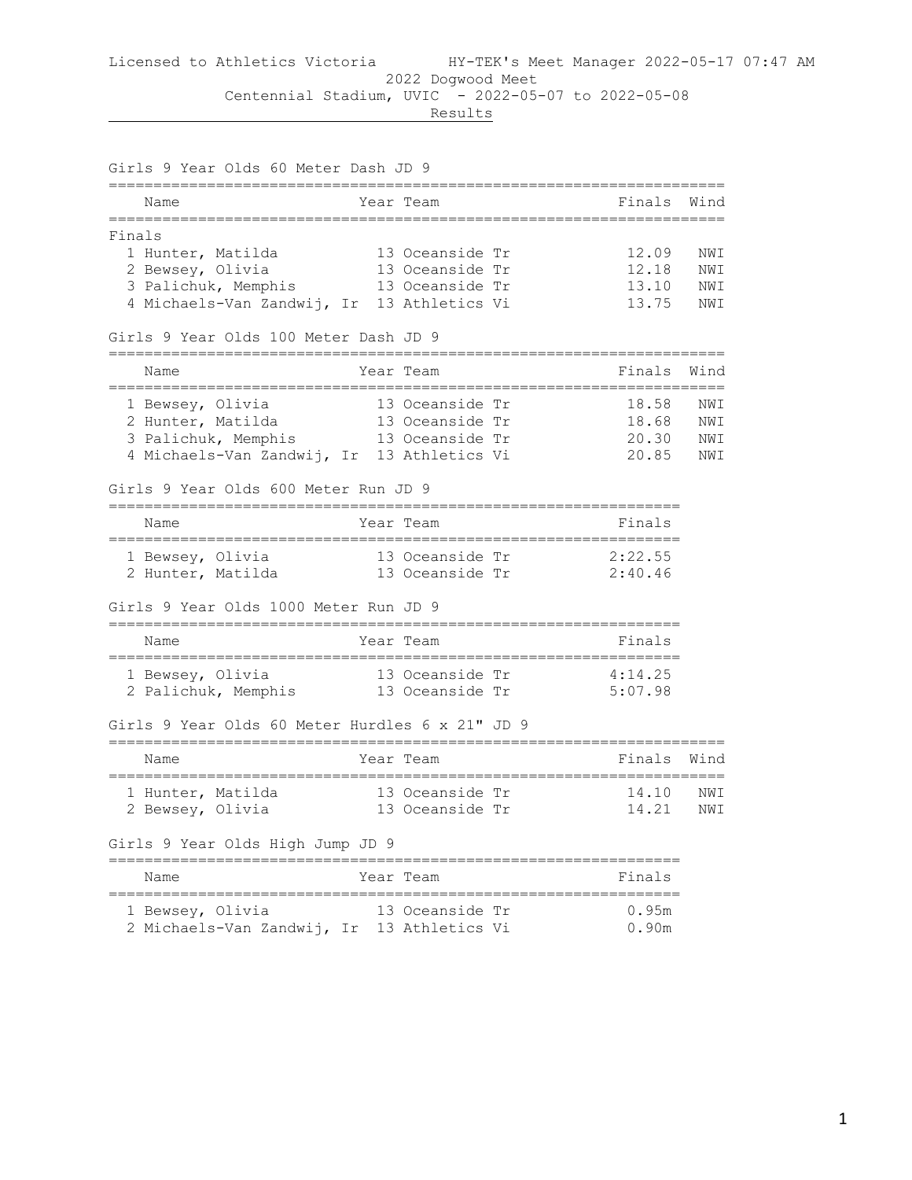Licensed to Athletics Victoria HY-TEK's Meet Manager 2022-05-17 07:47 AM

2022 Dogwood Meet

Centennial Stadium, UVIC - 2022-05-07 to 2022-05-08

Results

### Girls 9 Year Olds 60 Meter Dash JD 9

Finals

| | Name | Year | Team | Finals | Wind |
|---|---|---|---|---|---|
| 1 | Hunter, Matilda | 13 | Oceanside Tr | 12.09 | NWI |
| 2 | Bewsey, Olivia | 13 | Oceanside Tr | 12.18 | NWI |
| 3 | Palichuk, Memphis | 13 | Oceanside Tr | 13.10 | NWI |
| 4 | Michaels-Van Zandwij, Ir | 13 | Athletics Vi | 13.75 | NWI |

### Girls 9 Year Olds 100 Meter Dash JD 9

| | Name | Year | Team | Finals | Wind |
|---|---|---|---|---|---|
| 1 | Bewsey, Olivia | 13 | Oceanside Tr | 18.58 | NWI |
| 2 | Hunter, Matilda | 13 | Oceanside Tr | 18.68 | NWI |
| 3 | Palichuk, Memphis | 13 | Oceanside Tr | 20.30 | NWI |
| 4 | Michaels-Van Zandwij, Ir | 13 | Athletics Vi | 20.85 | NWI |

### Girls 9 Year Olds 600 Meter Run JD 9

| | Name | Year | Team | Finals |
|---|---|---|---|---|
| 1 | Bewsey, Olivia | 13 | Oceanside Tr | 2:22.55 |
| 2 | Hunter, Matilda | 13 | Oceanside Tr | 2:40.46 |

### Girls 9 Year Olds 1000 Meter Run JD 9

| | Name | Year | Team | Finals |
|---|---|---|---|---|
| 1 | Bewsey, Olivia | 13 | Oceanside Tr | 4:14.25 |
| 2 | Palichuk, Memphis | 13 | Oceanside Tr | 5:07.98 |

### Girls 9 Year Olds 60 Meter Hurdles 6 x 21" JD 9

| | Name | Year | Team | Finals | Wind |
|---|---|---|---|---|---|
| 1 | Hunter, Matilda | 13 | Oceanside Tr | 14.10 | NWI |
| 2 | Bewsey, Olivia | 13 | Oceanside Tr | 14.21 | NWI |

### Girls 9 Year Olds High Jump JD 9

| | Name | Year | Team | Finals |
|---|---|---|---|---|
| 1 | Bewsey, Olivia | 13 | Oceanside Tr | 0.95m |
| 2 | Michaels-Van Zandwij, Ir | 13 | Athletics Vi | 0.90m |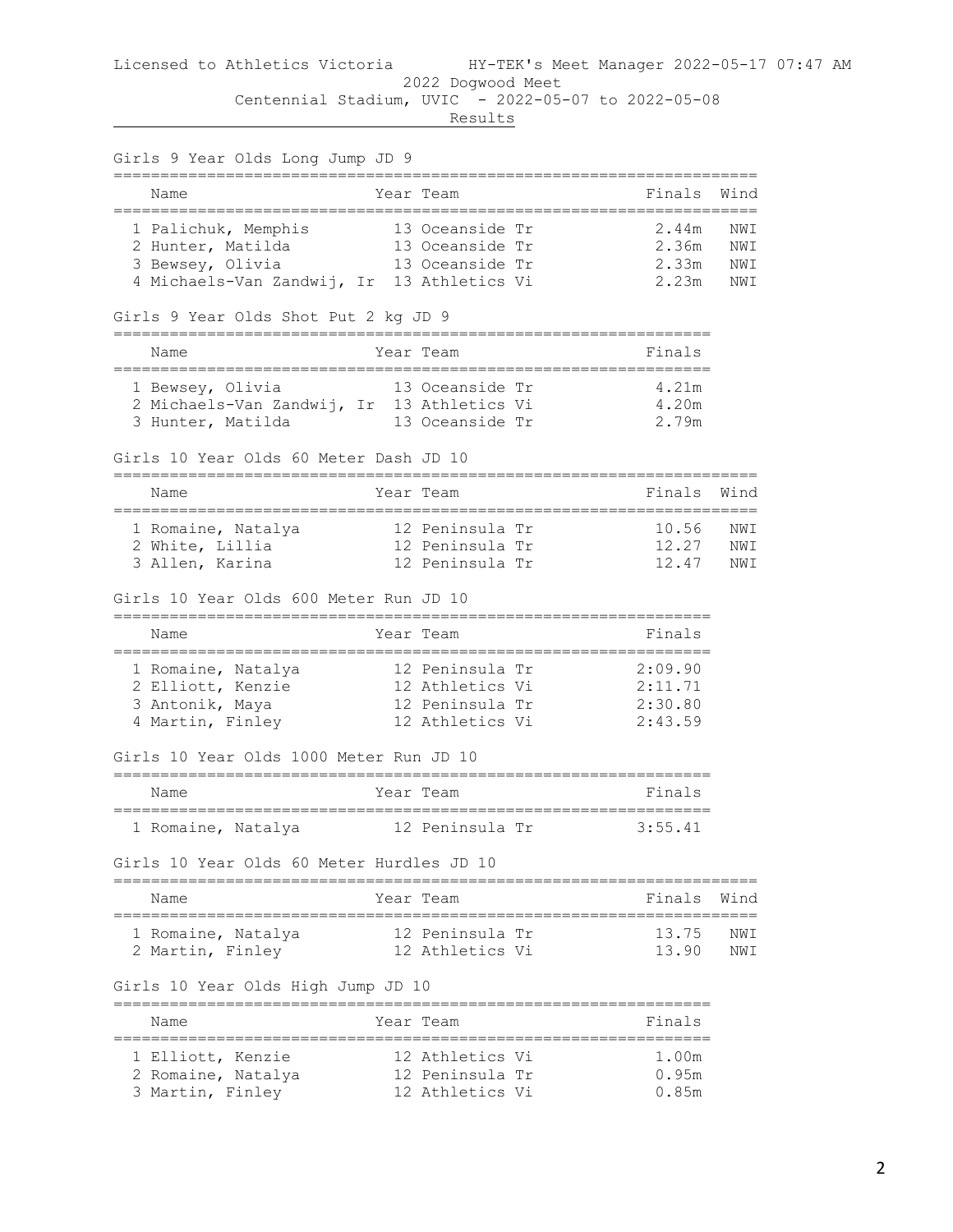Licensed to Athletics Victoria HY-TEK's Meet Manager 2022-05-17 07:47 AM

2022 Dogwood Meet

Centennial Stadium, UVIC - 2022-05-07 to 2022-05-08

Results

### Girls 9 Year Olds Long Jump JD 9

| | Name | Year | Team | Finals | Wind |
|---|---|---|---|---|---|
| 1 | Palichuk, Memphis | 13 | Oceanside Tr | 2.44m | NWI |
| 2 | Hunter, Matilda | 13 | Oceanside Tr | 2.36m | NWI |
| 3 | Bewsey, Olivia | 13 | Oceanside Tr | 2.33m | NWI |
| 4 | Michaels-Van Zandwij, Ir | 13 | Athletics Vi | 2.23m | NWI |

### Girls 9 Year Olds Shot Put 2 kg JD 9

| | Name | Year | Team | Finals |
|---|---|---|---|---|
| 1 | Bewsey, Olivia | 13 | Oceanside Tr | 4.21m |
| 2 | Michaels-Van Zandwij, Ir | 13 | Athletics Vi | 4.20m |
| 3 | Hunter, Matilda | 13 | Oceanside Tr | 2.79m |

### Girls 10 Year Olds 60 Meter Dash JD 10

| | Name | Year | Team | Finals | Wind |
|---|---|---|---|---|---|
| 1 | Romaine, Natalya | 12 | Peninsula Tr | 10.56 | NWI |
| 2 | White, Lillia | 12 | Peninsula Tr | 12.27 | NWI |
| 3 | Allen, Karina | 12 | Peninsula Tr | 12.47 | NWI |

### Girls 10 Year Olds 600 Meter Run JD 10

| | Name | Year | Team | Finals |
|---|---|---|---|---|
| 1 | Romaine, Natalya | 12 | Peninsula Tr | 2:09.90 |
| 2 | Elliott, Kenzie | 12 | Athletics Vi | 2:11.71 |
| 3 | Antonik, Maya | 12 | Peninsula Tr | 2:30.80 |
| 4 | Martin, Finley | 12 | Athletics Vi | 2:43.59 |

### Girls 10 Year Olds 1000 Meter Run JD 10

| | Name | Year | Team | Finals |
|---|---|---|---|---|
| 1 | Romaine, Natalya | 12 | Peninsula Tr | 3:55.41 |

### Girls 10 Year Olds 60 Meter Hurdles JD 10

| | Name | Year | Team | Finals | Wind |
|---|---|---|---|---|---|
| 1 | Romaine, Natalya | 12 | Peninsula Tr | 13.75 | NWI |
| 2 | Martin, Finley | 12 | Athletics Vi | 13.90 | NWI |

### Girls 10 Year Olds High Jump JD 10

| | Name | Year | Team | Finals |
|---|---|---|---|---|
| 1 | Elliott, Kenzie | 12 | Athletics Vi | 1.00m |
| 2 | Romaine, Natalya | 12 | Peninsula Tr | 0.95m |
| 3 | Martin, Finley | 12 | Athletics Vi | 0.85m |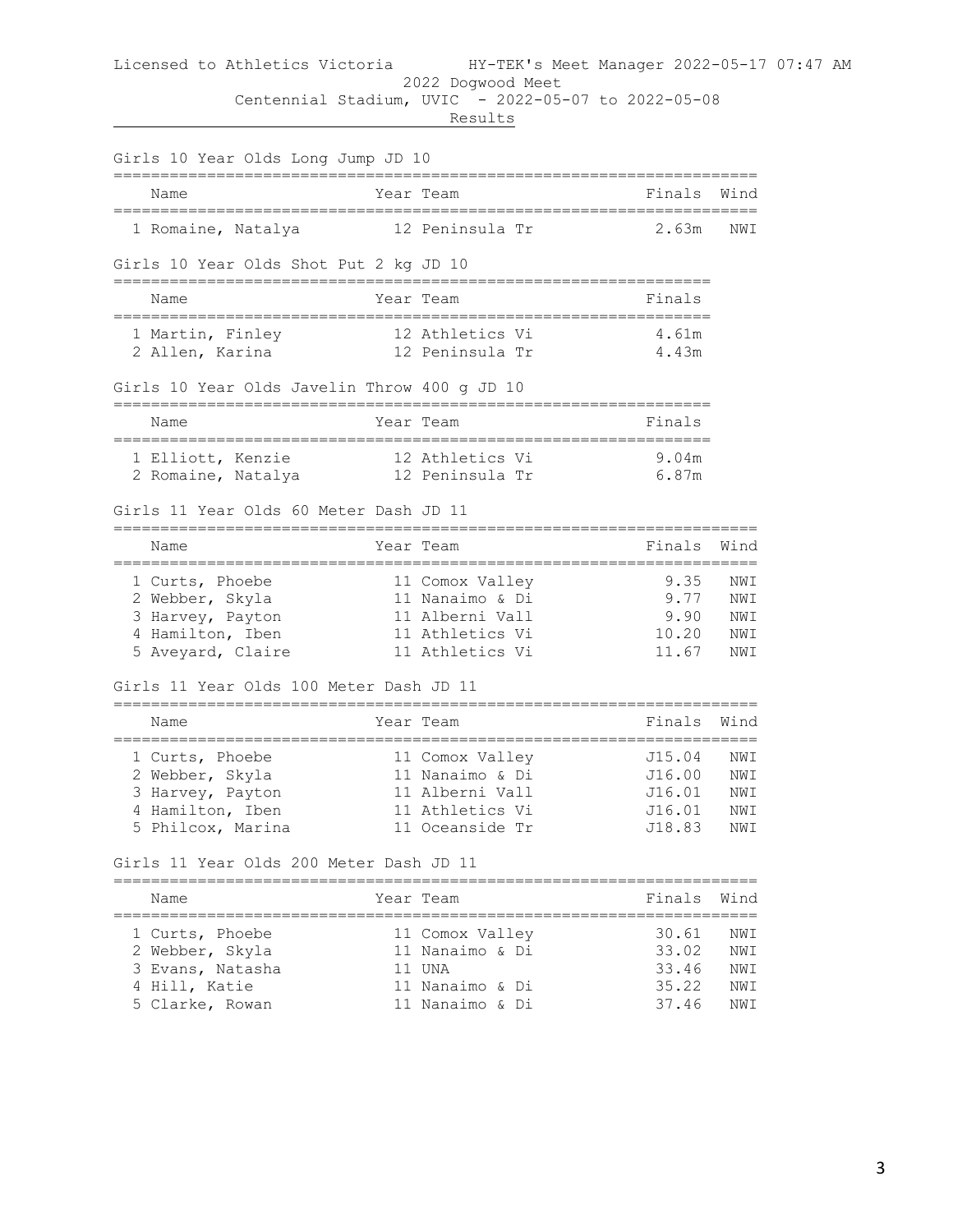Licensed to Athletics Victoria HY-TEK's Meet Manager 2022-05-17 07:47 AM

2022 Dogwood Meet

Centennial Stadium, UVIC - 2022-05-07 to 2022-05-08

Results

### Girls 10 Year Olds Long Jump JD 10

| | Name | Year | Team | Finals | Wind |
|---|---|---|---|---|---|
| 1 | Romaine, Natalya | 12 | Peninsula Tr | 2.63m | NWI |

### Girls 10 Year Olds Shot Put 2 kg JD 10

| | Name | Year | Team | Finals |
|---|---|---|---|---|
| 1 | Martin, Finley | 12 | Athletics Vi | 4.61m |
| 2 | Allen, Karina | 12 | Peninsula Tr | 4.43m |

### Girls 10 Year Olds Javelin Throw 400 g JD 10

| | Name | Year | Team | Finals |
|---|---|---|---|---|
| 1 | Elliott, Kenzie | 12 | Athletics Vi | 9.04m |
| 2 | Romaine, Natalya | 12 | Peninsula Tr | 6.87m |

### Girls 11 Year Olds 60 Meter Dash JD 11

| | Name | Year | Team | Finals | Wind |
|---|---|---|---|---|---|
| 1 | Curts, Phoebe | 11 | Comox Valley | 9.35 | NWI |
| 2 | Webber, Skyla | 11 | Nanaimo & Di | 9.77 | NWI |
| 3 | Harvey, Payton | 11 | Alberni Vall | 9.90 | NWI |
| 4 | Hamilton, Iben | 11 | Athletics Vi | 10.20 | NWI |
| 5 | Aveyard, Claire | 11 | Athletics Vi | 11.67 | NWI |

### Girls 11 Year Olds 100 Meter Dash JD 11

| | Name | Year | Team | Finals | Wind |
|---|---|---|---|---|---|
| 1 | Curts, Phoebe | 11 | Comox Valley | J15.04 | NWI |
| 2 | Webber, Skyla | 11 | Nanaimo & Di | J16.00 | NWI |
| 3 | Harvey, Payton | 11 | Alberni Vall | J16.01 | NWI |
| 4 | Hamilton, Iben | 11 | Athletics Vi | J16.01 | NWI |
| 5 | Philcox, Marina | 11 | Oceanside Tr | J18.83 | NWI |

### Girls 11 Year Olds 200 Meter Dash JD 11

| | Name | Year | Team | Finals | Wind |
|---|---|---|---|---|---|
| 1 | Curts, Phoebe | 11 | Comox Valley | 30.61 | NWI |
| 2 | Webber, Skyla | 11 | Nanaimo & Di | 33.02 | NWI |
| 3 | Evans, Natasha | 11 | UNA | 33.46 | NWI |
| 4 | Hill, Katie | 11 | Nanaimo & Di | 35.22 | NWI |
| 5 | Clarke, Rowan | 11 | Nanaimo & Di | 37.46 | NWI |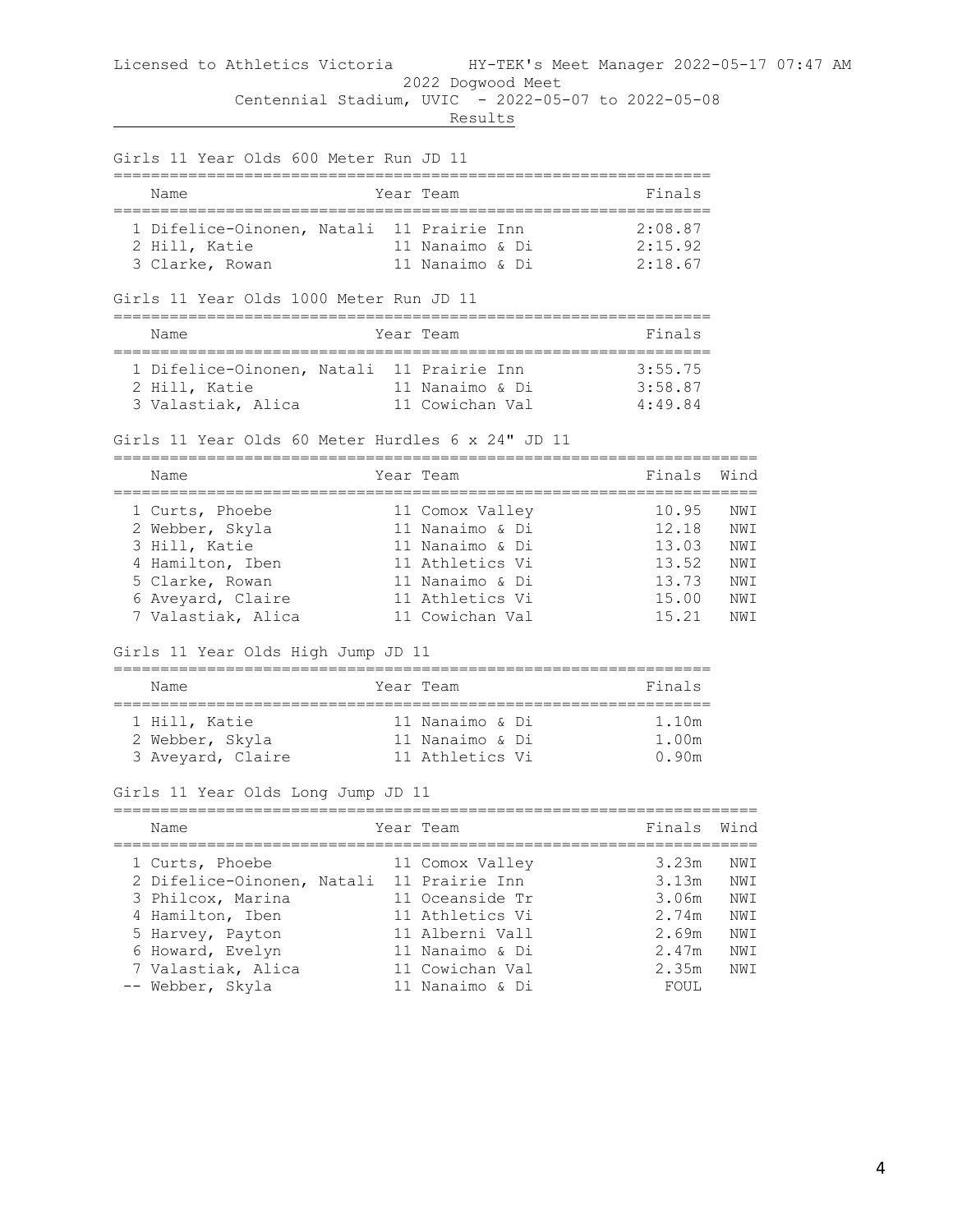Licensed to Athletics Victoria HY-TEK's Meet Manager 2022-05-17 07:47 AM

# 2022 Dogwood Meet

Centennial Stadium, UVIC - 2022-05-07 to 2022-05-08

Results

## Girls 11 Year Olds 600 Meter Run JD 11

| | Name | Year | Team | Finals |
|---|---|---|---|---|
| 1 | Difelice-Oinonen, Natali | 11 | Prairie Inn | 2:08.87 |
| 2 | Hill, Katie | 11 | Nanaimo & Di | 2:15.92 |
| 3 | Clarke, Rowan | 11 | Nanaimo & Di | 2:18.67 |

## Girls 11 Year Olds 1000 Meter Run JD 11

| | Name | Year | Team | Finals |
|---|---|---|---|---|
| 1 | Difelice-Oinonen, Natali | 11 | Prairie Inn | 3:55.75 |
| 2 | Hill, Katie | 11 | Nanaimo & Di | 3:58.87 |
| 3 | Valastiak, Alica | 11 | Cowichan Val | 4:49.84 |

## Girls 11 Year Olds 60 Meter Hurdles 6 x 24" JD 11

| | Name | Year | Team | Finals | Wind |
|---|---|---|---|---|---|
| 1 | Curts, Phoebe | 11 | Comox Valley | 10.95 | NWI |
| 2 | Webber, Skyla | 11 | Nanaimo & Di | 12.18 | NWI |
| 3 | Hill, Katie | 11 | Nanaimo & Di | 13.03 | NWI |
| 4 | Hamilton, Iben | 11 | Athletics Vi | 13.52 | NWI |
| 5 | Clarke, Rowan | 11 | Nanaimo & Di | 13.73 | NWI |
| 6 | Aveyard, Claire | 11 | Athletics Vi | 15.00 | NWI |
| 7 | Valastiak, Alica | 11 | Cowichan Val | 15.21 | NWI |

## Girls 11 Year Olds High Jump JD 11

| | Name | Year | Team | Finals |
|---|---|---|---|---|
| 1 | Hill, Katie | 11 | Nanaimo & Di | 1.10m |
| 2 | Webber, Skyla | 11 | Nanaimo & Di | 1.00m |
| 3 | Aveyard, Claire | 11 | Athletics Vi | 0.90m |

## Girls 11 Year Olds Long Jump JD 11

| | Name | Year | Team | Finals | Wind |
|---|---|---|---|---|---|
| 1 | Curts, Phoebe | 11 | Comox Valley | 3.23m | NWI |
| 2 | Difelice-Oinonen, Natali | 11 | Prairie Inn | 3.13m | NWI |
| 3 | Philcox, Marina | 11 | Oceanside Tr | 3.06m | NWI |
| 4 | Hamilton, Iben | 11 | Athletics Vi | 2.74m | NWI |
| 5 | Harvey, Payton | 11 | Alberni Vall | 2.69m | NWI |
| 6 | Howard, Evelyn | 11 | Nanaimo & Di | 2.47m | NWI |
| 7 | Valastiak, Alica | 11 | Cowichan Val | 2.35m | NWI |
| -- | Webber, Skyla | 11 | Nanaimo & Di | FOUL | |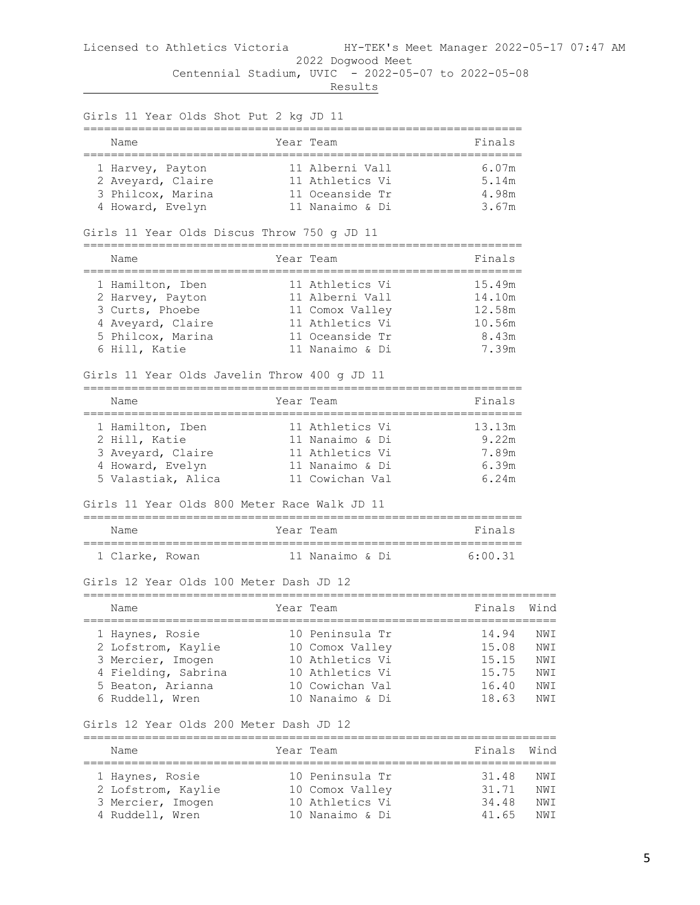Licensed to Athletics Victoria HY-TEK's Meet Manager 2022-05-17 07:47 AM

2022 Dogwood Meet

Centennial Stadium, UVIC - 2022-05-07 to 2022-05-08

Results

### Girls 11 Year Olds Shot Put 2 kg JD 11

| | Name | Year | Team | Finals |
|---|---|---|---|---|
| 1 | Harvey, Payton | 11 | Alberni Vall | 6.07m |
| 2 | Aveyard, Claire | 11 | Athletics Vi | 5.14m |
| 3 | Philcox, Marina | 11 | Oceanside Tr | 4.98m |
| 4 | Howard, Evelyn | 11 | Nanaimo & Di | 3.67m |

### Girls 11 Year Olds Discus Throw 750 g JD 11

| | Name | Year | Team | Finals |
|---|---|---|---|---|
| 1 | Hamilton, Iben | 11 | Athletics Vi | 15.49m |
| 2 | Harvey, Payton | 11 | Alberni Vall | 14.10m |
| 3 | Curts, Phoebe | 11 | Comox Valley | 12.58m |
| 4 | Aveyard, Claire | 11 | Athletics Vi | 10.56m |
| 5 | Philcox, Marina | 11 | Oceanside Tr | 8.43m |
| 6 | Hill, Katie | 11 | Nanaimo & Di | 7.39m |

### Girls 11 Year Olds Javelin Throw 400 g JD 11

| | Name | Year | Team | Finals |
|---|---|---|---|---|
| 1 | Hamilton, Iben | 11 | Athletics Vi | 13.13m |
| 2 | Hill, Katie | 11 | Nanaimo & Di | 9.22m |
| 3 | Aveyard, Claire | 11 | Athletics Vi | 7.89m |
| 4 | Howard, Evelyn | 11 | Nanaimo & Di | 6.39m |
| 5 | Valastiak, Alica | 11 | Cowichan Val | 6.24m |

### Girls 11 Year Olds 800 Meter Race Walk JD 11

| | Name | Year | Team | Finals |
|---|---|---|---|---|
| 1 | Clarke, Rowan | 11 | Nanaimo & Di | 6:00.31 |

### Girls 12 Year Olds 100 Meter Dash JD 12

| | Name | Year | Team | Finals | Wind |
|---|---|---|---|---|---|
| 1 | Haynes, Rosie | 10 | Peninsula Tr | 14.94 | NWI |
| 2 | Lofstrom, Kaylie | 10 | Comox Valley | 15.08 | NWI |
| 3 | Mercier, Imogen | 10 | Athletics Vi | 15.15 | NWI |
| 4 | Fielding, Sabrina | 10 | Athletics Vi | 15.75 | NWI |
| 5 | Beaton, Arianna | 10 | Cowichan Val | 16.40 | NWI |
| 6 | Ruddell, Wren | 10 | Nanaimo & Di | 18.63 | NWI |

### Girls 12 Year Olds 200 Meter Dash JD 12

| | Name | Year | Team | Finals | Wind |
|---|---|---|---|---|---|
| 1 | Haynes, Rosie | 10 | Peninsula Tr | 31.48 | NWI |
| 2 | Lofstrom, Kaylie | 10 | Comox Valley | 31.71 | NWI |
| 3 | Mercier, Imogen | 10 | Athletics Vi | 34.48 | NWI |
| 4 | Ruddell, Wren | 10 | Nanaimo & Di | 41.65 | NWI |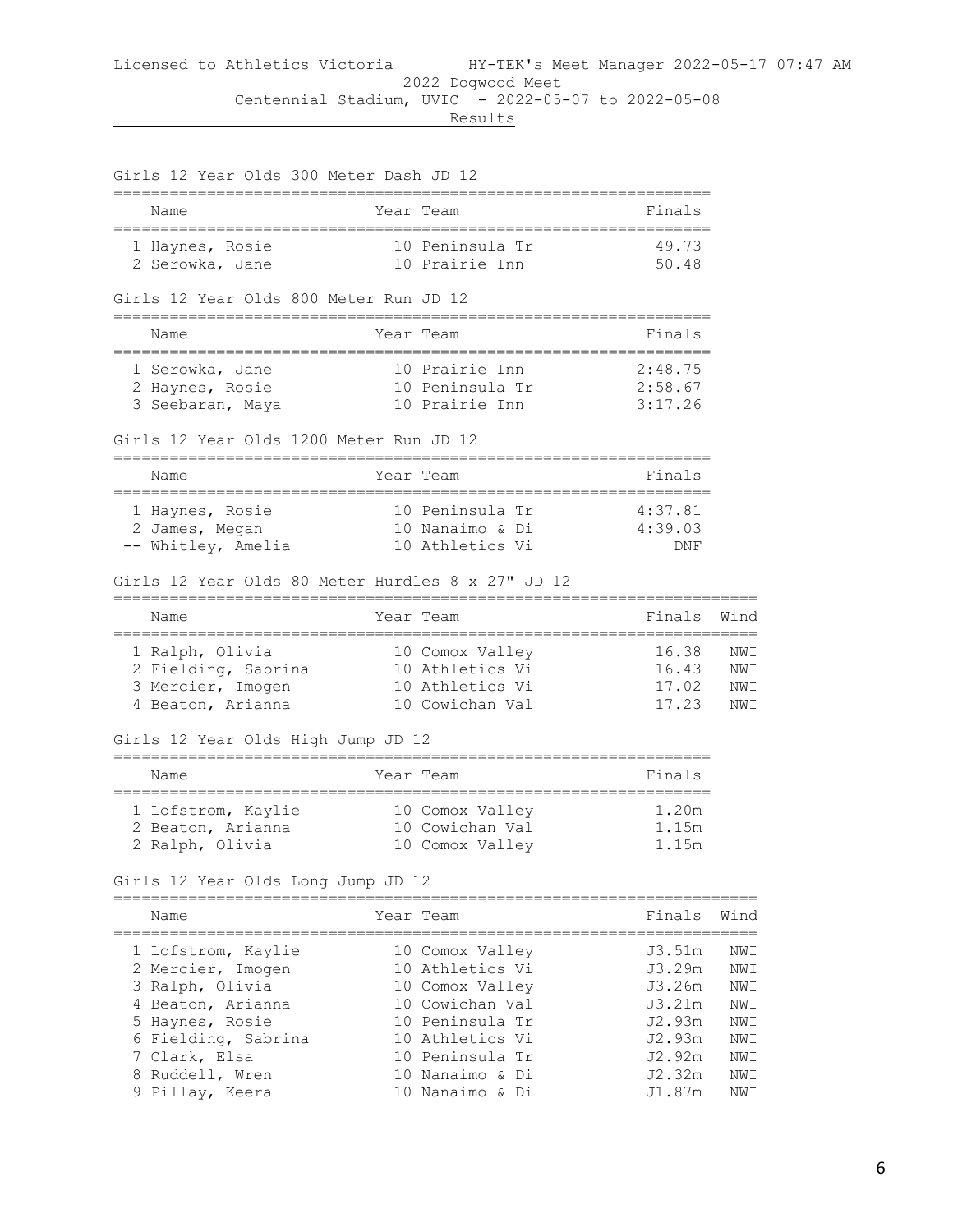Licensed to Athletics Victoria HY-TEK's Meet Manager 2022-05-17 07:47 AM

2022 Dogwood Meet

Centennial Stadium, UVIC - 2022-05-07 to 2022-05-08

Results

### Girls 12 Year Olds 300 Meter Dash JD 12

| | Name | Year | Team | Finals |
|---|---|---|---|---|
| 1 | Haynes, Rosie | 10 | Peninsula Tr | 49.73 |
| 2 | Serowka, Jane | 10 | Prairie Inn | 50.48 |

### Girls 12 Year Olds 800 Meter Run JD 12

| | Name | Year | Team | Finals |
|---|---|---|---|---|
| 1 | Serowka, Jane | 10 | Prairie Inn | 2:48.75 |
| 2 | Haynes, Rosie | 10 | Peninsula Tr | 2:58.67 |
| 3 | Seebaran, Maya | 10 | Prairie Inn | 3:17.26 |

### Girls 12 Year Olds 1200 Meter Run JD 12

| | Name | Year | Team | Finals |
|---|---|---|---|---|
| 1 | Haynes, Rosie | 10 | Peninsula Tr | 4:37.81 |
| 2 | James, Megan | 10 | Nanaimo & Di | 4:39.03 |
| -- | Whitley, Amelia | 10 | Athletics Vi | DNF |

### Girls 12 Year Olds 80 Meter Hurdles 8 x 27" JD 12

| | Name | Year | Team | Finals | Wind |
|---|---|---|---|---|---|
| 1 | Ralph, Olivia | 10 | Comox Valley | 16.38 | NWI |
| 2 | Fielding, Sabrina | 10 | Athletics Vi | 16.43 | NWI |
| 3 | Mercier, Imogen | 10 | Athletics Vi | 17.02 | NWI |
| 4 | Beaton, Arianna | 10 | Cowichan Val | 17.23 | NWI |

### Girls 12 Year Olds High Jump JD 12

| | Name | Year | Team | Finals |
|---|---|---|---|---|
| 1 | Lofstrom, Kaylie | 10 | Comox Valley | 1.20m |
| 2 | Beaton, Arianna | 10 | Cowichan Val | 1.15m |
| 2 | Ralph, Olivia | 10 | Comox Valley | 1.15m |

### Girls 12 Year Olds Long Jump JD 12

| | Name | Year | Team | Finals | Wind |
|---|---|---|---|---|---|
| 1 | Lofstrom, Kaylie | 10 | Comox Valley | J3.51m | NWI |
| 2 | Mercier, Imogen | 10 | Athletics Vi | J3.29m | NWI |
| 3 | Ralph, Olivia | 10 | Comox Valley | J3.26m | NWI |
| 4 | Beaton, Arianna | 10 | Cowichan Val | J3.21m | NWI |
| 5 | Haynes, Rosie | 10 | Peninsula Tr | J2.93m | NWI |
| 6 | Fielding, Sabrina | 10 | Athletics Vi | J2.93m | NWI |
| 7 | Clark, Elsa | 10 | Peninsula Tr | J2.92m | NWI |
| 8 | Ruddell, Wren | 10 | Nanaimo & Di | J2.32m | NWI |
| 9 | Pillay, Keera | 10 | Nanaimo & Di | J1.87m | NWI |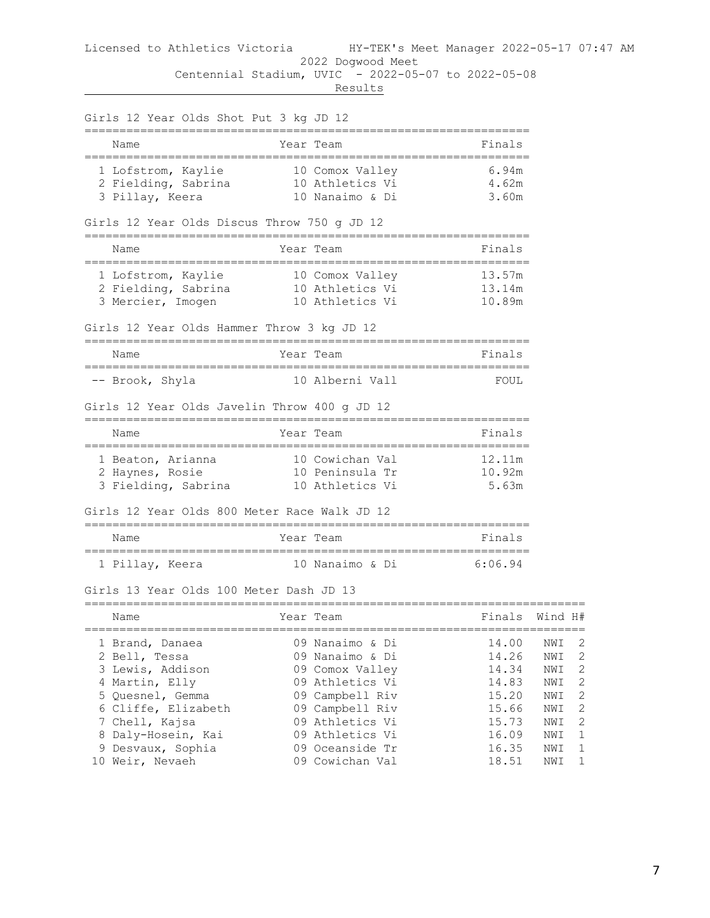Licensed to Athletics Victoria HY-TEK's Meet Manager 2022-05-17 07:47 AM

2022 Dogwood Meet

Centennial Stadium, UVIC - 2022-05-07 to 2022-05-08

Results

### Girls 12 Year Olds Shot Put 3 kg JD 12

| | Name | Year | Team | Finals |
|---|---|---|---|---|
| 1 | Lofstrom, Kaylie | 10 | Comox Valley | 6.94m |
| 2 | Fielding, Sabrina | 10 | Athletics Vi | 4.62m |
| 3 | Pillay, Keera | 10 | Nanaimo & Di | 3.60m |

### Girls 12 Year Olds Discus Throw 750 g JD 12

| | Name | Year | Team | Finals |
|---|---|---|---|---|
| 1 | Lofstrom, Kaylie | 10 | Comox Valley | 13.57m |
| 2 | Fielding, Sabrina | 10 | Athletics Vi | 13.14m |
| 3 | Mercier, Imogen | 10 | Athletics Vi | 10.89m |

### Girls 12 Year Olds Hammer Throw 3 kg JD 12

| | Name | Year | Team | Finals |
|---|---|---|---|---|
| -- | Brook, Shyla | 10 | Alberni Vall | FOUL |

### Girls 12 Year Olds Javelin Throw 400 g JD 12

| | Name | Year | Team | Finals |
|---|---|---|---|---|
| 1 | Beaton, Arianna | 10 | Cowichan Val | 12.11m |
| 2 | Haynes, Rosie | 10 | Peninsula Tr | 10.92m |
| 3 | Fielding, Sabrina | 10 | Athletics Vi | 5.63m |

### Girls 12 Year Olds 800 Meter Race Walk JD 12

| | Name | Year | Team | Finals |
|---|---|---|---|---|
| 1 | Pillay, Keera | 10 | Nanaimo & Di | 6:06.94 |

### Girls 13 Year Olds 100 Meter Dash JD 13

| | Name | Year | Team | Finals | Wind | H# |
|---|---|---|---|---|---|---|
| 1 | Brand, Danaea | 09 | Nanaimo & Di | 14.00 | NWI | 2 |
| 2 | Bell, Tessa | 09 | Nanaimo & Di | 14.26 | NWI | 2 |
| 3 | Lewis, Addison | 09 | Comox Valley | 14.34 | NWI | 2 |
| 4 | Martin, Elly | 09 | Athletics Vi | 14.83 | NWI | 2 |
| 5 | Quesnel, Gemma | 09 | Campbell Riv | 15.20 | NWI | 2 |
| 6 | Cliffe, Elizabeth | 09 | Campbell Riv | 15.66 | NWI | 2 |
| 7 | Chell, Kajsa | 09 | Athletics Vi | 15.73 | NWI | 2 |
| 8 | Daly-Hosein, Kai | 09 | Athletics Vi | 16.09 | NWI | 1 |
| 9 | Desvaux, Sophia | 09 | Oceanside Tr | 16.35 | NWI | 1 |
| 10 | Weir, Nevaeh | 09 | Cowichan Val | 18.51 | NWI | 1 |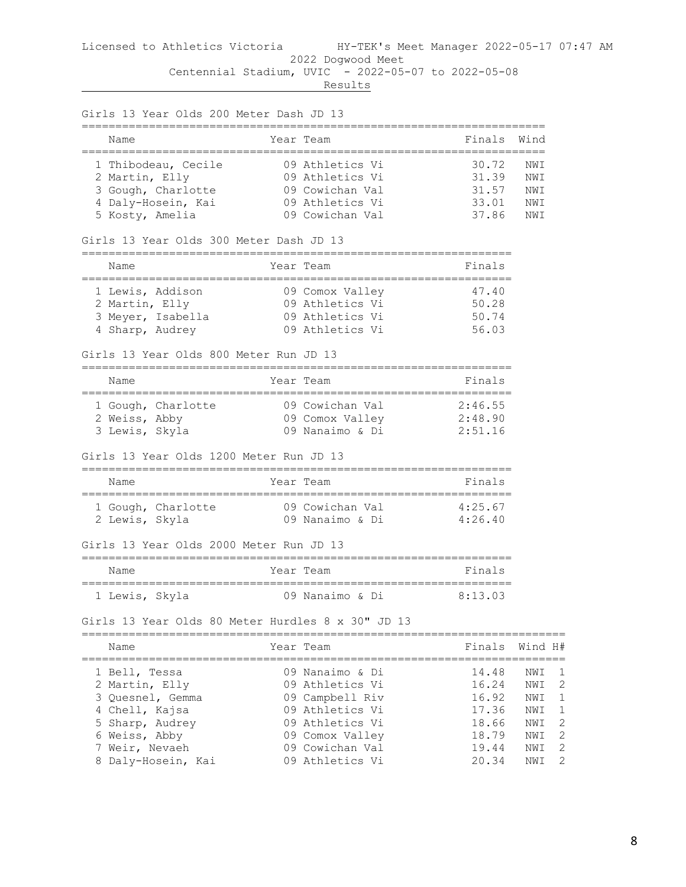Licensed to Athletics Victoria HY-TEK's Meet Manager 2022-05-17 07:47 AM

2022 Dogwood Meet

Centennial Stadium, UVIC - 2022-05-07 to 2022-05-08

Results

### Girls 13 Year Olds 200 Meter Dash JD 13

| | Name | Year | Team | Finals | Wind |
|---|---|---|---|---|---|
| 1 | Thibodeau, Cecile | 09 | Athletics Vi | 30.72 | NWI |
| 2 | Martin, Elly | 09 | Athletics Vi | 31.39 | NWI |
| 3 | Gough, Charlotte | 09 | Cowichan Val | 31.57 | NWI |
| 4 | Daly-Hosein, Kai | 09 | Athletics Vi | 33.01 | NWI |
| 5 | Kosty, Amelia | 09 | Cowichan Val | 37.86 | NWI |

### Girls 13 Year Olds 300 Meter Dash JD 13

| | Name | Year | Team | Finals |
|---|---|---|---|---|
| 1 | Lewis, Addison | 09 | Comox Valley | 47.40 |
| 2 | Martin, Elly | 09 | Athletics Vi | 50.28 |
| 3 | Meyer, Isabella | 09 | Athletics Vi | 50.74 |
| 4 | Sharp, Audrey | 09 | Athletics Vi | 56.03 |

### Girls 13 Year Olds 800 Meter Run JD 13

| | Name | Year | Team | Finals |
|---|---|---|---|---|
| 1 | Gough, Charlotte | 09 | Cowichan Val | 2:46.55 |
| 2 | Weiss, Abby | 09 | Comox Valley | 2:48.90 |
| 3 | Lewis, Skyla | 09 | Nanaimo & Di | 2:51.16 |

### Girls 13 Year Olds 1200 Meter Run JD 13

| | Name | Year | Team | Finals |
|---|---|---|---|---|
| 1 | Gough, Charlotte | 09 | Cowichan Val | 4:25.67 |
| 2 | Lewis, Skyla | 09 | Nanaimo & Di | 4:26.40 |

### Girls 13 Year Olds 2000 Meter Run JD 13

| | Name | Year | Team | Finals |
|---|---|---|---|---|
| 1 | Lewis, Skyla | 09 | Nanaimo & Di | 8:13.03 |

### Girls 13 Year Olds 80 Meter Hurdles 8 x 30" JD 13

| | Name | Year | Team | Finals | Wind | H# |
|---|---|---|---|---|---|---|
| 1 | Bell, Tessa | 09 | Nanaimo & Di | 14.48 | NWI | 1 |
| 2 | Martin, Elly | 09 | Athletics Vi | 16.24 | NWI | 2 |
| 3 | Quesnel, Gemma | 09 | Campbell Riv | 16.92 | NWI | 1 |
| 4 | Chell, Kajsa | 09 | Athletics Vi | 17.36 | NWI | 1 |
| 5 | Sharp, Audrey | 09 | Athletics Vi | 18.66 | NWI | 2 |
| 6 | Weiss, Abby | 09 | Comox Valley | 18.79 | NWI | 2 |
| 7 | Weir, Nevaeh | 09 | Cowichan Val | 19.44 | NWI | 2 |
| 8 | Daly-Hosein, Kai | 09 | Athletics Vi | 20.34 | NWI | 2 |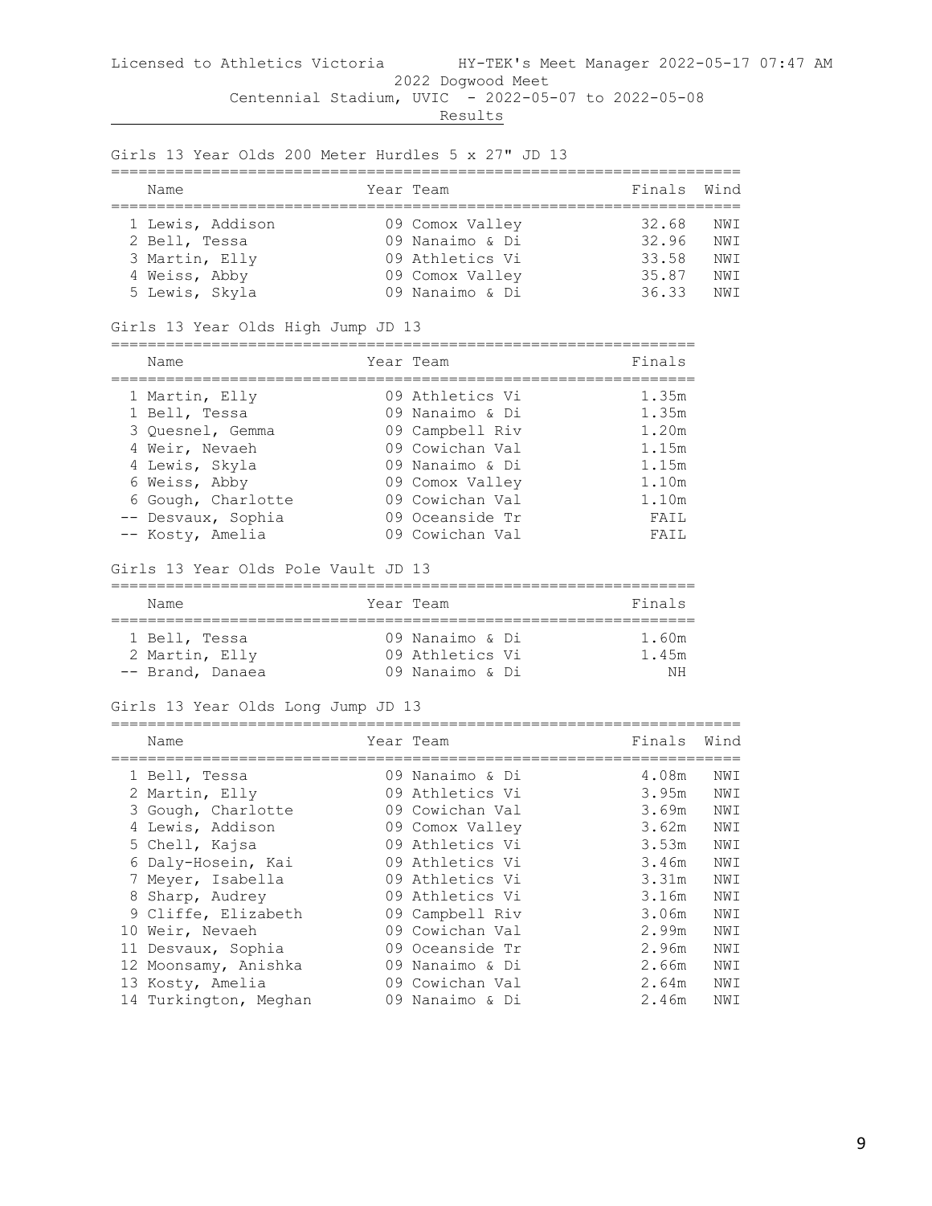Licensed to Athletics Victoria HY-TEK's Meet Manager 2022-05-17 07:47 AM

2022 Dogwood Meet

Centennial Stadium, UVIC - 2022-05-07 to 2022-05-08

Results

## Girls 13 Year Olds 200 Meter Hurdles 5 x 27" JD 13

| | Name | Year | Team | Finals | Wind |
|---|---|---|---|---|---|
| 1 | Lewis, Addison | 09 | Comox Valley | 32.68 | NWI |
| 2 | Bell, Tessa | 09 | Nanaimo & Di | 32.96 | NWI |
| 3 | Martin, Elly | 09 | Athletics Vi | 33.58 | NWI |
| 4 | Weiss, Abby | 09 | Comox Valley | 35.87 | NWI |
| 5 | Lewis, Skyla | 09 | Nanaimo & Di | 36.33 | NWI |

## Girls 13 Year Olds High Jump JD 13

| | Name | Year | Team | Finals |
|---|---|---|---|---|
| 1 | Martin, Elly | 09 | Athletics Vi | 1.35m |
| 1 | Bell, Tessa | 09 | Nanaimo & Di | 1.35m |
| 3 | Quesnel, Gemma | 09 | Campbell Riv | 1.20m |
| 4 | Weir, Nevaeh | 09 | Cowichan Val | 1.15m |
| 4 | Lewis, Skyla | 09 | Nanaimo & Di | 1.15m |
| 6 | Weiss, Abby | 09 | Comox Valley | 1.10m |
| 6 | Gough, Charlotte | 09 | Cowichan Val | 1.10m |
| -- | Desvaux, Sophia | 09 | Oceanside Tr | FAIL |
| -- | Kosty, Amelia | 09 | Cowichan Val | FAIL |

## Girls 13 Year Olds Pole Vault JD 13

| | Name | Year | Team | Finals |
|---|---|---|---|---|
| 1 | Bell, Tessa | 09 | Nanaimo & Di | 1.60m |
| 2 | Martin, Elly | 09 | Athletics Vi | 1.45m |
| -- | Brand, Danaea | 09 | Nanaimo & Di | NH |

## Girls 13 Year Olds Long Jump JD 13

| | Name | Year | Team | Finals | Wind |
|---|---|---|---|---|---|
| 1 | Bell, Tessa | 09 | Nanaimo & Di | 4.08m | NWI |
| 2 | Martin, Elly | 09 | Athletics Vi | 3.95m | NWI |
| 3 | Gough, Charlotte | 09 | Cowichan Val | 3.69m | NWI |
| 4 | Lewis, Addison | 09 | Comox Valley | 3.62m | NWI |
| 5 | Chell, Kajsa | 09 | Athletics Vi | 3.53m | NWI |
| 6 | Daly-Hosein, Kai | 09 | Athletics Vi | 3.46m | NWI |
| 7 | Meyer, Isabella | 09 | Athletics Vi | 3.31m | NWI |
| 8 | Sharp, Audrey | 09 | Athletics Vi | 3.16m | NWI |
| 9 | Cliffe, Elizabeth | 09 | Campbell Riv | 3.06m | NWI |
| 10 | Weir, Nevaeh | 09 | Cowichan Val | 2.99m | NWI |
| 11 | Desvaux, Sophia | 09 | Oceanside Tr | 2.96m | NWI |
| 12 | Moonsamy, Anishka | 09 | Nanaimo & Di | 2.66m | NWI |
| 13 | Kosty, Amelia | 09 | Cowichan Val | 2.64m | NWI |
| 14 | Turkington, Meghan | 09 | Nanaimo & Di | 2.46m | NWI |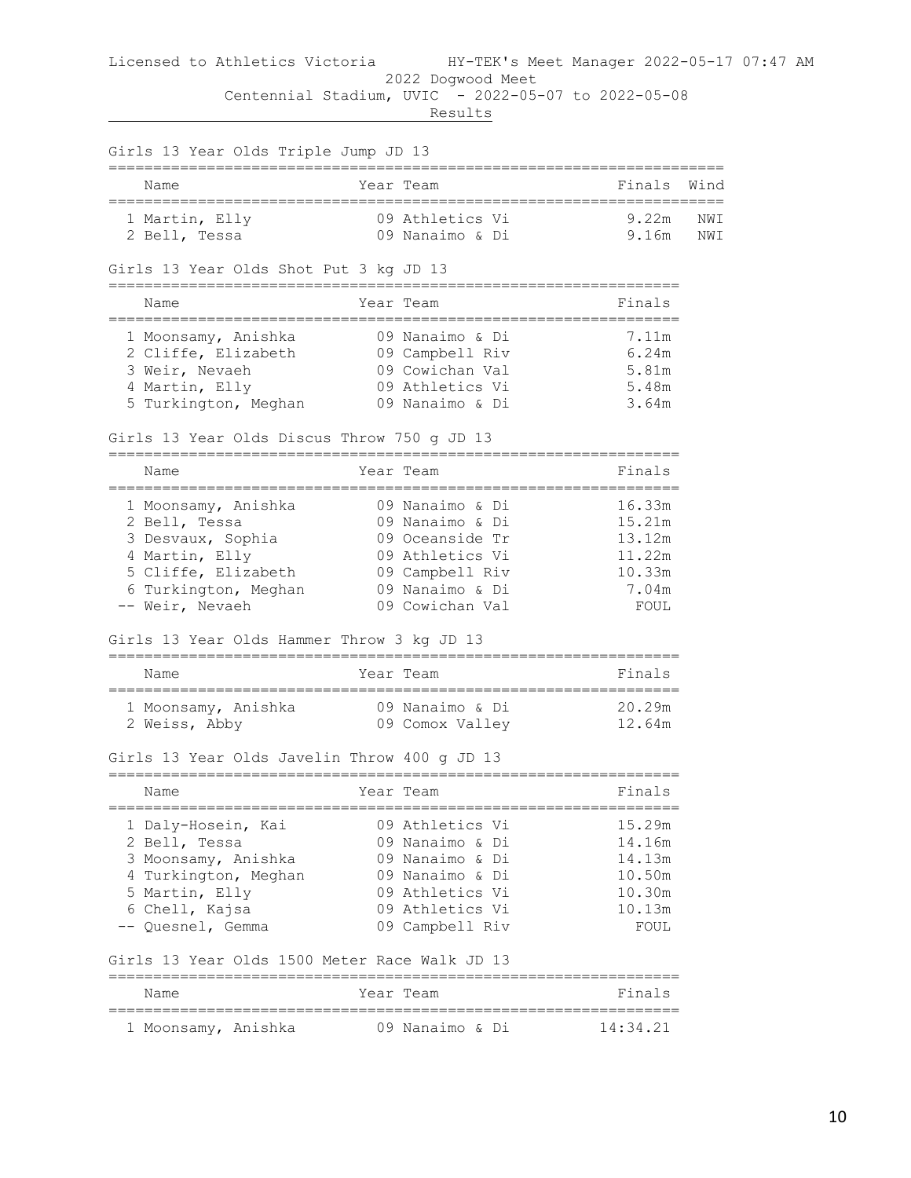Licensed to Athletics Victoria HY-TEK's Meet Manager 2022-05-17 07:47 AM

2022 Dogwood Meet

Centennial Stadium, UVIC - 2022-05-07 to 2022-05-08

Results

## Girls 13 Year Olds Triple Jump JD 13

| | Name | Year | Team | Finals | Wind |
|---|---|---|---|---|---|
| 1 | Martin, Elly | 09 | Athletics Vi | 9.22m | NWI |
| 2 | Bell, Tessa | 09 | Nanaimo & Di | 9.16m | NWI |

## Girls 13 Year Olds Shot Put 3 kg JD 13

| | Name | Year | Team | Finals |
|---|---|---|---|---|
| 1 | Moonsamy, Anishka | 09 | Nanaimo & Di | 7.11m |
| 2 | Cliffe, Elizabeth | 09 | Campbell Riv | 6.24m |
| 3 | Weir, Nevaeh | 09 | Cowichan Val | 5.81m |
| 4 | Martin, Elly | 09 | Athletics Vi | 5.48m |
| 5 | Turkington, Meghan | 09 | Nanaimo & Di | 3.64m |

## Girls 13 Year Olds Discus Throw 750 g JD 13

| | Name | Year | Team | Finals |
|---|---|---|---|---|
| 1 | Moonsamy, Anishka | 09 | Nanaimo & Di | 16.33m |
| 2 | Bell, Tessa | 09 | Nanaimo & Di | 15.21m |
| 3 | Desvaux, Sophia | 09 | Oceanside Tr | 13.12m |
| 4 | Martin, Elly | 09 | Athletics Vi | 11.22m |
| 5 | Cliffe, Elizabeth | 09 | Campbell Riv | 10.33m |
| 6 | Turkington, Meghan | 09 | Nanaimo & Di | 7.04m |
| -- | Weir, Nevaeh | 09 | Cowichan Val | FOUL |

## Girls 13 Year Olds Hammer Throw 3 kg JD 13

| | Name | Year | Team | Finals |
|---|---|---|---|---|
| 1 | Moonsamy, Anishka | 09 | Nanaimo & Di | 20.29m |
| 2 | Weiss, Abby | 09 | Comox Valley | 12.64m |

## Girls 13 Year Olds Javelin Throw 400 g JD 13

| | Name | Year | Team | Finals |
|---|---|---|---|---|
| 1 | Daly-Hosein, Kai | 09 | Athletics Vi | 15.29m |
| 2 | Bell, Tessa | 09 | Nanaimo & Di | 14.16m |
| 3 | Moonsamy, Anishka | 09 | Nanaimo & Di | 14.13m |
| 4 | Turkington, Meghan | 09 | Nanaimo & Di | 10.50m |
| 5 | Martin, Elly | 09 | Athletics Vi | 10.30m |
| 6 | Chell, Kajsa | 09 | Athletics Vi | 10.13m |
| -- | Quesnel, Gemma | 09 | Campbell Riv | FOUL |

## Girls 13 Year Olds 1500 Meter Race Walk JD 13

| | Name | Year | Team | Finals |
|---|---|---|---|---|
| 1 | Moonsamy, Anishka | 09 | Nanaimo & Di | 14:34.21 |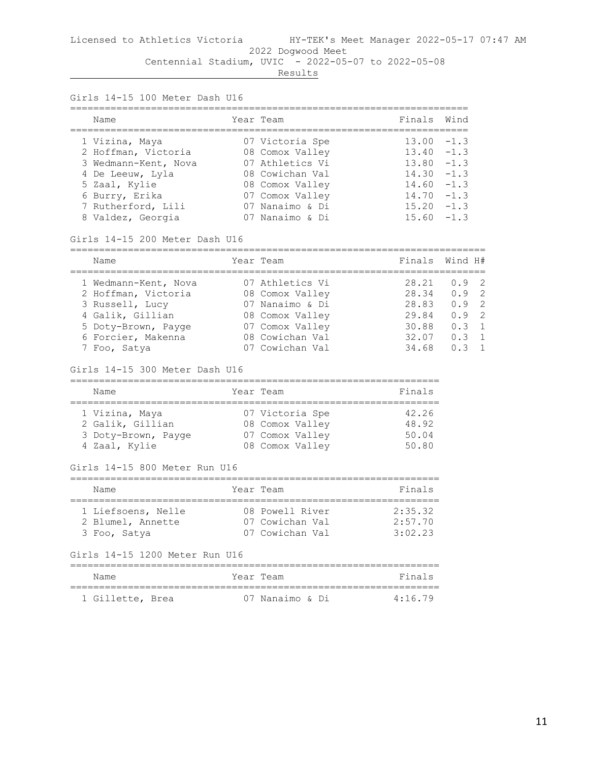Licensed to Athletics Victoria HY-TEK's Meet Manager 2022-05-17 07:47 AM

2022 Dogwood Meet

Centennial Stadium, UVIC - 2022-05-07 to 2022-05-08

Results

### Girls 14-15 100 Meter Dash U16

| | Name | Year | Team | Finals | Wind |
|---|---|---|---|---|---|
| 1 | Vizina, Maya | 07 | Victoria Spe | 13.00 | -1.3 |
| 2 | Hoffman, Victoria | 08 | Comox Valley | 13.40 | -1.3 |
| 3 | Wedmann-Kent, Nova | 07 | Athletics Vi | 13.80 | -1.3 |
| 4 | De Leeuw, Lyla | 08 | Cowichan Val | 14.30 | -1.3 |
| 5 | Zaal, Kylie | 08 | Comox Valley | 14.60 | -1.3 |
| 6 | Burry, Erika | 07 | Comox Valley | 14.70 | -1.3 |
| 7 | Rutherford, Lili | 07 | Nanaimo & Di | 15.20 | -1.3 |
| 8 | Valdez, Georgia | 07 | Nanaimo & Di | 15.60 | -1.3 |

### Girls 14-15 200 Meter Dash U16

| | Name | Year | Team | Finals | Wind | H# |
|---|---|---|---|---|---|---|
| 1 | Wedmann-Kent, Nova | 07 | Athletics Vi | 28.21 | 0.9 | 2 |
| 2 | Hoffman, Victoria | 08 | Comox Valley | 28.34 | 0.9 | 2 |
| 3 | Russell, Lucy | 07 | Nanaimo & Di | 28.83 | 0.9 | 2 |
| 4 | Galik, Gillian | 08 | Comox Valley | 29.84 | 0.9 | 2 |
| 5 | Doty-Brown, Payge | 07 | Comox Valley | 30.88 | 0.3 | 1 |
| 6 | Forcier, Makenna | 08 | Cowichan Val | 32.07 | 0.3 | 1 |
| 7 | Foo, Satya | 07 | Cowichan Val | 34.68 | 0.3 | 1 |

### Girls 14-15 300 Meter Dash U16

| | Name | Year | Team | Finals |
|---|---|---|---|---|
| 1 | Vizina, Maya | 07 | Victoria Spe | 42.26 |
| 2 | Galik, Gillian | 08 | Comox Valley | 48.92 |
| 3 | Doty-Brown, Payge | 07 | Comox Valley | 50.04 |
| 4 | Zaal, Kylie | 08 | Comox Valley | 50.80 |

### Girls 14-15 800 Meter Run U16

| | Name | Year | Team | Finals |
|---|---|---|---|---|
| 1 | Liefsoens, Nelle | 08 | Powell River | 2:35.32 |
| 2 | Blumel, Annette | 07 | Cowichan Val | 2:57.70 |
| 3 | Foo, Satya | 07 | Cowichan Val | 3:02.23 |

### Girls 14-15 1200 Meter Run U16

| | Name | Year | Team | Finals |
|---|---|---|---|---|
| 1 | Gillette, Brea | 07 | Nanaimo & Di | 4:16.79 |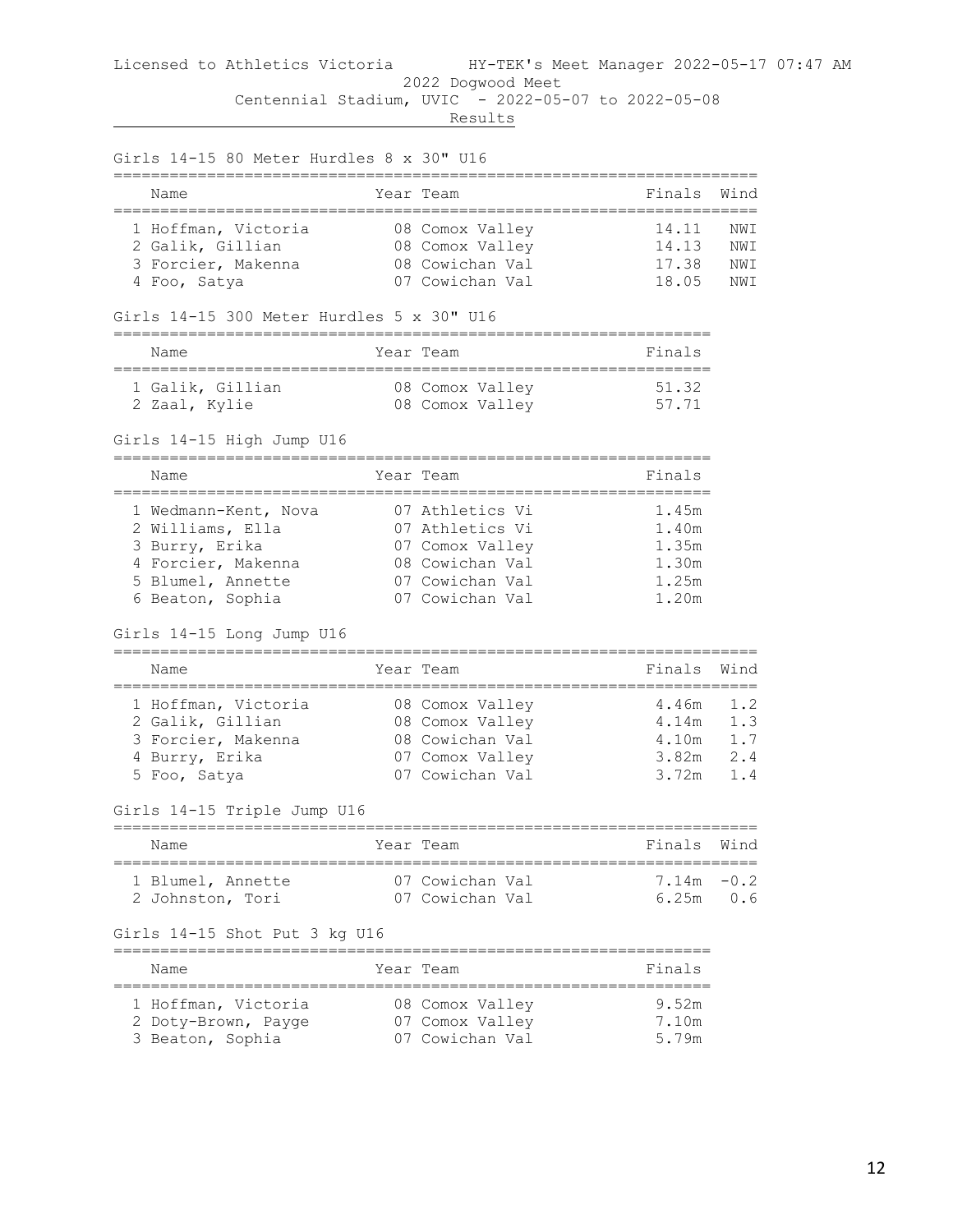Licensed to Athletics Victoria HY-TEK's Meet Manager 2022-05-17 07:47 AM

2022 Dogwood Meet

Centennial Stadium, UVIC - 2022-05-07 to 2022-05-08

Results

## Girls 14-15 80 Meter Hurdles 8 x 30" U16

| | Name | Year | Team | Finals | Wind |
|---|---|---|---|---|---|
| 1 | Hoffman, Victoria | 08 | Comox Valley | 14.11 | NWI |
| 2 | Galik, Gillian | 08 | Comox Valley | 14.13 | NWI |
| 3 | Forcier, Makenna | 08 | Cowichan Val | 17.38 | NWI |
| 4 | Foo, Satya | 07 | Cowichan Val | 18.05 | NWI |

## Girls 14-15 300 Meter Hurdles 5 x 30" U16

| | Name | Year | Team | Finals |
|---|---|---|---|---|
| 1 | Galik, Gillian | 08 | Comox Valley | 51.32 |
| 2 | Zaal, Kylie | 08 | Comox Valley | 57.71 |

## Girls 14-15 High Jump U16

| | Name | Year | Team | Finals |
|---|---|---|---|---|
| 1 | Wedmann-Kent, Nova | 07 | Athletics Vi | 1.45m |
| 2 | Williams, Ella | 07 | Athletics Vi | 1.40m |
| 3 | Burry, Erika | 07 | Comox Valley | 1.35m |
| 4 | Forcier, Makenna | 08 | Cowichan Val | 1.30m |
| 5 | Blumel, Annette | 07 | Cowichan Val | 1.25m |
| 6 | Beaton, Sophia | 07 | Cowichan Val | 1.20m |

## Girls 14-15 Long Jump U16

| | Name | Year | Team | Finals | Wind |
|---|---|---|---|---|---|
| 1 | Hoffman, Victoria | 08 | Comox Valley | 4.46m | 1.2 |
| 2 | Galik, Gillian | 08 | Comox Valley | 4.14m | 1.3 |
| 3 | Forcier, Makenna | 08 | Cowichan Val | 4.10m | 1.7 |
| 4 | Burry, Erika | 07 | Comox Valley | 3.82m | 2.4 |
| 5 | Foo, Satya | 07 | Cowichan Val | 3.72m | 1.4 |

## Girls 14-15 Triple Jump U16

| | Name | Year | Team | Finals | Wind |
|---|---|---|---|---|---|
| 1 | Blumel, Annette | 07 | Cowichan Val | 7.14m | -0.2 |
| 2 | Johnston, Tori | 07 | Cowichan Val | 6.25m | 0.6 |

## Girls 14-15 Shot Put 3 kg U16

| | Name | Year | Team | Finals |
|---|---|---|---|---|
| 1 | Hoffman, Victoria | 08 | Comox Valley | 9.52m |
| 2 | Doty-Brown, Payge | 07 | Comox Valley | 7.10m |
| 3 | Beaton, Sophia | 07 | Cowichan Val | 5.79m |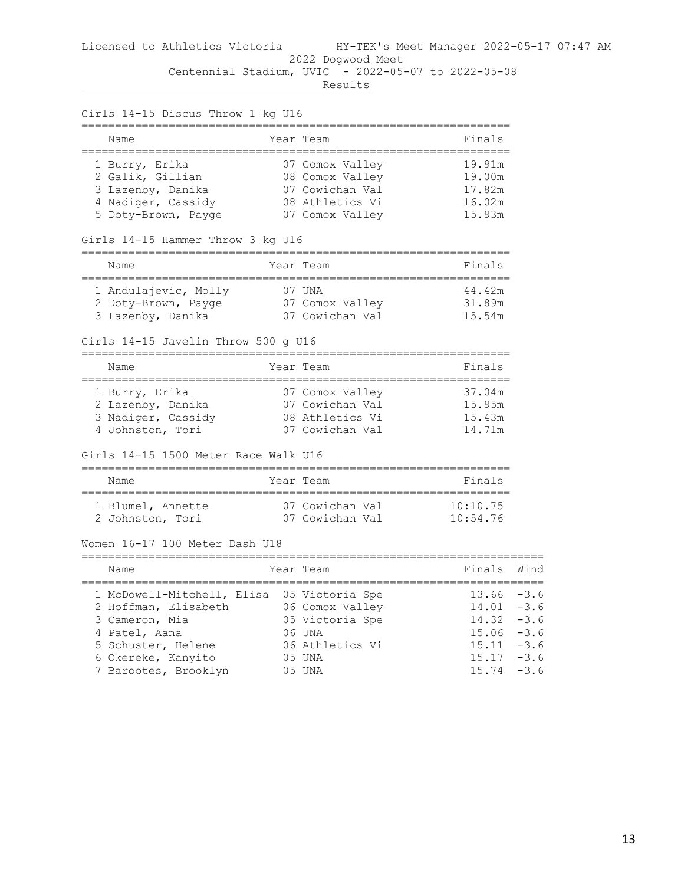Licensed to Athletics Victoria HY-TEK's Meet Manager 2022-05-17 07:47 AM

2022 Dogwood Meet

Centennial Stadium, UVIC - 2022-05-07 to 2022-05-08

Results

### Girls 14-15 Discus Throw 1 kg U16

| | Name | Year | Team | Finals |
|---|---|---|---|---|
| 1 | Burry, Erika | 07 | Comox Valley | 19.91m |
| 2 | Galik, Gillian | 08 | Comox Valley | 19.00m |
| 3 | Lazenby, Danika | 07 | Cowichan Val | 17.82m |
| 4 | Nadiger, Cassidy | 08 | Athletics Vi | 16.02m |
| 5 | Doty-Brown, Payge | 07 | Comox Valley | 15.93m |

### Girls 14-15 Hammer Throw 3 kg U16

| | Name | Year | Team | Finals |
|---|---|---|---|---|
| 1 | Andulajevic, Molly | 07 | UNA | 44.42m |
| 2 | Doty-Brown, Payge | 07 | Comox Valley | 31.89m |
| 3 | Lazenby, Danika | 07 | Cowichan Val | 15.54m |

### Girls 14-15 Javelin Throw 500 g U16

| | Name | Year | Team | Finals |
|---|---|---|---|---|
| 1 | Burry, Erika | 07 | Comox Valley | 37.04m |
| 2 | Lazenby, Danika | 07 | Cowichan Val | 15.95m |
| 3 | Nadiger, Cassidy | 08 | Athletics Vi | 15.43m |
| 4 | Johnston, Tori | 07 | Cowichan Val | 14.71m |

### Girls 14-15 1500 Meter Race Walk U16

| | Name | Year | Team | Finals |
|---|---|---|---|---|
| 1 | Blumel, Annette | 07 | Cowichan Val | 10:10.75 |
| 2 | Johnston, Tori | 07 | Cowichan Val | 10:54.76 |

### Women 16-17 100 Meter Dash U18

| | Name | Year | Team | Finals | Wind |
|---|---|---|---|---|---|
| 1 | McDowell-Mitchell, Elisa | 05 | Victoria Spe | 13.66 | -3.6 |
| 2 | Hoffman, Elisabeth | 06 | Comox Valley | 14.01 | -3.6 |
| 3 | Cameron, Mia | 05 | Victoria Spe | 14.32 | -3.6 |
| 4 | Patel, Aana | 06 | UNA | 15.06 | -3.6 |
| 5 | Schuster, Helene | 06 | Athletics Vi | 15.11 | -3.6 |
| 6 | Okereke, Kanyito | 05 | UNA | 15.17 | -3.6 |
| 7 | Barootes, Brooklyn | 05 | UNA | 15.74 | -3.6 |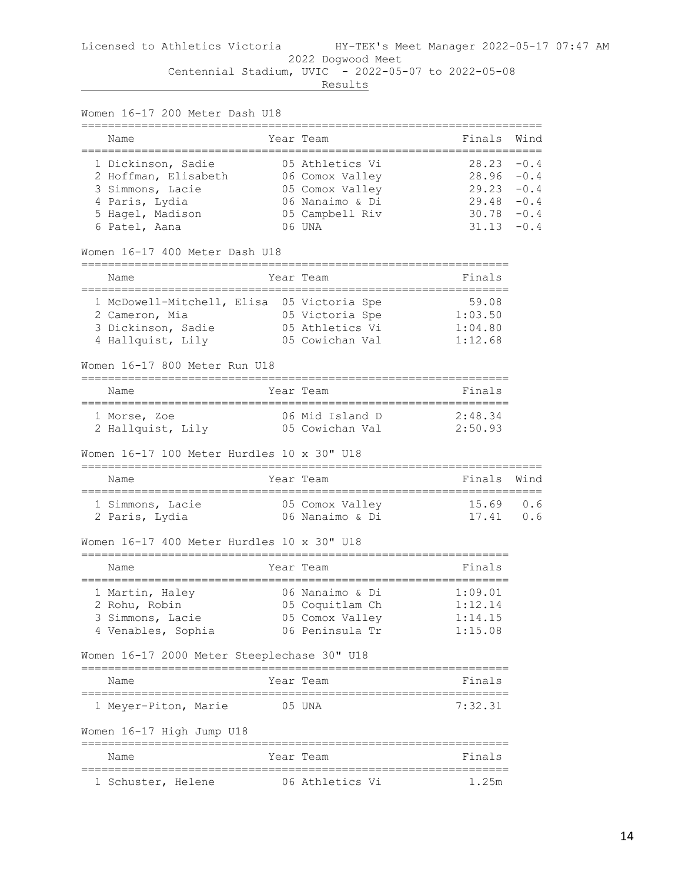Licensed to Athletics Victoria HY-TEK's Meet Manager 2022-05-17 07:47 AM

2022 Dogwood Meet

Centennial Stadium, UVIC - 2022-05-07 to 2022-05-08

Results

### Women 16-17 200 Meter Dash U18

| | Name | Year | Team | Finals | Wind |
|---|---|---|---|---|---|
| 1 | Dickinson, Sadie | 05 | Athletics Vi | 28.23 | -0.4 |
| 2 | Hoffman, Elisabeth | 06 | Comox Valley | 28.96 | -0.4 |
| 3 | Simmons, Lacie | 05 | Comox Valley | 29.23 | -0.4 |
| 4 | Paris, Lydia | 06 | Nanaimo & Di | 29.48 | -0.4 |
| 5 | Hagel, Madison | 05 | Campbell Riv | 30.78 | -0.4 |
| 6 | Patel, Aana | 06 | UNA | 31.13 | -0.4 |

### Women 16-17 400 Meter Dash U18

| | Name | Year | Team | Finals |
|---|---|---|---|---|
| 1 | McDowell-Mitchell, Elisa | 05 | Victoria Spe | 59.08 |
| 2 | Cameron, Mia | 05 | Victoria Spe | 1:03.50 |
| 3 | Dickinson, Sadie | 05 | Athletics Vi | 1:04.80 |
| 4 | Hallquist, Lily | 05 | Cowichan Val | 1:12.68 |

### Women 16-17 800 Meter Run U18

| | Name | Year | Team | Finals |
|---|---|---|---|---|
| 1 | Morse, Zoe | 06 | Mid Island D | 2:48.34 |
| 2 | Hallquist, Lily | 05 | Cowichan Val | 2:50.93 |

### Women 16-17 100 Meter Hurdles 10 x 30" U18

| | Name | Year | Team | Finals | Wind |
|---|---|---|---|---|---|
| 1 | Simmons, Lacie | 05 | Comox Valley | 15.69 | 0.6 |
| 2 | Paris, Lydia | 06 | Nanaimo & Di | 17.41 | 0.6 |

### Women 16-17 400 Meter Hurdles 10 x 30" U18

| | Name | Year | Team | Finals |
|---|---|---|---|---|
| 1 | Martin, Haley | 06 | Nanaimo & Di | 1:09.01 |
| 2 | Rohu, Robin | 05 | Coquitlam Ch | 1:12.14 |
| 3 | Simmons, Lacie | 05 | Comox Valley | 1:14.15 |
| 4 | Venables, Sophia | 06 | Peninsula Tr | 1:15.08 |

### Women 16-17 2000 Meter Steeplechase 30" U18

| | Name | Year | Team | Finals |
|---|---|---|---|---|
| 1 | Meyer-Piton, Marie | 05 | UNA | 7:32.31 |

### Women 16-17 High Jump U18

| | Name | Year | Team | Finals |
|---|---|---|---|---|
| 1 | Schuster, Helene | 06 | Athletics Vi | 1.25m |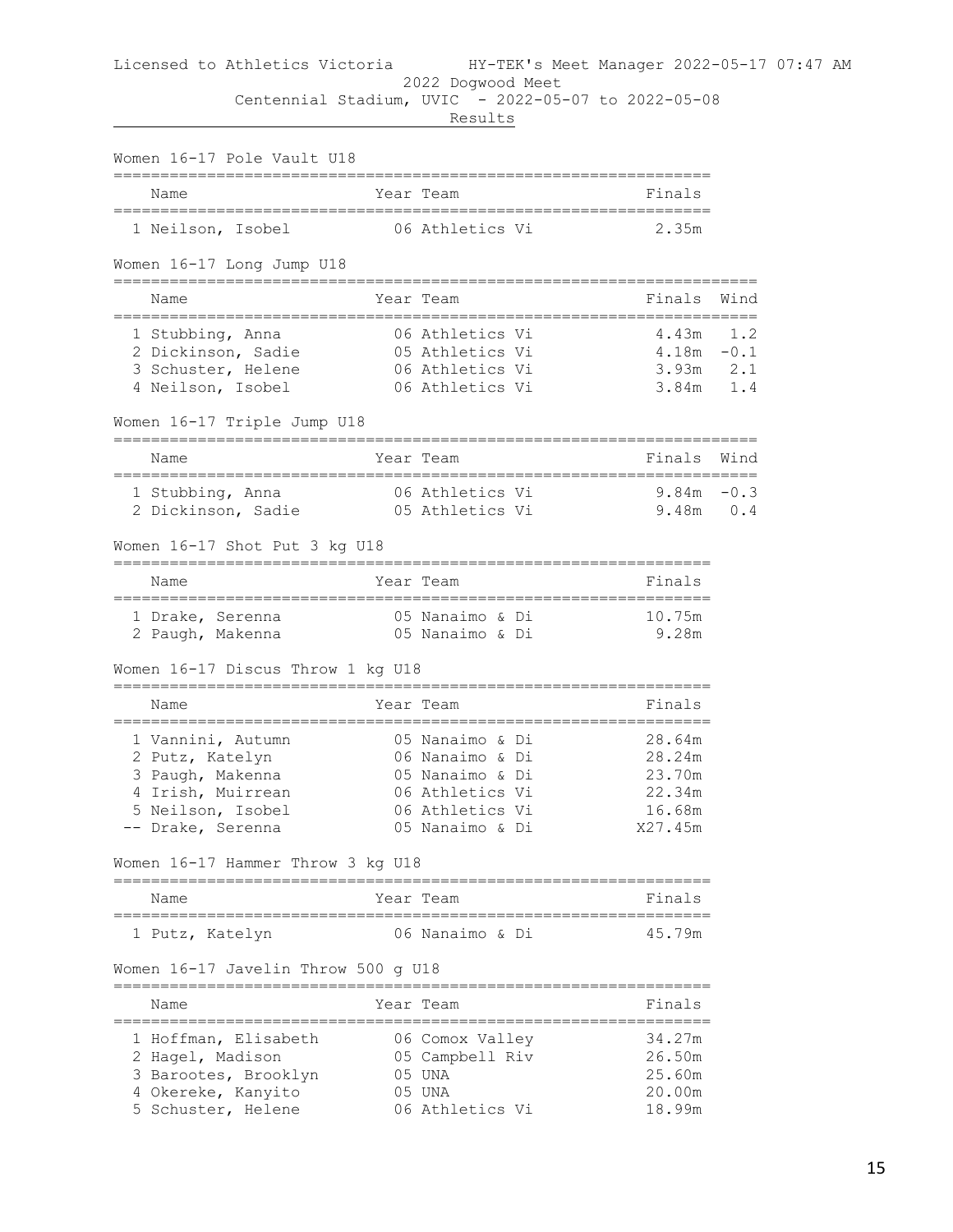Licensed to Athletics Victoria HY-TEK's Meet Manager 2022-05-17 07:47 AM

2022 Dogwood Meet

Centennial Stadium, UVIC - 2022-05-07 to 2022-05-08

Results

### Women 16-17 Pole Vault U18

| | Name | Year | Team | Finals |
|---|---|---|---|---|
| 1 | Neilson, Isobel | 06 | Athletics Vi | 2.35m |

### Women 16-17 Long Jump U18

| | Name | Year | Team | Finals | Wind |
|---|---|---|---|---|---|
| 1 | Stubbing, Anna | 06 | Athletics Vi | 4.43m | 1.2 |
| 2 | Dickinson, Sadie | 05 | Athletics Vi | 4.18m | -0.1 |
| 3 | Schuster, Helene | 06 | Athletics Vi | 3.93m | 2.1 |
| 4 | Neilson, Isobel | 06 | Athletics Vi | 3.84m | 1.4 |

### Women 16-17 Triple Jump U18

| | Name | Year | Team | Finals | Wind |
|---|---|---|---|---|---|
| 1 | Stubbing, Anna | 06 | Athletics Vi | 9.84m | -0.3 |
| 2 | Dickinson, Sadie | 05 | Athletics Vi | 9.48m | 0.4 |

### Women 16-17 Shot Put 3 kg U18

| | Name | Year | Team | Finals |
|---|---|---|---|---|
| 1 | Drake, Serenna | 05 | Nanaimo & Di | 10.75m |
| 2 | Paugh, Makenna | 05 | Nanaimo & Di | 9.28m |

### Women 16-17 Discus Throw 1 kg U18

| | Name | Year | Team | Finals |
|---|---|---|---|---|
| 1 | Vannini, Autumn | 05 | Nanaimo & Di | 28.64m |
| 2 | Putz, Katelyn | 06 | Nanaimo & Di | 28.24m |
| 3 | Paugh, Makenna | 05 | Nanaimo & Di | 23.70m |
| 4 | Irish, Muirrean | 06 | Athletics Vi | 22.34m |
| 5 | Neilson, Isobel | 06 | Athletics Vi | 16.68m |
| -- | Drake, Serenna | 05 | Nanaimo & Di | X27.45m |

### Women 16-17 Hammer Throw 3 kg U18

| | Name | Year | Team | Finals |
|---|---|---|---|---|
| 1 | Putz, Katelyn | 06 | Nanaimo & Di | 45.79m |

### Women 16-17 Javelin Throw 500 g U18

| | Name | Year | Team | Finals |
|---|---|---|---|---|
| 1 | Hoffman, Elisabeth | 06 | Comox Valley | 34.27m |
| 2 | Hagel, Madison | 05 | Campbell Riv | 26.50m |
| 3 | Barootes, Brooklyn | 05 | UNA | 25.60m |
| 4 | Okereke, Kanyito | 05 | UNA | 20.00m |
| 5 | Schuster, Helene | 06 | Athletics Vi | 18.99m |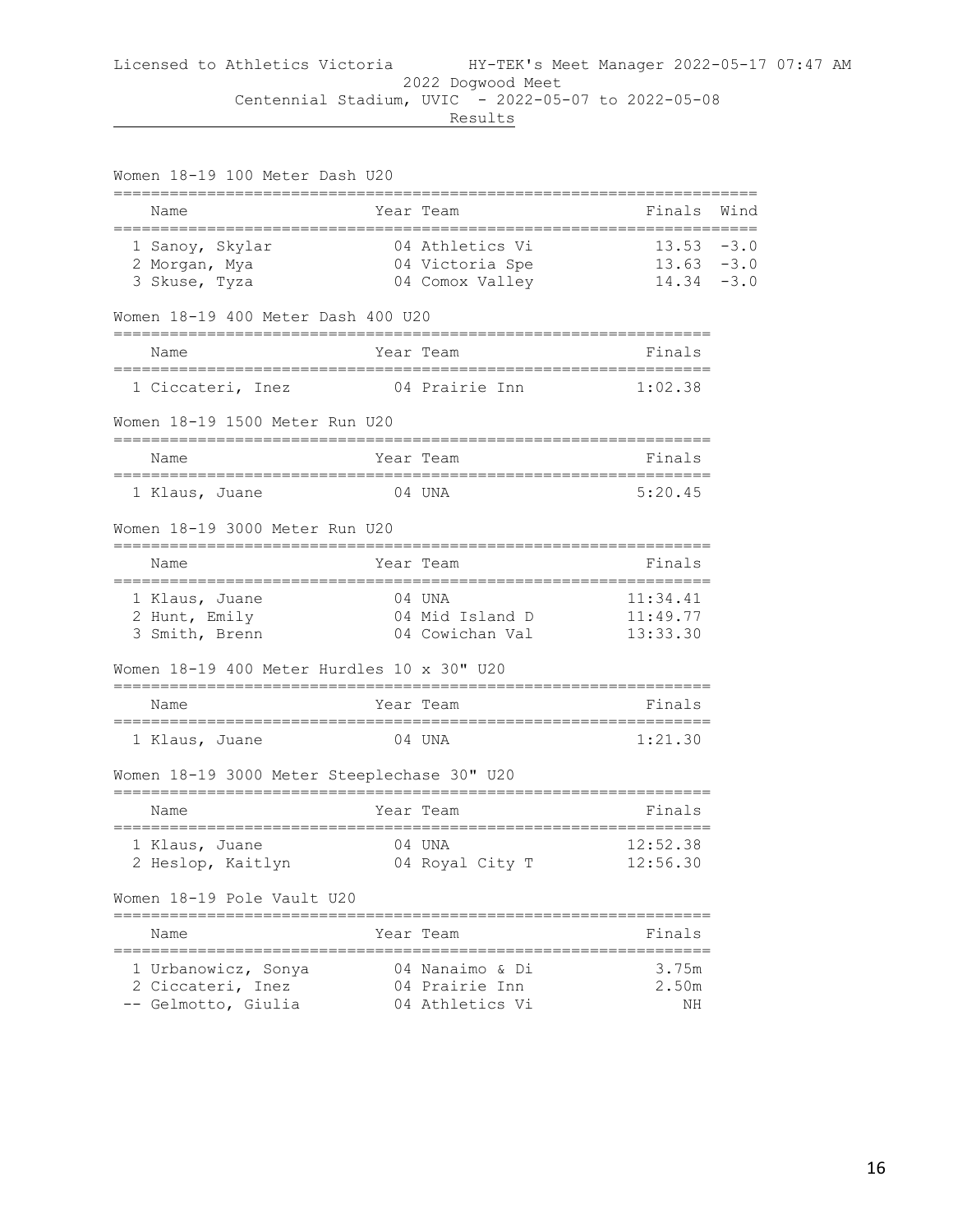Licensed to Athletics Victoria HY-TEK's Meet Manager 2022-05-17 07:47 AM

2022 Dogwood Meet

Centennial Stadium, UVIC - 2022-05-07 to 2022-05-08

Results

### Women 18-19 100 Meter Dash U20

| | Name | Year | Team | Finals | Wind |
|---|---|---|---|---|---|
| 1 | Sanoy, Skylar | 04 | Athletics Vi | 13.53 | -3.0 |
| 2 | Morgan, Mya | 04 | Victoria Spe | 13.63 | -3.0 |
| 3 | Skuse, Tyza | 04 | Comox Valley | 14.34 | -3.0 |

### Women 18-19 400 Meter Dash 400 U20

| | Name | Year | Team | Finals |
|---|---|---|---|---|
| 1 | Ciccateri, Inez | 04 | Prairie Inn | 1:02.38 |

### Women 18-19 1500 Meter Run U20

| | Name | Year | Team | Finals |
|---|---|---|---|---|
| 1 | Klaus, Juane | 04 | UNA | 5:20.45 |

### Women 18-19 3000 Meter Run U20

| | Name | Year | Team | Finals |
|---|---|---|---|---|
| 1 | Klaus, Juane | 04 | UNA | 11:34.41 |
| 2 | Hunt, Emily | 04 | Mid Island D | 11:49.77 |
| 3 | Smith, Brenn | 04 | Cowichan Val | 13:33.30 |

### Women 18-19 400 Meter Hurdles 10 x 30" U20

| | Name | Year | Team | Finals |
|---|---|---|---|---|
| 1 | Klaus, Juane | 04 | UNA | 1:21.30 |

### Women 18-19 3000 Meter Steeplechase 30" U20

| | Name | Year | Team | Finals |
|---|---|---|---|---|
| 1 | Klaus, Juane | 04 | UNA | 12:52.38 |
| 2 | Heslop, Kaitlyn | 04 | Royal City T | 12:56.30 |

### Women 18-19 Pole Vault U20

| | Name | Year | Team | Finals |
|---|---|---|---|---|
| 1 | Urbanowicz, Sonya | 04 | Nanaimo & Di | 3.75m |
| 2 | Ciccateri, Inez | 04 | Prairie Inn | 2.50m |
| -- | Gelmotto, Giulia | 04 | Athletics Vi | NH |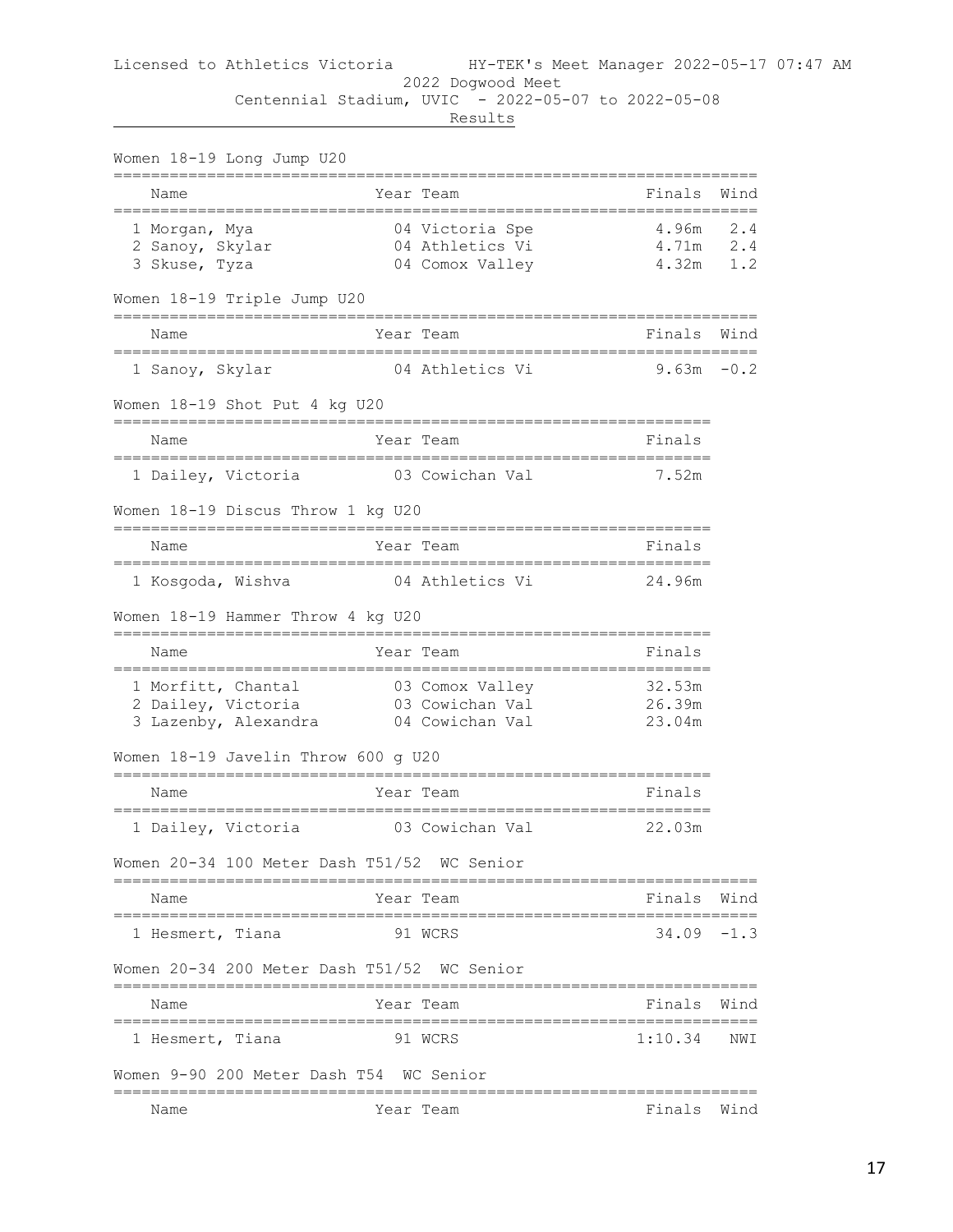Licensed to Athletics Victoria HY-TEK's Meet Manager 2022-05-17 07:47 AM

2022 Dogwood Meet

Centennial Stadium, UVIC - 2022-05-07 to 2022-05-08

Results

### Women 18-19 Long Jump U20

| | Name | Year | Team | Finals | Wind |
|---|---|---|---|---|---|
| 1 | Morgan, Mya | 04 | Victoria Spe | 4.96m | 2.4 |
| 2 | Sanoy, Skylar | 04 | Athletics Vi | 4.71m | 2.4 |
| 3 | Skuse, Tyza | 04 | Comox Valley | 4.32m | 1.2 |

### Women 18-19 Triple Jump U20

| | Name | Year | Team | Finals | Wind |
|---|---|---|---|---|---|
| 1 | Sanoy, Skylar | 04 | Athletics Vi | 9.63m | -0.2 |

### Women 18-19 Shot Put 4 kg U20

| | Name | Year | Team | Finals |
|---|---|---|---|---|
| 1 | Dailey, Victoria | 03 | Cowichan Val | 7.52m |

### Women 18-19 Discus Throw 1 kg U20

| | Name | Year | Team | Finals |
|---|---|---|---|---|
| 1 | Kosgoda, Wishva | 04 | Athletics Vi | 24.96m |

### Women 18-19 Hammer Throw 4 kg U20

| | Name | Year | Team | Finals |
|---|---|---|---|---|
| 1 | Morfitt, Chantal | 03 | Comox Valley | 32.53m |
| 2 | Dailey, Victoria | 03 | Cowichan Val | 26.39m |
| 3 | Lazenby, Alexandra | 04 | Cowichan Val | 23.04m |

### Women 18-19 Javelin Throw 600 g U20

| | Name | Year | Team | Finals |
|---|---|---|---|---|
| 1 | Dailey, Victoria | 03 | Cowichan Val | 22.03m |

### Women 20-34 100 Meter Dash T51/52 WC Senior

| | Name | Year | Team | Finals | Wind |
|---|---|---|---|---|---|
| 1 | Hesmert, Tiana | 91 | WCRS | 34.09 | -1.3 |

### Women 20-34 200 Meter Dash T51/52 WC Senior

| | Name | Year | Team | Finals | Wind |
|---|---|---|---|---|---|
| 1 | Hesmert, Tiana | 91 | WCRS | 1:10.34 | NWI |

### Women 9-90 200 Meter Dash T54 WC Senior

| | Name | Year | Team | Finals | Wind |
|---|---|---|---|---|---|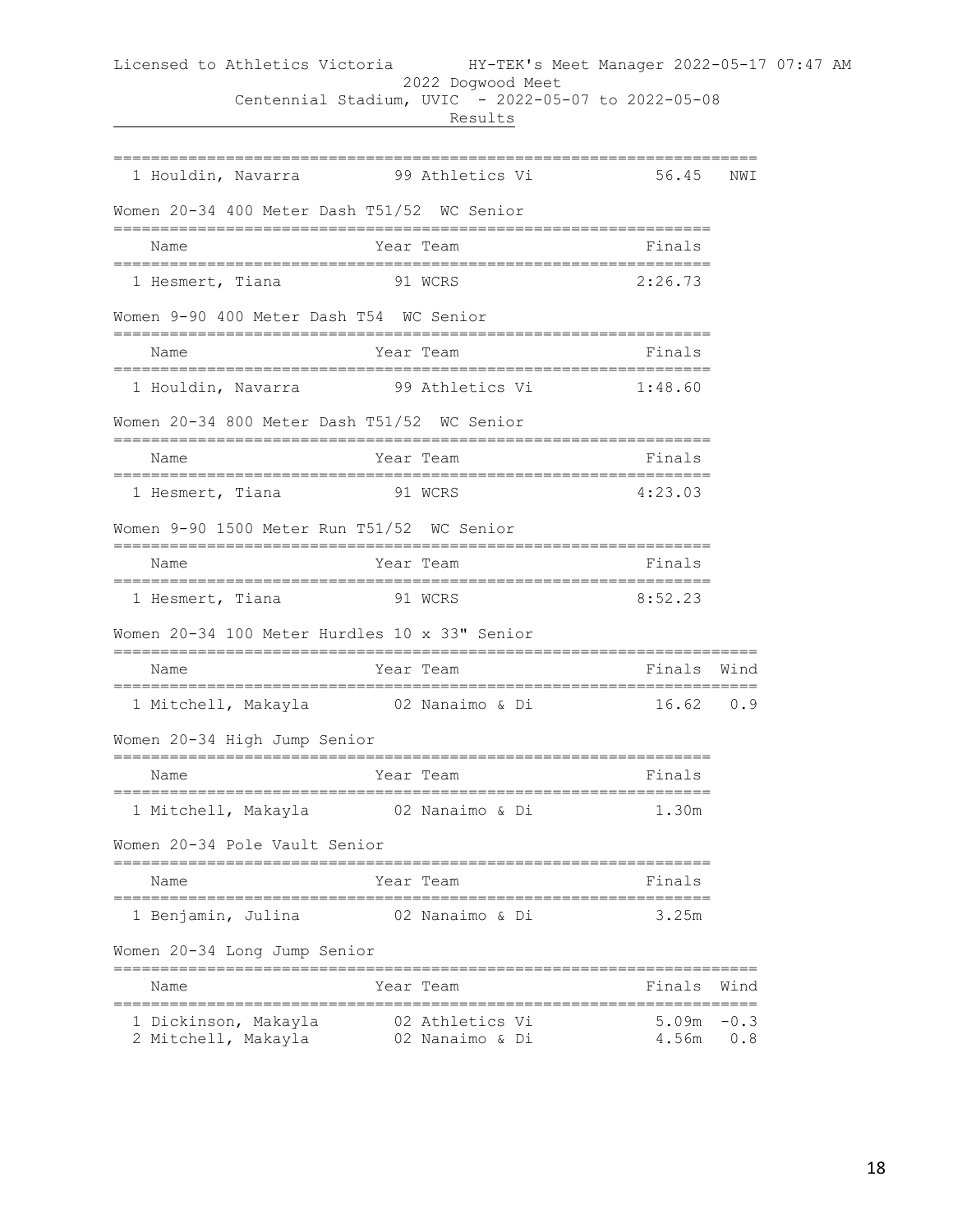| | | | | |
|---|---|---|---|---|
| 1 Houldin, Navarra | 99 | Athletics Vi | 56.45 | NWI |

Women 20-34 400 Meter Dash T51/52 WC Senior

| Name | Year | Team | Finals |
|---|---|---|---|
| 1 Hesmert, Tiana | 91 | WCRS | 2:26.73 |

Women 9-90 400 Meter Dash T54 WC Senior

| Name | Year | Team | Finals |
|---|---|---|---|
| 1 Houldin, Navarra | 99 | Athletics Vi | 1:48.60 |

Women 20-34 800 Meter Dash T51/52 WC Senior

| Name | Year | Team | Finals |
|---|---|---|---|
| 1 Hesmert, Tiana | 91 | WCRS | 4:23.03 |

Women 9-90 1500 Meter Run T51/52 WC Senior

| Name | Year | Team | Finals |
|---|---|---|---|
| 1 Hesmert, Tiana | 91 | WCRS | 8:52.23 |

Women 20-34 100 Meter Hurdles 10 x 33" Senior

| Name | Year | Team | Finals | Wind |
|---|---|---|---|---|
| 1 Mitchell, Makayla | 02 | Nanaimo & Di | 16.62 | 0.9 |

Women 20-34 High Jump Senior

| Name | Year | Team | Finals |
|---|---|---|---|
| 1 Mitchell, Makayla | 02 | Nanaimo & Di | 1.30m |

Women 20-34 Pole Vault Senior

| Name | Year | Team | Finals |
|---|---|---|---|
| 1 Benjamin, Julina | 02 | Nanaimo & Di | 3.25m |

Women 20-34 Long Jump Senior

| Name | Year | Team | Finals | Wind |
|---|---|---|---|---|
| 1 Dickinson, Makayla | 02 | Athletics Vi | 5.09m | -0.3 |
| 2 Mitchell, Makayla | 02 | Nanaimo & Di | 4.56m | 0.8 |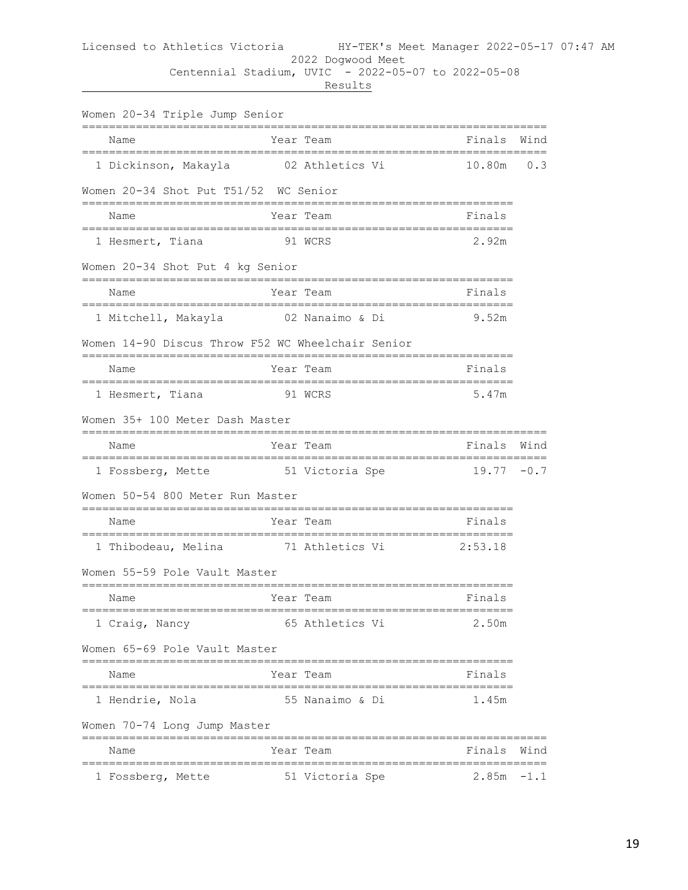Licensed to Athletics Victoria HY-TEK's Meet Manager 2022-05-17 07:47 AM

2022 Dogwood Meet

Centennial Stadium, UVIC - 2022-05-07 to 2022-05-08

Results

### Women 20-34 Triple Jump Senior

| | Name | Year | Team | Finals | Wind |
|---|---|---|---|---|---|
| 1 | Dickinson, Makayla | 02 | Athletics Vi | 10.80m | 0.3 |

### Women 20-34 Shot Put T51/52 WC Senior

| | Name | Year | Team | Finals |
|---|---|---|---|---|
| 1 | Hesmert, Tiana | 91 | WCRS | 2.92m |

### Women 20-34 Shot Put 4 kg Senior

| | Name | Year | Team | Finals |
|---|---|---|---|---|
| 1 | Mitchell, Makayla | 02 | Nanaimo & Di | 9.52m |

### Women 14-90 Discus Throw F52 WC Wheelchair Senior

| | Name | Year | Team | Finals |
|---|---|---|---|---|
| 1 | Hesmert, Tiana | 91 | WCRS | 5.47m |

### Women 35+ 100 Meter Dash Master

| | Name | Year | Team | Finals | Wind |
|---|---|---|---|---|---|
| 1 | Fossberg, Mette | 51 | Victoria Spe | 19.77 | -0.7 |

### Women 50-54 800 Meter Run Master

| | Name | Year | Team | Finals |
|---|---|---|---|---|
| 1 | Thibodeau, Melina | 71 | Athletics Vi | 2:53.18 |

### Women 55-59 Pole Vault Master

| | Name | Year | Team | Finals |
|---|---|---|---|---|
| 1 | Craig, Nancy | 65 | Athletics Vi | 2.50m |

### Women 65-69 Pole Vault Master

| | Name | Year | Team | Finals |
|---|---|---|---|---|
| 1 | Hendrie, Nola | 55 | Nanaimo & Di | 1.45m |

### Women 70-74 Long Jump Master

| | Name | Year | Team | Finals | Wind |
|---|---|---|---|---|---|
| 1 | Fossberg, Mette | 51 | Victoria Spe | 2.85m | -1.1 |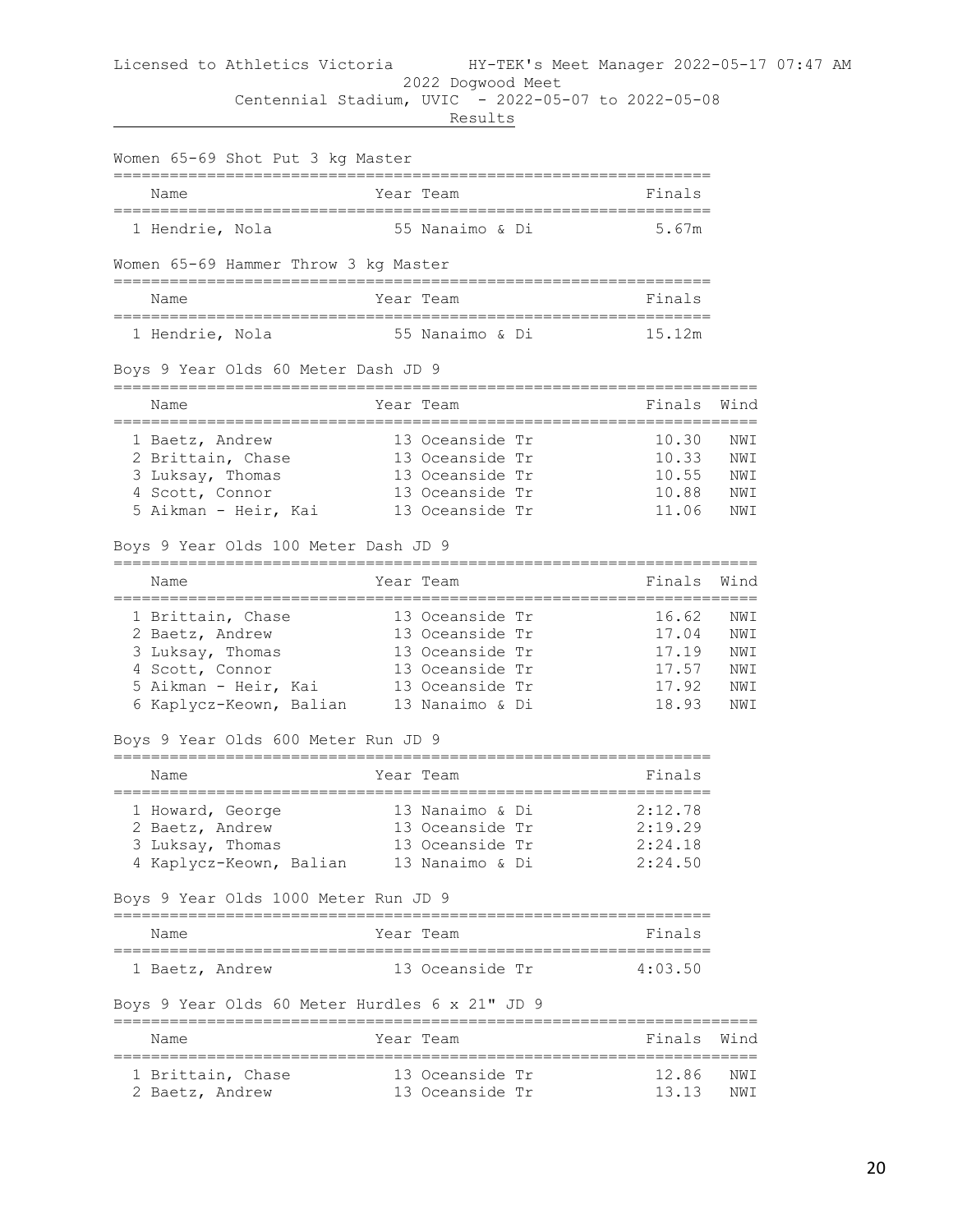Licensed to Athletics Victoria HY-TEK's Meet Manager 2022-05-17 07:47 AM

2022 Dogwood Meet

Centennial Stadium, UVIC - 2022-05-07 to 2022-05-08

Results

### Women 65-69 Shot Put 3 kg Master

| | Name | Year | Team | Finals |
|---|---|---|---|---|
| 1 | Hendrie, Nola | 55 | Nanaimo & Di | 5.67m |

### Women 65-69 Hammer Throw 3 kg Master

| | Name | Year | Team | Finals |
|---|---|---|---|---|
| 1 | Hendrie, Nola | 55 | Nanaimo & Di | 15.12m |

### Boys 9 Year Olds 60 Meter Dash JD 9

| | Name | Year | Team | Finals | Wind |
|---|---|---|---|---|---|
| 1 | Baetz, Andrew | 13 | Oceanside Tr | 10.30 | NWI |
| 2 | Brittain, Chase | 13 | Oceanside Tr | 10.33 | NWI |
| 3 | Luksay, Thomas | 13 | Oceanside Tr | 10.55 | NWI |
| 4 | Scott, Connor | 13 | Oceanside Tr | 10.88 | NWI |
| 5 | Aikman - Heir, Kai | 13 | Oceanside Tr | 11.06 | NWI |

### Boys 9 Year Olds 100 Meter Dash JD 9

| | Name | Year | Team | Finals | Wind |
|---|---|---|---|---|---|
| 1 | Brittain, Chase | 13 | Oceanside Tr | 16.62 | NWI |
| 2 | Baetz, Andrew | 13 | Oceanside Tr | 17.04 | NWI |
| 3 | Luksay, Thomas | 13 | Oceanside Tr | 17.19 | NWI |
| 4 | Scott, Connor | 13 | Oceanside Tr | 17.57 | NWI |
| 5 | Aikman - Heir, Kai | 13 | Oceanside Tr | 17.92 | NWI |
| 6 | Kaplycz-Keown, Balian | 13 | Nanaimo & Di | 18.93 | NWI |

### Boys 9 Year Olds 600 Meter Run JD 9

| | Name | Year | Team | Finals |
|---|---|---|---|---|
| 1 | Howard, George | 13 | Nanaimo & Di | 2:12.78 |
| 2 | Baetz, Andrew | 13 | Oceanside Tr | 2:19.29 |
| 3 | Luksay, Thomas | 13 | Oceanside Tr | 2:24.18 |
| 4 | Kaplycz-Keown, Balian | 13 | Nanaimo & Di | 2:24.50 |

### Boys 9 Year Olds 1000 Meter Run JD 9

| | Name | Year | Team | Finals |
|---|---|---|---|---|
| 1 | Baetz, Andrew | 13 | Oceanside Tr | 4:03.50 |

### Boys 9 Year Olds 60 Meter Hurdles 6 x 21" JD 9

| | Name | Year | Team | Finals | Wind |
|---|---|---|---|---|---|
| 1 | Brittain, Chase | 13 | Oceanside Tr | 12.86 | NWI |
| 2 | Baetz, Andrew | 13 | Oceanside Tr | 13.13 | NWI |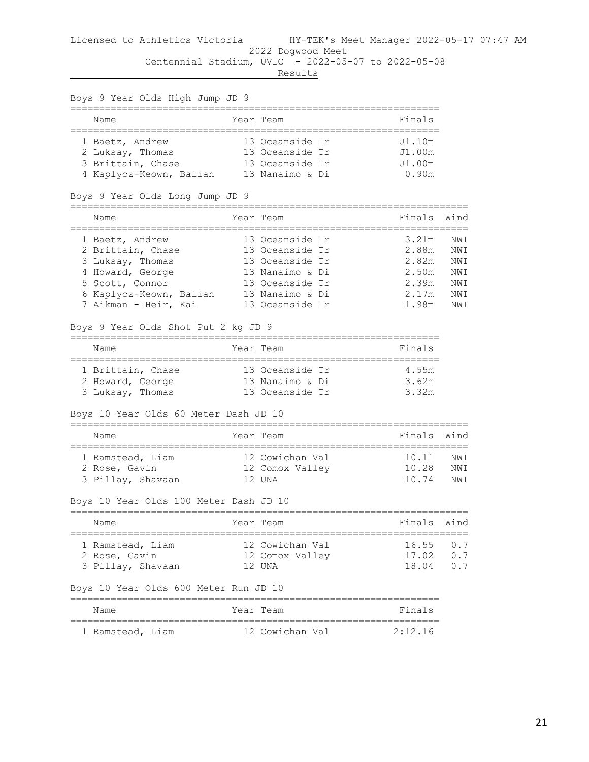Licensed to Athletics Victoria HY-TEK's Meet Manager 2022-05-17 07:47 AM

2022 Dogwood Meet

Centennial Stadium, UVIC - 2022-05-07 to 2022-05-08

Results

### Boys 9 Year Olds High Jump JD 9

| | Name | Year | Team | Finals |
|---|---|---|---|---|
| 1 | Baetz, Andrew | 13 | Oceanside Tr | J1.10m |
| 2 | Luksay, Thomas | 13 | Oceanside Tr | J1.00m |
| 3 | Brittain, Chase | 13 | Oceanside Tr | J1.00m |
| 4 | Kaplycz-Keown, Balian | 13 | Nanaimo & Di | 0.90m |

### Boys 9 Year Olds Long Jump JD 9

| | Name | Year | Team | Finals | Wind |
|---|---|---|---|---|---|
| 1 | Baetz, Andrew | 13 | Oceanside Tr | 3.21m | NWI |
| 2 | Brittain, Chase | 13 | Oceanside Tr | 2.88m | NWI |
| 3 | Luksay, Thomas | 13 | Oceanside Tr | 2.82m | NWI |
| 4 | Howard, George | 13 | Nanaimo & Di | 2.50m | NWI |
| 5 | Scott, Connor | 13 | Oceanside Tr | 2.39m | NWI |
| 6 | Kaplycz-Keown, Balian | 13 | Nanaimo & Di | 2.17m | NWI |
| 7 | Aikman - Heir, Kai | 13 | Oceanside Tr | 1.98m | NWI |

### Boys 9 Year Olds Shot Put 2 kg JD 9

| | Name | Year | Team | Finals |
|---|---|---|---|---|
| 1 | Brittain, Chase | 13 | Oceanside Tr | 4.55m |
| 2 | Howard, George | 13 | Nanaimo & Di | 3.62m |
| 3 | Luksay, Thomas | 13 | Oceanside Tr | 3.32m |

### Boys 10 Year Olds 60 Meter Dash JD 10

| | Name | Year | Team | Finals | Wind |
|---|---|---|---|---|---|
| 1 | Ramstead, Liam | 12 | Cowichan Val | 10.11 | NWI |
| 2 | Rose, Gavin | 12 | Comox Valley | 10.28 | NWI |
| 3 | Pillay, Shavaan | 12 | UNA | 10.74 | NWI |

### Boys 10 Year Olds 100 Meter Dash JD 10

| | Name | Year | Team | Finals | Wind |
|---|---|---|---|---|---|
| 1 | Ramstead, Liam | 12 | Cowichan Val | 16.55 | 0.7 |
| 2 | Rose, Gavin | 12 | Comox Valley | 17.02 | 0.7 |
| 3 | Pillay, Shavaan | 12 | UNA | 18.04 | 0.7 |

### Boys 10 Year Olds 600 Meter Run JD 10

| | Name | Year | Team | Finals |
|---|---|---|---|---|
| 1 | Ramstead, Liam | 12 | Cowichan Val | 2:12.16 |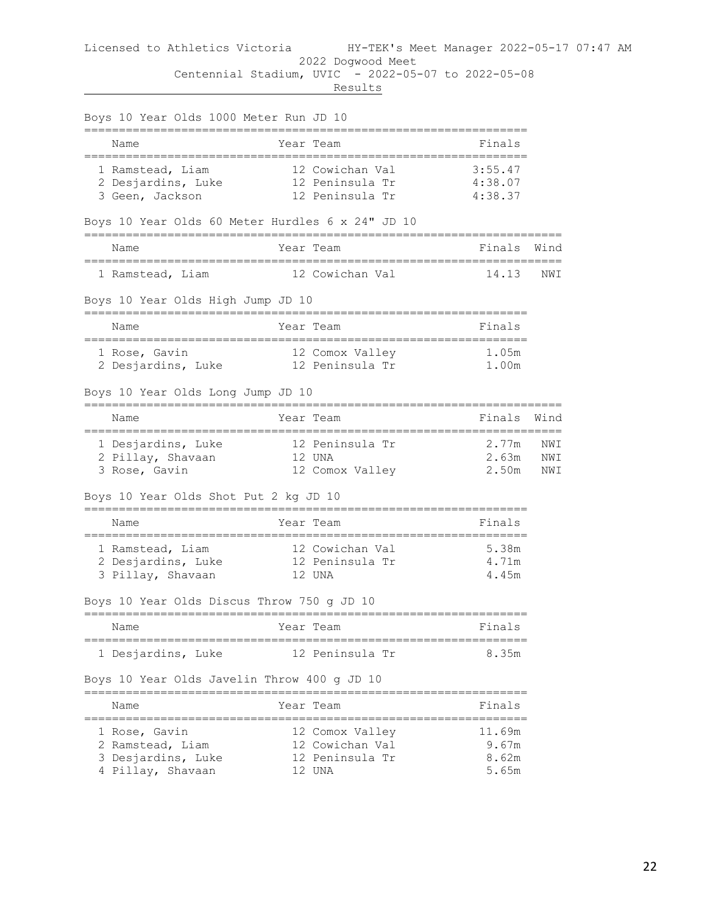Licensed to Athletics Victoria HY-TEK's Meet Manager 2022-05-17 07:47 AM

2022 Dogwood Meet

Centennial Stadium, UVIC - 2022-05-07 to 2022-05-08

Results

### Boys 10 Year Olds 1000 Meter Run JD 10

| | Name | Year | Team | Finals |
|---|---|---|---|---|
| 1 | Ramstead, Liam | 12 | Cowichan Val | 3:55.47 |
| 2 | Desjardins, Luke | 12 | Peninsula Tr | 4:38.07 |
| 3 | Geen, Jackson | 12 | Peninsula Tr | 4:38.37 |

### Boys 10 Year Olds 60 Meter Hurdles 6 x 24" JD 10

| | Name | Year | Team | Finals | Wind |
|---|---|---|---|---|---|
| 1 | Ramstead, Liam | 12 | Cowichan Val | 14.13 | NWI |

### Boys 10 Year Olds High Jump JD 10

| | Name | Year | Team | Finals |
|---|---|---|---|---|
| 1 | Rose, Gavin | 12 | Comox Valley | 1.05m |
| 2 | Desjardins, Luke | 12 | Peninsula Tr | 1.00m |

### Boys 10 Year Olds Long Jump JD 10

| | Name | Year | Team | Finals | Wind |
|---|---|---|---|---|---|
| 1 | Desjardins, Luke | 12 | Peninsula Tr | 2.77m | NWI |
| 2 | Pillay, Shavaan | 12 | UNA | 2.63m | NWI |
| 3 | Rose, Gavin | 12 | Comox Valley | 2.50m | NWI |

### Boys 10 Year Olds Shot Put 2 kg JD 10

| | Name | Year | Team | Finals |
|---|---|---|---|---|
| 1 | Ramstead, Liam | 12 | Cowichan Val | 5.38m |
| 2 | Desjardins, Luke | 12 | Peninsula Tr | 4.71m |
| 3 | Pillay, Shavaan | 12 | UNA | 4.45m |

### Boys 10 Year Olds Discus Throw 750 g JD 10

| | Name | Year | Team | Finals |
|---|---|---|---|---|
| 1 | Desjardins, Luke | 12 | Peninsula Tr | 8.35m |

### Boys 10 Year Olds Javelin Throw 400 g JD 10

| | Name | Year | Team | Finals |
|---|---|---|---|---|
| 1 | Rose, Gavin | 12 | Comox Valley | 11.69m |
| 2 | Ramstead, Liam | 12 | Cowichan Val | 9.67m |
| 3 | Desjardins, Luke | 12 | Peninsula Tr | 8.62m |
| 4 | Pillay, Shavaan | 12 | UNA | 5.65m |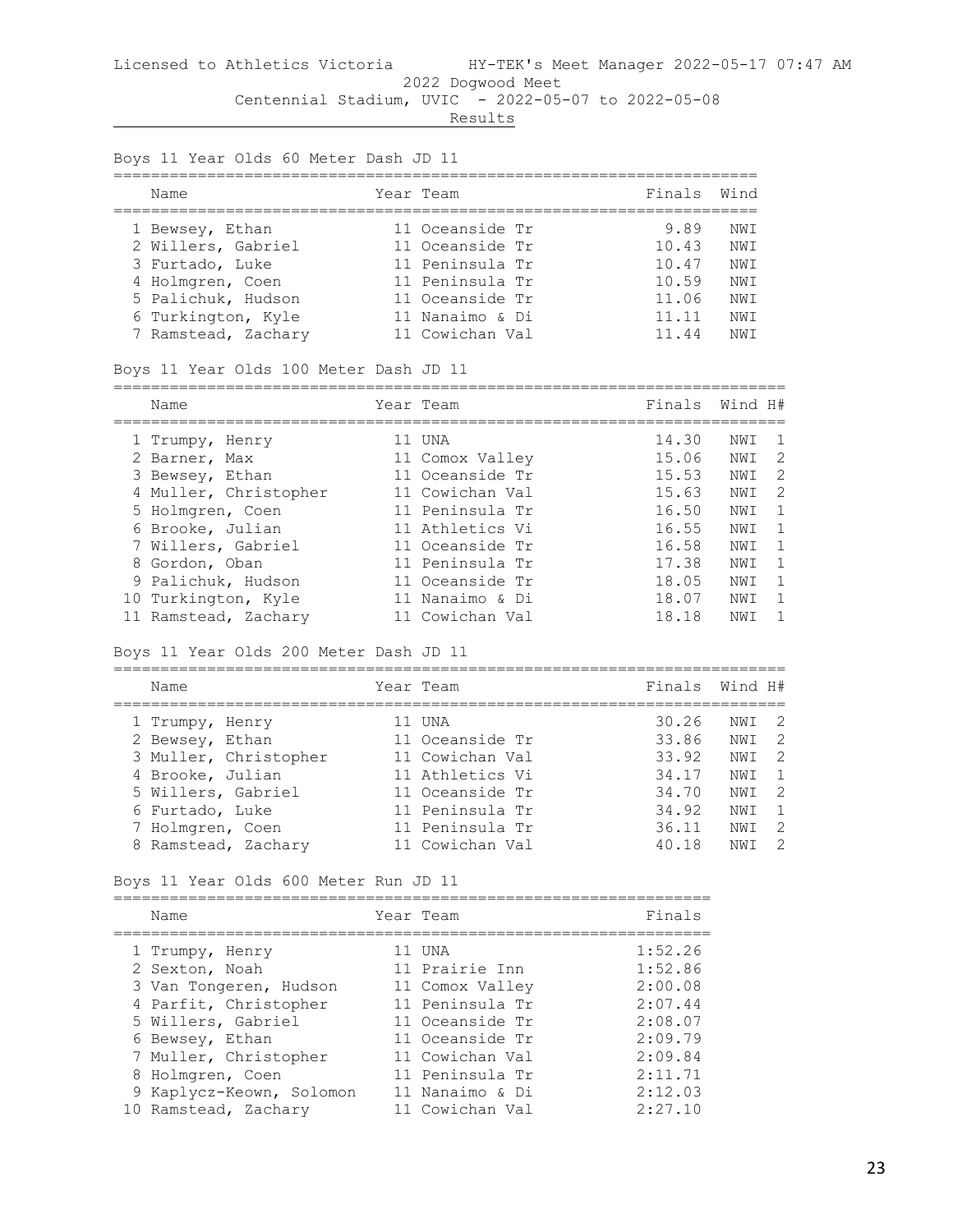Licensed to Athletics Victoria HY-TEK's Meet Manager 2022-05-17 07:47 AM

2022 Dogwood Meet

Centennial Stadium, UVIC - 2022-05-07 to 2022-05-08

Results

## Boys 11 Year Olds 60 Meter Dash JD 11

| | Name | Year | Team | Finals | Wind |
|---|---|---|---|---|---|
| 1 | Bewsey, Ethan | 11 | Oceanside Tr | 9.89 | NWI |
| 2 | Willers, Gabriel | 11 | Oceanside Tr | 10.43 | NWI |
| 3 | Furtado, Luke | 11 | Peninsula Tr | 10.47 | NWI |
| 4 | Holmgren, Coen | 11 | Peninsula Tr | 10.59 | NWI |
| 5 | Palichuk, Hudson | 11 | Oceanside Tr | 11.06 | NWI |
| 6 | Turkington, Kyle | 11 | Nanaimo & Di | 11.11 | NWI |
| 7 | Ramstead, Zachary | 11 | Cowichan Val | 11.44 | NWI |

## Boys 11 Year Olds 100 Meter Dash JD 11

| | Name | Year | Team | Finals | Wind | H# |
|---|---|---|---|---|---|---|
| 1 | Trumpy, Henry | 11 | UNA | 14.30 | NWI | 1 |
| 2 | Barner, Max | 11 | Comox Valley | 15.06 | NWI | 2 |
| 3 | Bewsey, Ethan | 11 | Oceanside Tr | 15.53 | NWI | 2 |
| 4 | Muller, Christopher | 11 | Cowichan Val | 15.63 | NWI | 2 |
| 5 | Holmgren, Coen | 11 | Peninsula Tr | 16.50 | NWI | 1 |
| 6 | Brooke, Julian | 11 | Athletics Vi | 16.55 | NWI | 1 |
| 7 | Willers, Gabriel | 11 | Oceanside Tr | 16.58 | NWI | 1 |
| 8 | Gordon, Oban | 11 | Peninsula Tr | 17.38 | NWI | 1 |
| 9 | Palichuk, Hudson | 11 | Oceanside Tr | 18.05 | NWI | 1 |
| 10 | Turkington, Kyle | 11 | Nanaimo & Di | 18.07 | NWI | 1 |
| 11 | Ramstead, Zachary | 11 | Cowichan Val | 18.18 | NWI | 1 |

## Boys 11 Year Olds 200 Meter Dash JD 11

| | Name | Year | Team | Finals | Wind | H# |
|---|---|---|---|---|---|---|
| 1 | Trumpy, Henry | 11 | UNA | 30.26 | NWI | 2 |
| 2 | Bewsey, Ethan | 11 | Oceanside Tr | 33.86 | NWI | 2 |
| 3 | Muller, Christopher | 11 | Cowichan Val | 33.92 | NWI | 2 |
| 4 | Brooke, Julian | 11 | Athletics Vi | 34.17 | NWI | 1 |
| 5 | Willers, Gabriel | 11 | Oceanside Tr | 34.70 | NWI | 2 |
| 6 | Furtado, Luke | 11 | Peninsula Tr | 34.92 | NWI | 1 |
| 7 | Holmgren, Coen | 11 | Peninsula Tr | 36.11 | NWI | 2 |
| 8 | Ramstead, Zachary | 11 | Cowichan Val | 40.18 | NWI | 2 |

## Boys 11 Year Olds 600 Meter Run JD 11

| | Name | Year | Team | Finals |
|---|---|---|---|---|
| 1 | Trumpy, Henry | 11 | UNA | 1:52.26 |
| 2 | Sexton, Noah | 11 | Prairie Inn | 1:52.86 |
| 3 | Van Tongeren, Hudson | 11 | Comox Valley | 2:00.08 |
| 4 | Parfit, Christopher | 11 | Peninsula Tr | 2:07.44 |
| 5 | Willers, Gabriel | 11 | Oceanside Tr | 2:08.07 |
| 6 | Bewsey, Ethan | 11 | Oceanside Tr | 2:09.79 |
| 7 | Muller, Christopher | 11 | Cowichan Val | 2:09.84 |
| 8 | Holmgren, Coen | 11 | Peninsula Tr | 2:11.71 |
| 9 | Kaplycz-Keown, Solomon | 11 | Nanaimo & Di | 2:12.03 |
| 10 | Ramstead, Zachary | 11 | Cowichan Val | 2:27.10 |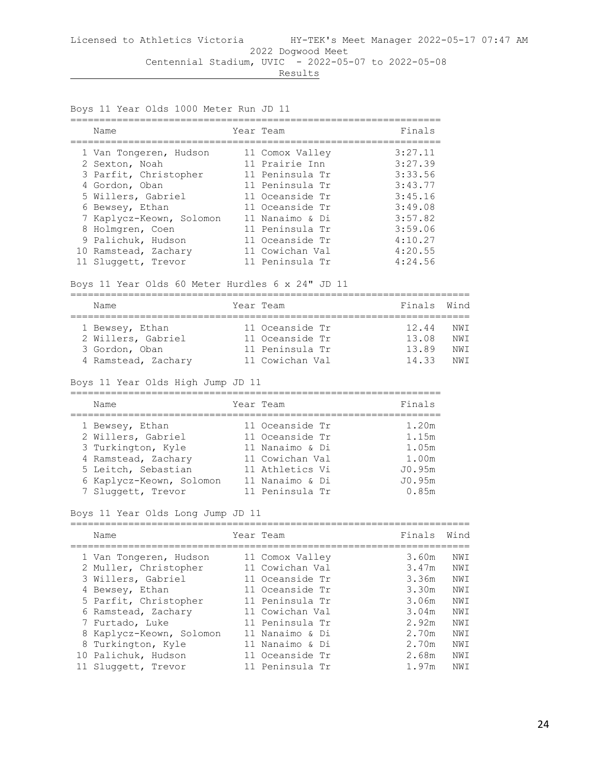Licensed to Athletics Victoria HY-TEK's Meet Manager 2022-05-17 07:47 AM

2022 Dogwood Meet

Centennial Stadium, UVIC - 2022-05-07 to 2022-05-08

Results

### Boys 11 Year Olds 1000 Meter Run JD 11

| | Name | Year | Team | Finals |
|---|---|---|---|---|
| 1 | Van Tongeren, Hudson | 11 | Comox Valley | 3:27.11 |
| 2 | Sexton, Noah | 11 | Prairie Inn | 3:27.39 |
| 3 | Parfit, Christopher | 11 | Peninsula Tr | 3:33.56 |
| 4 | Gordon, Oban | 11 | Peninsula Tr | 3:43.77 |
| 5 | Willers, Gabriel | 11 | Oceanside Tr | 3:45.16 |
| 6 | Bewsey, Ethan | 11 | Oceanside Tr | 3:49.08 |
| 7 | Kaplycz-Keown, Solomon | 11 | Nanaimo & Di | 3:57.82 |
| 8 | Holmgren, Coen | 11 | Peninsula Tr | 3:59.06 |
| 9 | Palichuk, Hudson | 11 | Oceanside Tr | 4:10.27 |
| 10 | Ramstead, Zachary | 11 | Cowichan Val | 4:20.55 |
| 11 | Sluggett, Trevor | 11 | Peninsula Tr | 4:24.56 |

### Boys 11 Year Olds 60 Meter Hurdles 6 x 24" JD 11

| | Name | Year | Team | Finals | Wind |
|---|---|---|---|---|---|
| 1 | Bewsey, Ethan | 11 | Oceanside Tr | 12.44 | NWI |
| 2 | Willers, Gabriel | 11 | Oceanside Tr | 13.08 | NWI |
| 3 | Gordon, Oban | 11 | Peninsula Tr | 13.89 | NWI |
| 4 | Ramstead, Zachary | 11 | Cowichan Val | 14.33 | NWI |

### Boys 11 Year Olds High Jump JD 11

| | Name | Year | Team | Finals |
|---|---|---|---|---|
| 1 | Bewsey, Ethan | 11 | Oceanside Tr | 1.20m |
| 2 | Willers, Gabriel | 11 | Oceanside Tr | 1.15m |
| 3 | Turkington, Kyle | 11 | Nanaimo & Di | 1.05m |
| 4 | Ramstead, Zachary | 11 | Cowichan Val | 1.00m |
| 5 | Leitch, Sebastian | 11 | Athletics Vi | J0.95m |
| 6 | Kaplycz-Keown, Solomon | 11 | Nanaimo & Di | J0.95m |
| 7 | Sluggett, Trevor | 11 | Peninsula Tr | 0.85m |

### Boys 11 Year Olds Long Jump JD 11

| | Name | Year | Team | Finals | Wind |
|---|---|---|---|---|---|
| 1 | Van Tongeren, Hudson | 11 | Comox Valley | 3.60m | NWI |
| 2 | Muller, Christopher | 11 | Cowichan Val | 3.47m | NWI |
| 3 | Willers, Gabriel | 11 | Oceanside Tr | 3.36m | NWI |
| 4 | Bewsey, Ethan | 11 | Oceanside Tr | 3.30m | NWI |
| 5 | Parfit, Christopher | 11 | Peninsula Tr | 3.06m | NWI |
| 6 | Ramstead, Zachary | 11 | Cowichan Val | 3.04m | NWI |
| 7 | Furtado, Luke | 11 | Peninsula Tr | 2.92m | NWI |
| 8 | Kaplycz-Keown, Solomon | 11 | Nanaimo & Di | 2.70m | NWI |
| 8 | Turkington, Kyle | 11 | Nanaimo & Di | 2.70m | NWI |
| 10 | Palichuk, Hudson | 11 | Oceanside Tr | 2.68m | NWI |
| 11 | Sluggett, Trevor | 11 | Peninsula Tr | 1.97m | NWI |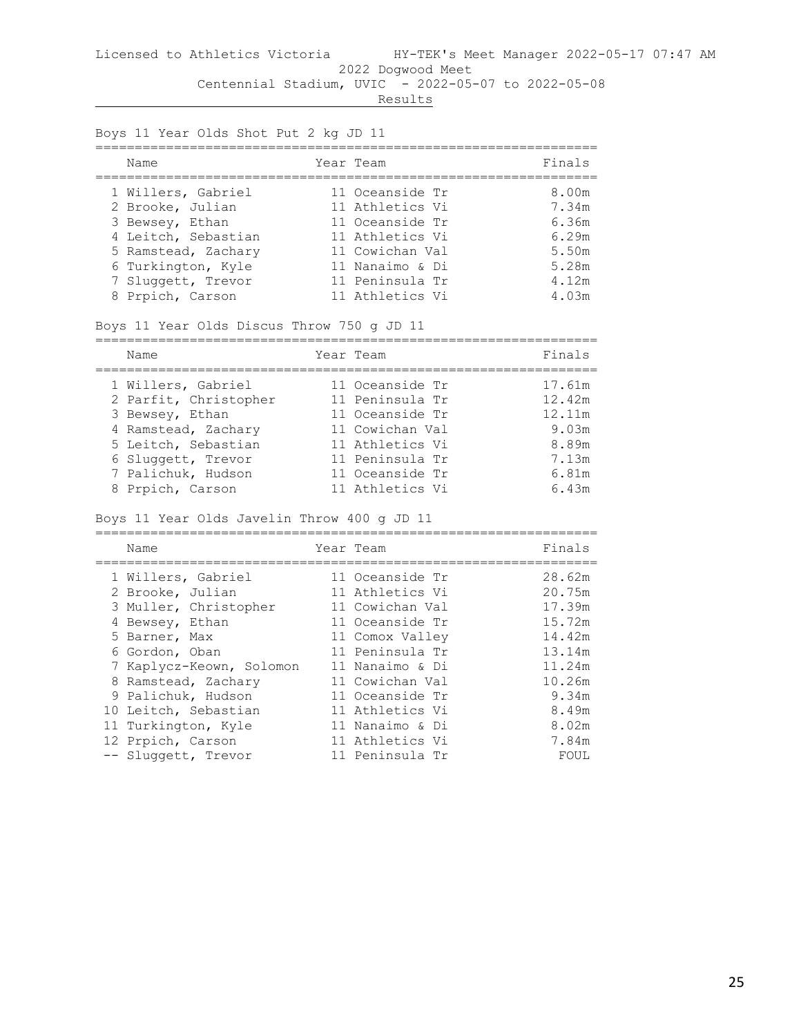Licensed to Athletics Victoria HY-TEK's Meet Manager 2022-05-17 07:47 AM

2022 Dogwood Meet

Centennial Stadium, UVIC - 2022-05-07 to 2022-05-08

Results

### Boys 11 Year Olds Shot Put 2 kg JD 11

| | Name | Year | Team | Finals |
|---|---|---|---|---|
| 1 | Willers, Gabriel | 11 | Oceanside Tr | 8.00m |
| 2 | Brooke, Julian | 11 | Athletics Vi | 7.34m |
| 3 | Bewsey, Ethan | 11 | Oceanside Tr | 6.36m |
| 4 | Leitch, Sebastian | 11 | Athletics Vi | 6.29m |
| 5 | Ramstead, Zachary | 11 | Cowichan Val | 5.50m |
| 6 | Turkington, Kyle | 11 | Nanaimo & Di | 5.28m |
| 7 | Sluggett, Trevor | 11 | Peninsula Tr | 4.12m |
| 8 | Prpich, Carson | 11 | Athletics Vi | 4.03m |

### Boys 11 Year Olds Discus Throw 750 g JD 11

| | Name | Year | Team | Finals |
|---|---|---|---|---|
| 1 | Willers, Gabriel | 11 | Oceanside Tr | 17.61m |
| 2 | Parfit, Christopher | 11 | Peninsula Tr | 12.42m |
| 3 | Bewsey, Ethan | 11 | Oceanside Tr | 12.11m |
| 4 | Ramstead, Zachary | 11 | Cowichan Val | 9.03m |
| 5 | Leitch, Sebastian | 11 | Athletics Vi | 8.89m |
| 6 | Sluggett, Trevor | 11 | Peninsula Tr | 7.13m |
| 7 | Palichuk, Hudson | 11 | Oceanside Tr | 6.81m |
| 8 | Prpich, Carson | 11 | Athletics Vi | 6.43m |

### Boys 11 Year Olds Javelin Throw 400 g JD 11

| | Name | Year | Team | Finals |
|---|---|---|---|---|
| 1 | Willers, Gabriel | 11 | Oceanside Tr | 28.62m |
| 2 | Brooke, Julian | 11 | Athletics Vi | 20.75m |
| 3 | Muller, Christopher | 11 | Cowichan Val | 17.39m |
| 4 | Bewsey, Ethan | 11 | Oceanside Tr | 15.72m |
| 5 | Barner, Max | 11 | Comox Valley | 14.42m |
| 6 | Gordon, Oban | 11 | Peninsula Tr | 13.14m |
| 7 | Kaplycz-Keown, Solomon | 11 | Nanaimo & Di | 11.24m |
| 8 | Ramstead, Zachary | 11 | Cowichan Val | 10.26m |
| 9 | Palichuk, Hudson | 11 | Oceanside Tr | 9.34m |
| 10 | Leitch, Sebastian | 11 | Athletics Vi | 8.49m |
| 11 | Turkington, Kyle | 11 | Nanaimo & Di | 8.02m |
| 12 | Prpich, Carson | 11 | Athletics Vi | 7.84m |
| -- | Sluggett, Trevor | 11 | Peninsula Tr | FOUL |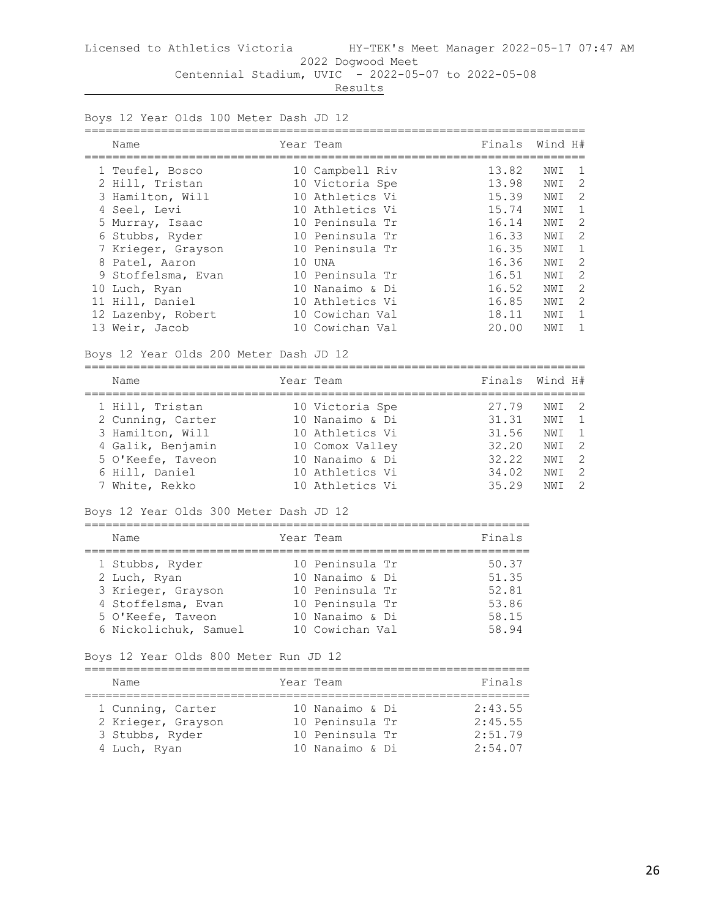Licensed to Athletics Victoria HY-TEK's Meet Manager 2022-05-17 07:47 AM

2022 Dogwood Meet

Centennial Stadium, UVIC - 2022-05-07 to 2022-05-08

Results

### Boys 12 Year Olds 100 Meter Dash JD 12

| | Name | Year | Team | Finals | Wind | H# |
|---|---|---|---|---|---|---|
| 1 | Teufel, Bosco | 10 | Campbell Riv | 13.82 | NWI | 1 |
| 2 | Hill, Tristan | 10 | Victoria Spe | 13.98 | NWI | 2 |
| 3 | Hamilton, Will | 10 | Athletics Vi | 15.39 | NWI | 2 |
| 4 | Seel, Levi | 10 | Athletics Vi | 15.74 | NWI | 1 |
| 5 | Murray, Isaac | 10 | Peninsula Tr | 16.14 | NWI | 2 |
| 6 | Stubbs, Ryder | 10 | Peninsula Tr | 16.33 | NWI | 2 |
| 7 | Krieger, Grayson | 10 | Peninsula Tr | 16.35 | NWI | 1 |
| 8 | Patel, Aaron | 10 | UNA | 16.36 | NWI | 2 |
| 9 | Stoffelsma, Evan | 10 | Peninsula Tr | 16.51 | NWI | 2 |
| 10 | Luch, Ryan | 10 | Nanaimo & Di | 16.52 | NWI | 2 |
| 11 | Hill, Daniel | 10 | Athletics Vi | 16.85 | NWI | 2 |
| 12 | Lazenby, Robert | 10 | Cowichan Val | 18.11 | NWI | 1 |
| 13 | Weir, Jacob | 10 | Cowichan Val | 20.00 | NWI | 1 |

### Boys 12 Year Olds 200 Meter Dash JD 12

| | Name | Year | Team | Finals | Wind | H# |
|---|---|---|---|---|---|---|
| 1 | Hill, Tristan | 10 | Victoria Spe | 27.79 | NWI | 2 |
| 2 | Cunning, Carter | 10 | Nanaimo & Di | 31.31 | NWI | 1 |
| 3 | Hamilton, Will | 10 | Athletics Vi | 31.56 | NWI | 1 |
| 4 | Galik, Benjamin | 10 | Comox Valley | 32.20 | NWI | 2 |
| 5 | O'Keefe, Taveon | 10 | Nanaimo & Di | 32.22 | NWI | 2 |
| 6 | Hill, Daniel | 10 | Athletics Vi | 34.02 | NWI | 2 |
| 7 | White, Rekko | 10 | Athletics Vi | 35.29 | NWI | 2 |

### Boys 12 Year Olds 300 Meter Dash JD 12

| | Name | Year | Team | Finals |
|---|---|---|---|---|
| 1 | Stubbs, Ryder | 10 | Peninsula Tr | 50.37 |
| 2 | Luch, Ryan | 10 | Nanaimo & Di | 51.35 |
| 3 | Krieger, Grayson | 10 | Peninsula Tr | 52.81 |
| 4 | Stoffelsma, Evan | 10 | Peninsula Tr | 53.86 |
| 5 | O'Keefe, Taveon | 10 | Nanaimo & Di | 58.15 |
| 6 | Nickolichuk, Samuel | 10 | Cowichan Val | 58.94 |

### Boys 12 Year Olds 800 Meter Run JD 12

| | Name | Year | Team | Finals |
|---|---|---|---|---|
| 1 | Cunning, Carter | 10 | Nanaimo & Di | 2:43.55 |
| 2 | Krieger, Grayson | 10 | Peninsula Tr | 2:45.55 |
| 3 | Stubbs, Ryder | 10 | Peninsula Tr | 2:51.79 |
| 4 | Luch, Ryan | 10 | Nanaimo & Di | 2:54.07 |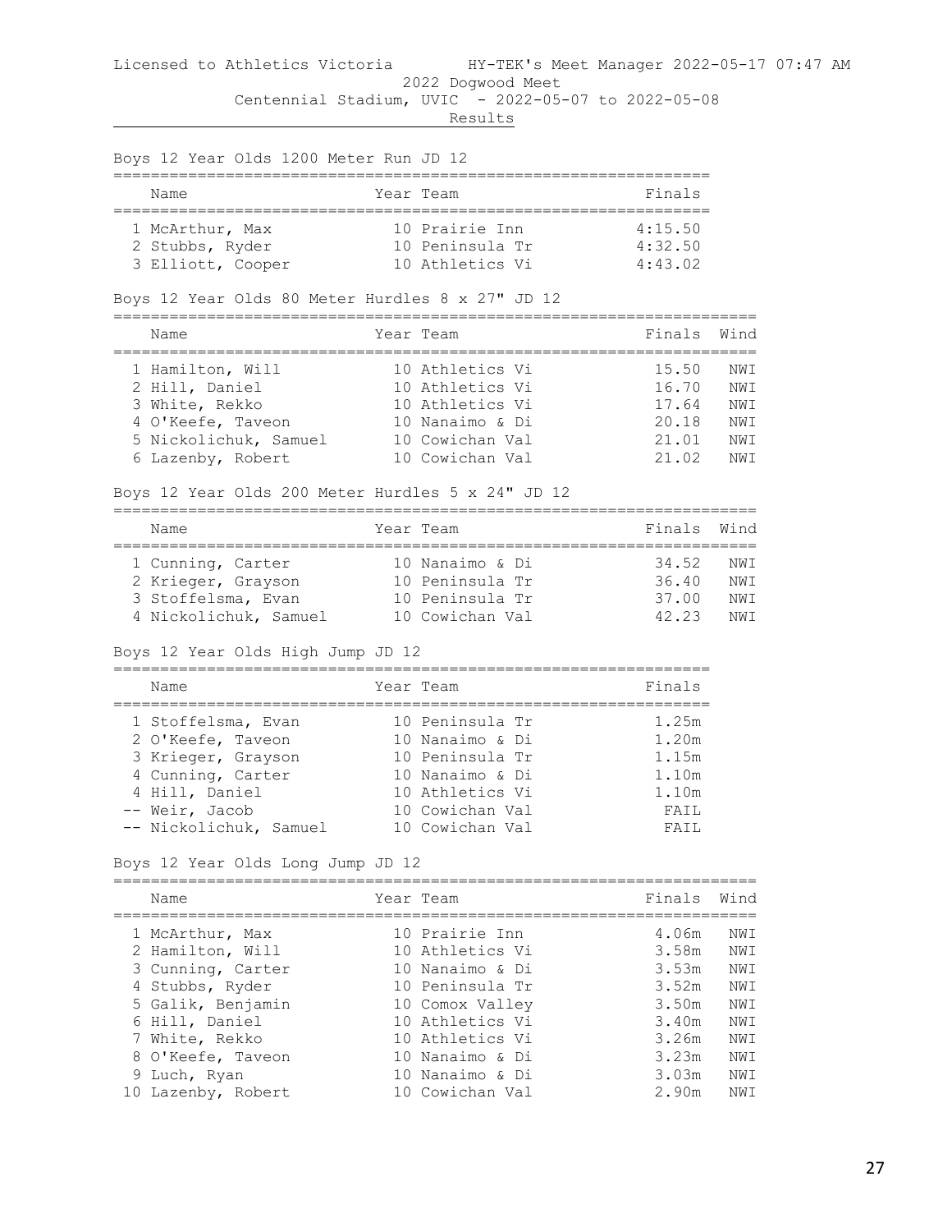Licensed to Athletics Victoria HY-TEK's Meet Manager 2022-05-17 07:47 AM

2022 Dogwood Meet

Centennial Stadium, UVIC - 2022-05-07 to 2022-05-08

Results

### Boys 12 Year Olds 1200 Meter Run JD 12

| | Name | Year | Team | Finals |
|---|---|---|---|---|
| 1 | McArthur, Max | 10 | Prairie Inn | 4:15.50 |
| 2 | Stubbs, Ryder | 10 | Peninsula Tr | 4:32.50 |
| 3 | Elliott, Cooper | 10 | Athletics Vi | 4:43.02 |

### Boys 12 Year Olds 80 Meter Hurdles 8 x 27" JD 12

| | Name | Year | Team | Finals | Wind |
|---|---|---|---|---|---|
| 1 | Hamilton, Will | 10 | Athletics Vi | 15.50 | NWI |
| 2 | Hill, Daniel | 10 | Athletics Vi | 16.70 | NWI |
| 3 | White, Rekko | 10 | Athletics Vi | 17.64 | NWI |
| 4 | O'Keefe, Taveon | 10 | Nanaimo & Di | 20.18 | NWI |
| 5 | Nickolichuk, Samuel | 10 | Cowichan Val | 21.01 | NWI |
| 6 | Lazenby, Robert | 10 | Cowichan Val | 21.02 | NWI |

### Boys 12 Year Olds 200 Meter Hurdles 5 x 24" JD 12

| | Name | Year | Team | Finals | Wind |
|---|---|---|---|---|---|
| 1 | Cunning, Carter | 10 | Nanaimo & Di | 34.52 | NWI |
| 2 | Krieger, Grayson | 10 | Peninsula Tr | 36.40 | NWI |
| 3 | Stoffelsma, Evan | 10 | Peninsula Tr | 37.00 | NWI |
| 4 | Nickolichuk, Samuel | 10 | Cowichan Val | 42.23 | NWI |

### Boys 12 Year Olds High Jump JD 12

| | Name | Year | Team | Finals |
|---|---|---|---|---|
| 1 | Stoffelsma, Evan | 10 | Peninsula Tr | 1.25m |
| 2 | O'Keefe, Taveon | 10 | Nanaimo & Di | 1.20m |
| 3 | Krieger, Grayson | 10 | Peninsula Tr | 1.15m |
| 4 | Cunning, Carter | 10 | Nanaimo & Di | 1.10m |
| 4 | Hill, Daniel | 10 | Athletics Vi | 1.10m |
| -- | Weir, Jacob | 10 | Cowichan Val | FAIL |
| -- | Nickolichuk, Samuel | 10 | Cowichan Val | FAIL |

### Boys 12 Year Olds Long Jump JD 12

| | Name | Year | Team | Finals | Wind |
|---|---|---|---|---|---|
| 1 | McArthur, Max | 10 | Prairie Inn | 4.06m | NWI |
| 2 | Hamilton, Will | 10 | Athletics Vi | 3.58m | NWI |
| 3 | Cunning, Carter | 10 | Nanaimo & Di | 3.53m | NWI |
| 4 | Stubbs, Ryder | 10 | Peninsula Tr | 3.52m | NWI |
| 5 | Galik, Benjamin | 10 | Comox Valley | 3.50m | NWI |
| 6 | Hill, Daniel | 10 | Athletics Vi | 3.40m | NWI |
| 7 | White, Rekko | 10 | Athletics Vi | 3.26m | NWI |
| 8 | O'Keefe, Taveon | 10 | Nanaimo & Di | 3.23m | NWI |
| 9 | Luch, Ryan | 10 | Nanaimo & Di | 3.03m | NWI |
| 10 | Lazenby, Robert | 10 | Cowichan Val | 2.90m | NWI |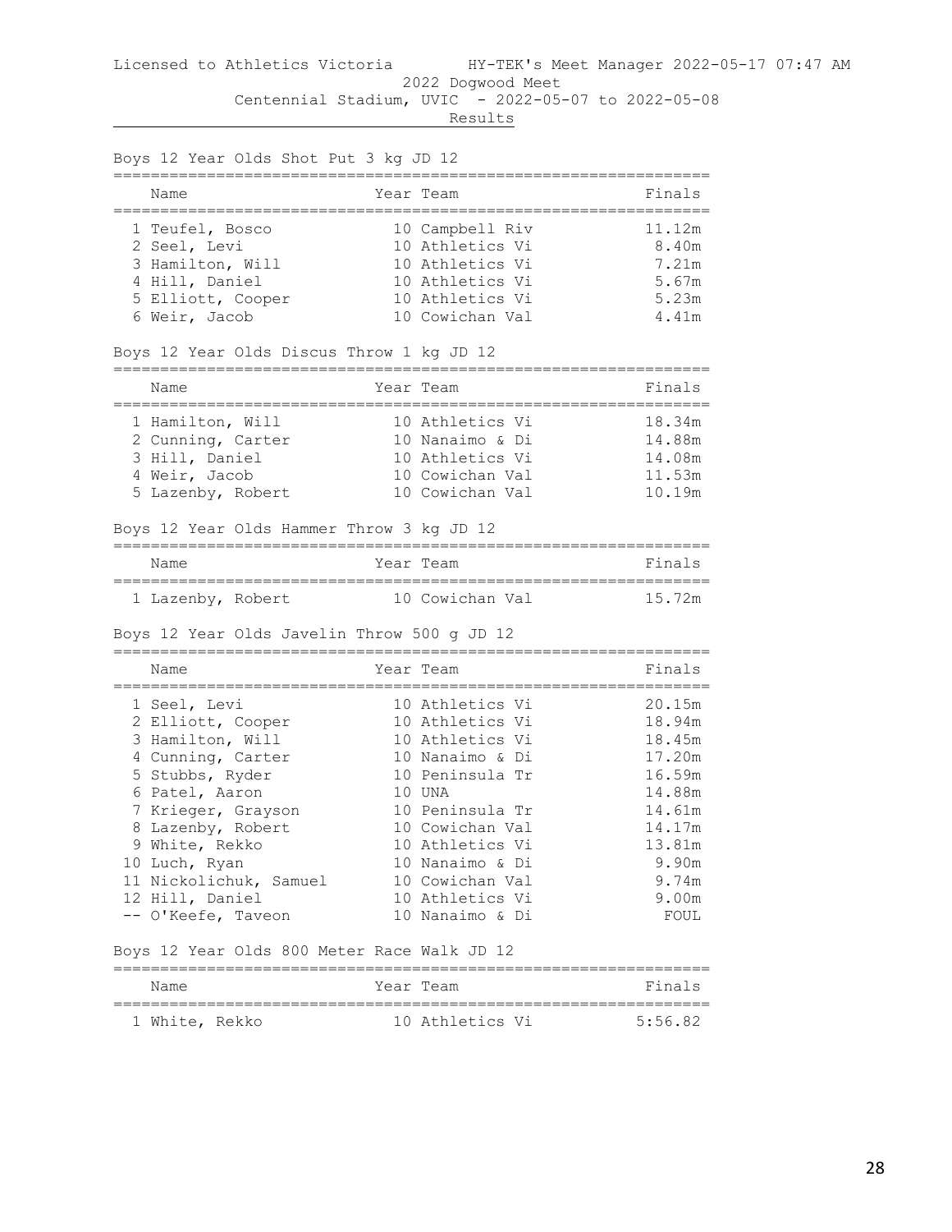Licensed to Athletics Victoria HY-TEK's Meet Manager 2022-05-17 07:47 AM

2022 Dogwood Meet

Centennial Stadium, UVIC - 2022-05-07 to 2022-05-08

Results

## Boys 12 Year Olds Shot Put 3 kg JD 12

| | Name | Year | Team | Finals |
|---|---|---|---|---|
| 1 | Teufel, Bosco | 10 | Campbell Riv | 11.12m |
| 2 | Seel, Levi | 10 | Athletics Vi | 8.40m |
| 3 | Hamilton, Will | 10 | Athletics Vi | 7.21m |
| 4 | Hill, Daniel | 10 | Athletics Vi | 5.67m |
| 5 | Elliott, Cooper | 10 | Athletics Vi | 5.23m |
| 6 | Weir, Jacob | 10 | Cowichan Val | 4.41m |

## Boys 12 Year Olds Discus Throw 1 kg JD 12

| | Name | Year | Team | Finals |
|---|---|---|---|---|
| 1 | Hamilton, Will | 10 | Athletics Vi | 18.34m |
| 2 | Cunning, Carter | 10 | Nanaimo & Di | 14.88m |
| 3 | Hill, Daniel | 10 | Athletics Vi | 14.08m |
| 4 | Weir, Jacob | 10 | Cowichan Val | 11.53m |
| 5 | Lazenby, Robert | 10 | Cowichan Val | 10.19m |

## Boys 12 Year Olds Hammer Throw 3 kg JD 12

| | Name | Year | Team | Finals |
|---|---|---|---|---|
| 1 | Lazenby, Robert | 10 | Cowichan Val | 15.72m |

## Boys 12 Year Olds Javelin Throw 500 g JD 12

| | Name | Year | Team | Finals |
|---|---|---|---|---|
| 1 | Seel, Levi | 10 | Athletics Vi | 20.15m |
| 2 | Elliott, Cooper | 10 | Athletics Vi | 18.94m |
| 3 | Hamilton, Will | 10 | Athletics Vi | 18.45m |
| 4 | Cunning, Carter | 10 | Nanaimo & Di | 17.20m |
| 5 | Stubbs, Ryder | 10 | Peninsula Tr | 16.59m |
| 6 | Patel, Aaron | 10 | UNA | 14.88m |
| 7 | Krieger, Grayson | 10 | Peninsula Tr | 14.61m |
| 8 | Lazenby, Robert | 10 | Cowichan Val | 14.17m |
| 9 | White, Rekko | 10 | Athletics Vi | 13.81m |
| 10 | Luch, Ryan | 10 | Nanaimo & Di | 9.90m |
| 11 | Nickolichuk, Samuel | 10 | Cowichan Val | 9.74m |
| 12 | Hill, Daniel | 10 | Athletics Vi | 9.00m |
| -- | O'Keefe, Taveon | 10 | Nanaimo & Di | FOUL |

## Boys 12 Year Olds 800 Meter Race Walk JD 12

| | Name | Year | Team | Finals |
|---|---|---|---|---|
| 1 | White, Rekko | 10 | Athletics Vi | 5:56.82 |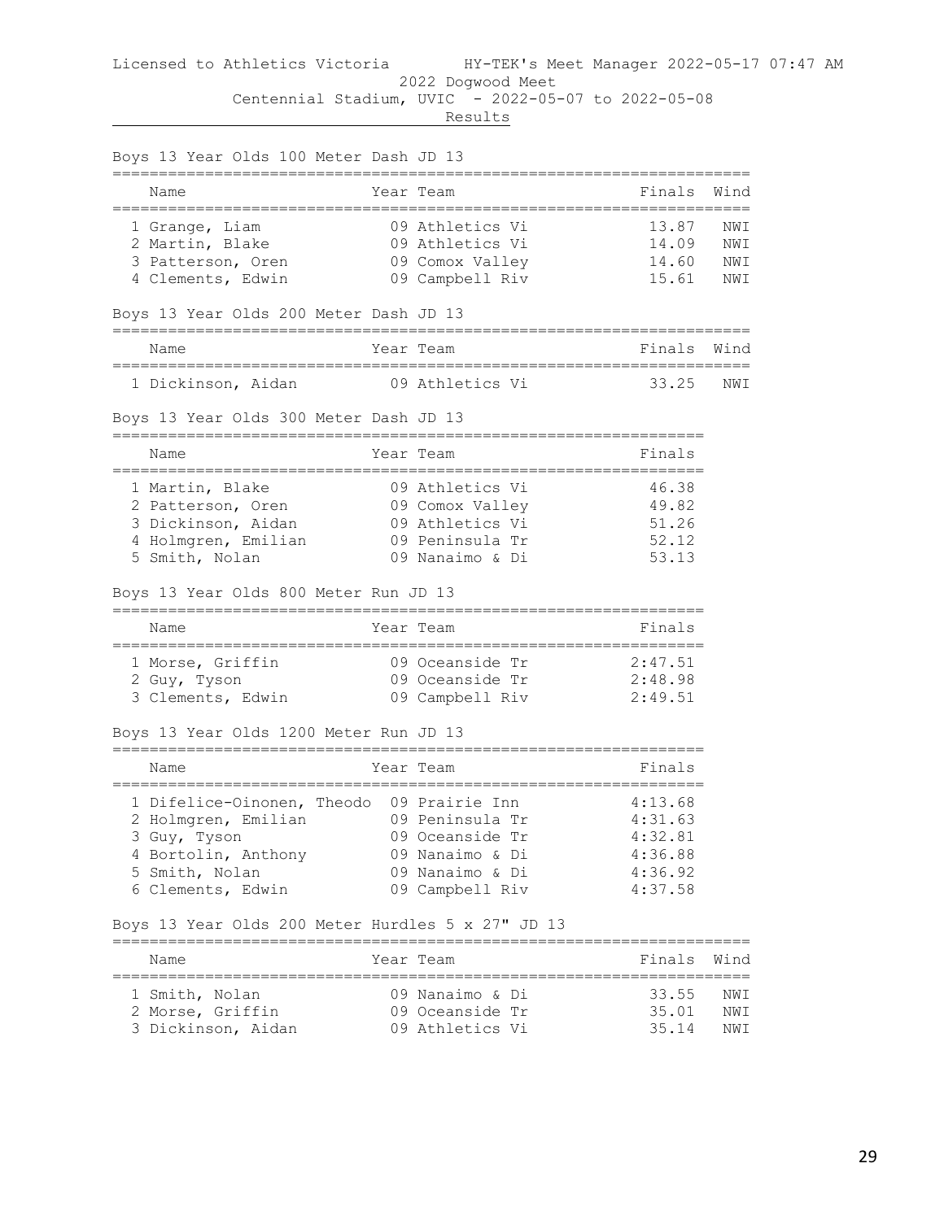Licensed to Athletics Victoria HY-TEK's Meet Manager 2022-05-17 07:47 AM

2022 Dogwood Meet

Centennial Stadium, UVIC - 2022-05-07 to 2022-05-08

Results

## Boys 13 Year Olds 100 Meter Dash JD 13

| | Name | Year | Team | Finals | Wind |
|---|---|---|---|---|---|
| 1 | Grange, Liam | 09 | Athletics Vi | 13.87 | NWI |
| 2 | Martin, Blake | 09 | Athletics Vi | 14.09 | NWI |
| 3 | Patterson, Oren | 09 | Comox Valley | 14.60 | NWI |
| 4 | Clements, Edwin | 09 | Campbell Riv | 15.61 | NWI |

## Boys 13 Year Olds 200 Meter Dash JD 13

| | Name | Year | Team | Finals | Wind |
|---|---|---|---|---|---|
| 1 | Dickinson, Aidan | 09 | Athletics Vi | 33.25 | NWI |

## Boys 13 Year Olds 300 Meter Dash JD 13

| | Name | Year | Team | Finals |
|---|---|---|---|---|
| 1 | Martin, Blake | 09 | Athletics Vi | 46.38 |
| 2 | Patterson, Oren | 09 | Comox Valley | 49.82 |
| 3 | Dickinson, Aidan | 09 | Athletics Vi | 51.26 |
| 4 | Holmgren, Emilian | 09 | Peninsula Tr | 52.12 |
| 5 | Smith, Nolan | 09 | Nanaimo & Di | 53.13 |

## Boys 13 Year Olds 800 Meter Run JD 13

| | Name | Year | Team | Finals |
|---|---|---|---|---|
| 1 | Morse, Griffin | 09 | Oceanside Tr | 2:47.51 |
| 2 | Guy, Tyson | 09 | Oceanside Tr | 2:48.98 |
| 3 | Clements, Edwin | 09 | Campbell Riv | 2:49.51 |

## Boys 13 Year Olds 1200 Meter Run JD 13

| | Name | Year | Team | Finals |
|---|---|---|---|---|
| 1 | Difelice-Oinonen, Theodo | 09 | Prairie Inn | 4:13.68 |
| 2 | Holmgren, Emilian | 09 | Peninsula Tr | 4:31.63 |
| 3 | Guy, Tyson | 09 | Oceanside Tr | 4:32.81 |
| 4 | Bortolin, Anthony | 09 | Nanaimo & Di | 4:36.88 |
| 5 | Smith, Nolan | 09 | Nanaimo & Di | 4:36.92 |
| 6 | Clements, Edwin | 09 | Campbell Riv | 4:37.58 |

## Boys 13 Year Olds 200 Meter Hurdles 5 x 27" JD 13

| | Name | Year | Team | Finals | Wind |
|---|---|---|---|---|---|
| 1 | Smith, Nolan | 09 | Nanaimo & Di | 33.55 | NWI |
| 2 | Morse, Griffin | 09 | Oceanside Tr | 35.01 | NWI |
| 3 | Dickinson, Aidan | 09 | Athletics Vi | 35.14 | NWI |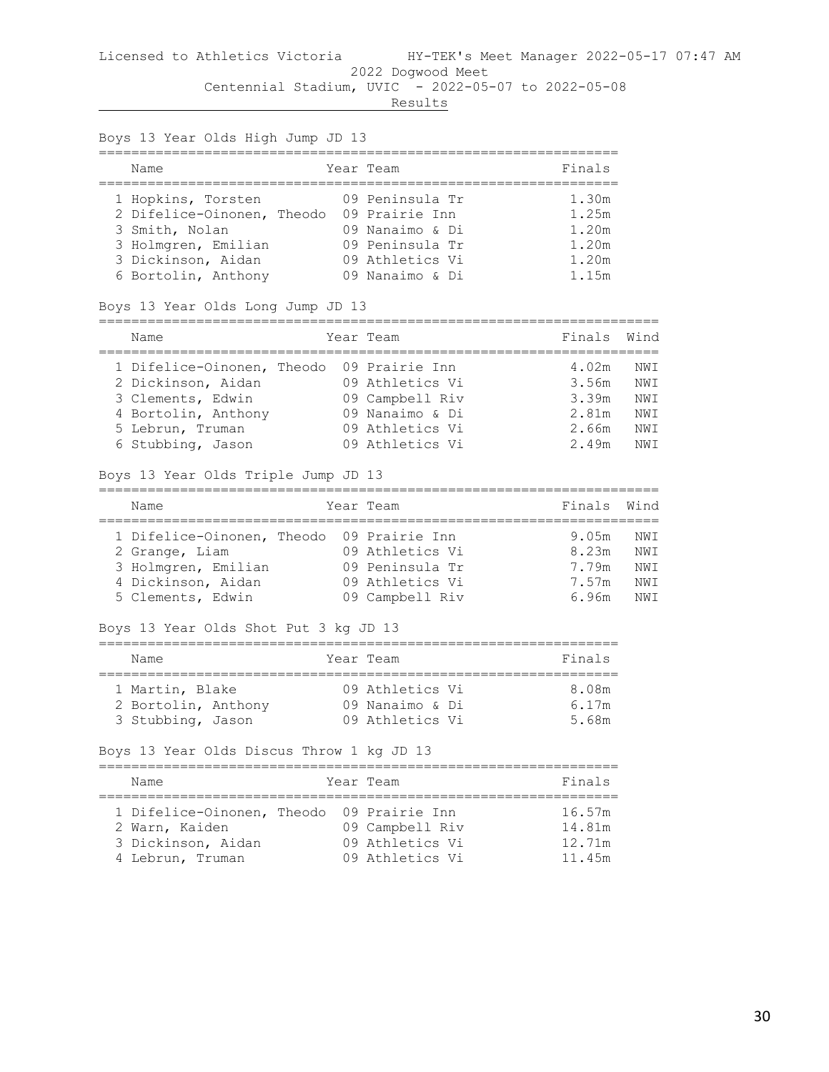Licensed to Athletics Victoria HY-TEK's Meet Manager 2022-05-17 07:47 AM

2022 Dogwood Meet

Centennial Stadium, UVIC - 2022-05-07 to 2022-05-08

Results

## Boys 13 Year Olds High Jump JD 13

| | Name | Year | Team | Finals |
|---|---|---|---|---|
| 1 | Hopkins, Torsten | 09 | Peninsula Tr | 1.30m |
| 2 | Difelice-Oinonen, Theodo | 09 | Prairie Inn | 1.25m |
| 3 | Smith, Nolan | 09 | Nanaimo & Di | 1.20m |
| 3 | Holmgren, Emilian | 09 | Peninsula Tr | 1.20m |
| 3 | Dickinson, Aidan | 09 | Athletics Vi | 1.20m |
| 6 | Bortolin, Anthony | 09 | Nanaimo & Di | 1.15m |

## Boys 13 Year Olds Long Jump JD 13

| | Name | Year | Team | Finals | Wind |
|---|---|---|---|---|---|
| 1 | Difelice-Oinonen, Theodo | 09 | Prairie Inn | 4.02m | NWI |
| 2 | Dickinson, Aidan | 09 | Athletics Vi | 3.56m | NWI |
| 3 | Clements, Edwin | 09 | Campbell Riv | 3.39m | NWI |
| 4 | Bortolin, Anthony | 09 | Nanaimo & Di | 2.81m | NWI |
| 5 | Lebrun, Truman | 09 | Athletics Vi | 2.66m | NWI |
| 6 | Stubbing, Jason | 09 | Athletics Vi | 2.49m | NWI |

## Boys 13 Year Olds Triple Jump JD 13

| | Name | Year | Team | Finals | Wind |
|---|---|---|---|---|---|
| 1 | Difelice-Oinonen, Theodo | 09 | Prairie Inn | 9.05m | NWI |
| 2 | Grange, Liam | 09 | Athletics Vi | 8.23m | NWI |
| 3 | Holmgren, Emilian | 09 | Peninsula Tr | 7.79m | NWI |
| 4 | Dickinson, Aidan | 09 | Athletics Vi | 7.57m | NWI |
| 5 | Clements, Edwin | 09 | Campbell Riv | 6.96m | NWI |

## Boys 13 Year Olds Shot Put 3 kg JD 13

| | Name | Year | Team | Finals |
|---|---|---|---|---|
| 1 | Martin, Blake | 09 | Athletics Vi | 8.08m |
| 2 | Bortolin, Anthony | 09 | Nanaimo & Di | 6.17m |
| 3 | Stubbing, Jason | 09 | Athletics Vi | 5.68m |

## Boys 13 Year Olds Discus Throw 1 kg JD 13

| | Name | Year | Team | Finals |
|---|---|---|---|---|
| 1 | Difelice-Oinonen, Theodo | 09 | Prairie Inn | 16.57m |
| 2 | Warn, Kaiden | 09 | Campbell Riv | 14.81m |
| 3 | Dickinson, Aidan | 09 | Athletics Vi | 12.71m |
| 4 | Lebrun, Truman | 09 | Athletics Vi | 11.45m |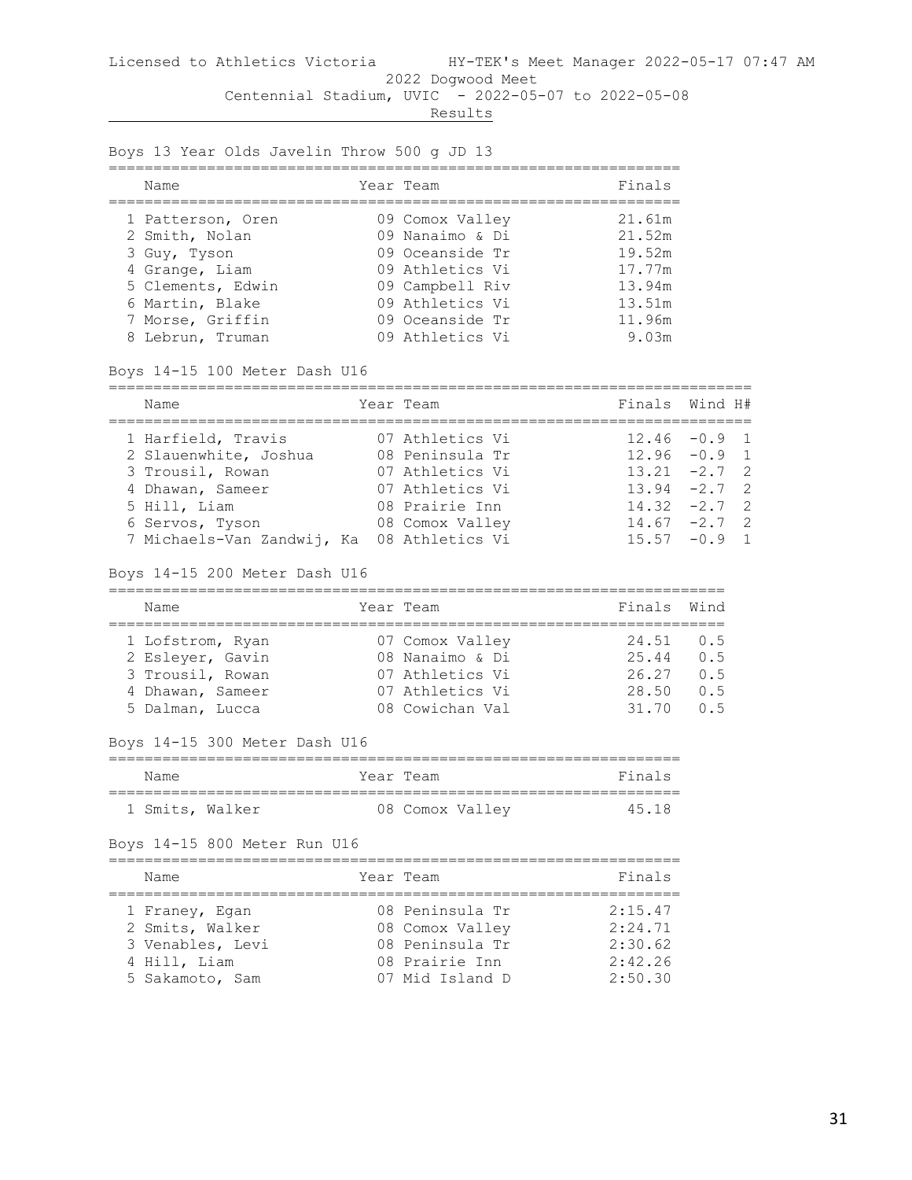Licensed to Athletics Victoria HY-TEK's Meet Manager 2022-05-17 07:47 AM

2022 Dogwood Meet

Centennial Stadium, UVIC - 2022-05-07 to 2022-05-08

Results

## Boys 13 Year Olds Javelin Throw 500 g JD 13

| | Name | Year | Team | Finals |
|---|---|---|---|---|
| 1 | Patterson, Oren | 09 | Comox Valley | 21.61m |
| 2 | Smith, Nolan | 09 | Nanaimo & Di | 21.52m |
| 3 | Guy, Tyson | 09 | Oceanside Tr | 19.52m |
| 4 | Grange, Liam | 09 | Athletics Vi | 17.77m |
| 5 | Clements, Edwin | 09 | Campbell Riv | 13.94m |
| 6 | Martin, Blake | 09 | Athletics Vi | 13.51m |
| 7 | Morse, Griffin | 09 | Oceanside Tr | 11.96m |
| 8 | Lebrun, Truman | 09 | Athletics Vi | 9.03m |

## Boys 14-15 100 Meter Dash U16

| | Name | Year | Team | Finals | Wind | H# |
|---|---|---|---|---|---|---|
| 1 | Harfield, Travis | 07 | Athletics Vi | 12.46 | -0.9 | 1 |
| 2 | Slauenwhite, Joshua | 08 | Peninsula Tr | 12.96 | -0.9 | 1 |
| 3 | Trousil, Rowan | 07 | Athletics Vi | 13.21 | -2.7 | 2 |
| 4 | Dhawan, Sameer | 07 | Athletics Vi | 13.94 | -2.7 | 2 |
| 5 | Hill, Liam | 08 | Prairie Inn | 14.32 | -2.7 | 2 |
| 6 | Servos, Tyson | 08 | Comox Valley | 14.67 | -2.7 | 2 |
| 7 | Michaels-Van Zandwij, Ka | 08 | Athletics Vi | 15.57 | -0.9 | 1 |

## Boys 14-15 200 Meter Dash U16

| | Name | Year | Team | Finals | Wind |
|---|---|---|---|---|---|
| 1 | Lofstrom, Ryan | 07 | Comox Valley | 24.51 | 0.5 |
| 2 | Esleyer, Gavin | 08 | Nanaimo & Di | 25.44 | 0.5 |
| 3 | Trousil, Rowan | 07 | Athletics Vi | 26.27 | 0.5 |
| 4 | Dhawan, Sameer | 07 | Athletics Vi | 28.50 | 0.5 |
| 5 | Dalman, Lucca | 08 | Cowichan Val | 31.70 | 0.5 |

## Boys 14-15 300 Meter Dash U16

| | Name | Year | Team | Finals |
|---|---|---|---|---|
| 1 | Smits, Walker | 08 | Comox Valley | 45.18 |

## Boys 14-15 800 Meter Run U16

| | Name | Year | Team | Finals |
|---|---|---|---|---|
| 1 | Franey, Egan | 08 | Peninsula Tr | 2:15.47 |
| 2 | Smits, Walker | 08 | Comox Valley | 2:24.71 |
| 3 | Venables, Levi | 08 | Peninsula Tr | 2:30.62 |
| 4 | Hill, Liam | 08 | Prairie Inn | 2:42.26 |
| 5 | Sakamoto, Sam | 07 | Mid Island D | 2:50.30 |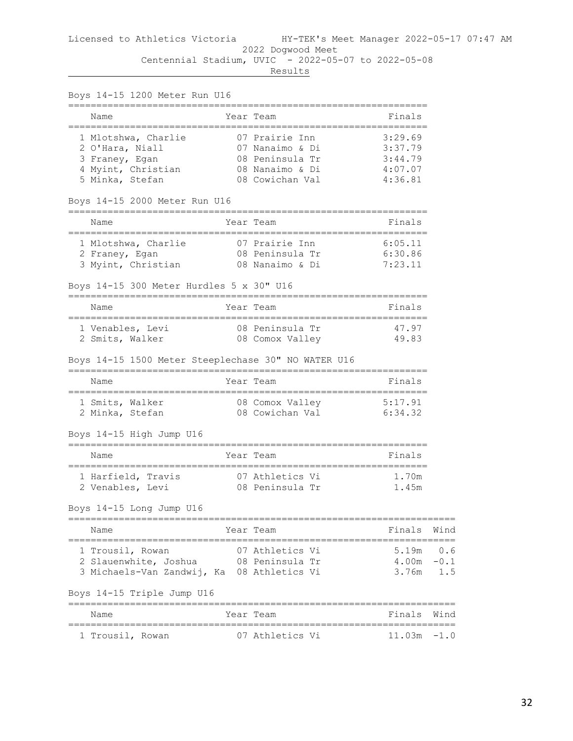Licensed to Athletics Victoria HY-TEK's Meet Manager 2022-05-17 07:47 AM

2022 Dogwood Meet

Centennial Stadium, UVIC - 2022-05-07 to 2022-05-08

Results

### Boys 14-15 1200 Meter Run U16

| | Name | Year | Team | Finals |
|---|---|---|---|---|
| 1 | Mlotshwa, Charlie | 07 | Prairie Inn | 3:29.69 |
| 2 | O'Hara, Niall | 07 | Nanaimo & Di | 3:37.79 |
| 3 | Franey, Egan | 08 | Peninsula Tr | 3:44.79 |
| 4 | Myint, Christian | 08 | Nanaimo & Di | 4:07.07 |
| 5 | Minka, Stefan | 08 | Cowichan Val | 4:36.81 |

### Boys 14-15 2000 Meter Run U16

| | Name | Year | Team | Finals |
|---|---|---|---|---|
| 1 | Mlotshwa, Charlie | 07 | Prairie Inn | 6:05.11 |
| 2 | Franey, Egan | 08 | Peninsula Tr | 6:30.86 |
| 3 | Myint, Christian | 08 | Nanaimo & Di | 7:23.11 |

### Boys 14-15 300 Meter Hurdles 5 x 30" U16

| | Name | Year | Team | Finals |
|---|---|---|---|---|
| 1 | Venables, Levi | 08 | Peninsula Tr | 47.97 |
| 2 | Smits, Walker | 08 | Comox Valley | 49.83 |

### Boys 14-15 1500 Meter Steeplechase 30" NO WATER U16

| | Name | Year | Team | Finals |
|---|---|---|---|---|
| 1 | Smits, Walker | 08 | Comox Valley | 5:17.91 |
| 2 | Minka, Stefan | 08 | Cowichan Val | 6:34.32 |

### Boys 14-15 High Jump U16

| | Name | Year | Team | Finals |
|---|---|---|---|---|
| 1 | Harfield, Travis | 07 | Athletics Vi | 1.70m |
| 2 | Venables, Levi | 08 | Peninsula Tr | 1.45m |

### Boys 14-15 Long Jump U16

| | Name | Year | Team | Finals | Wind |
|---|---|---|---|---|---|
| 1 | Trousil, Rowan | 07 | Athletics Vi | 5.19m | 0.6 |
| 2 | Slauenwhite, Joshua | 08 | Peninsula Tr | 4.00m | -0.1 |
| 3 | Michaels-Van Zandwij, Ka | 08 | Athletics Vi | 3.76m | 1.5 |

### Boys 14-15 Triple Jump U16

| | Name | Year | Team | Finals | Wind |
|---|---|---|---|---|---|
| 1 | Trousil, Rowan | 07 | Athletics Vi | 11.03m | -1.0 |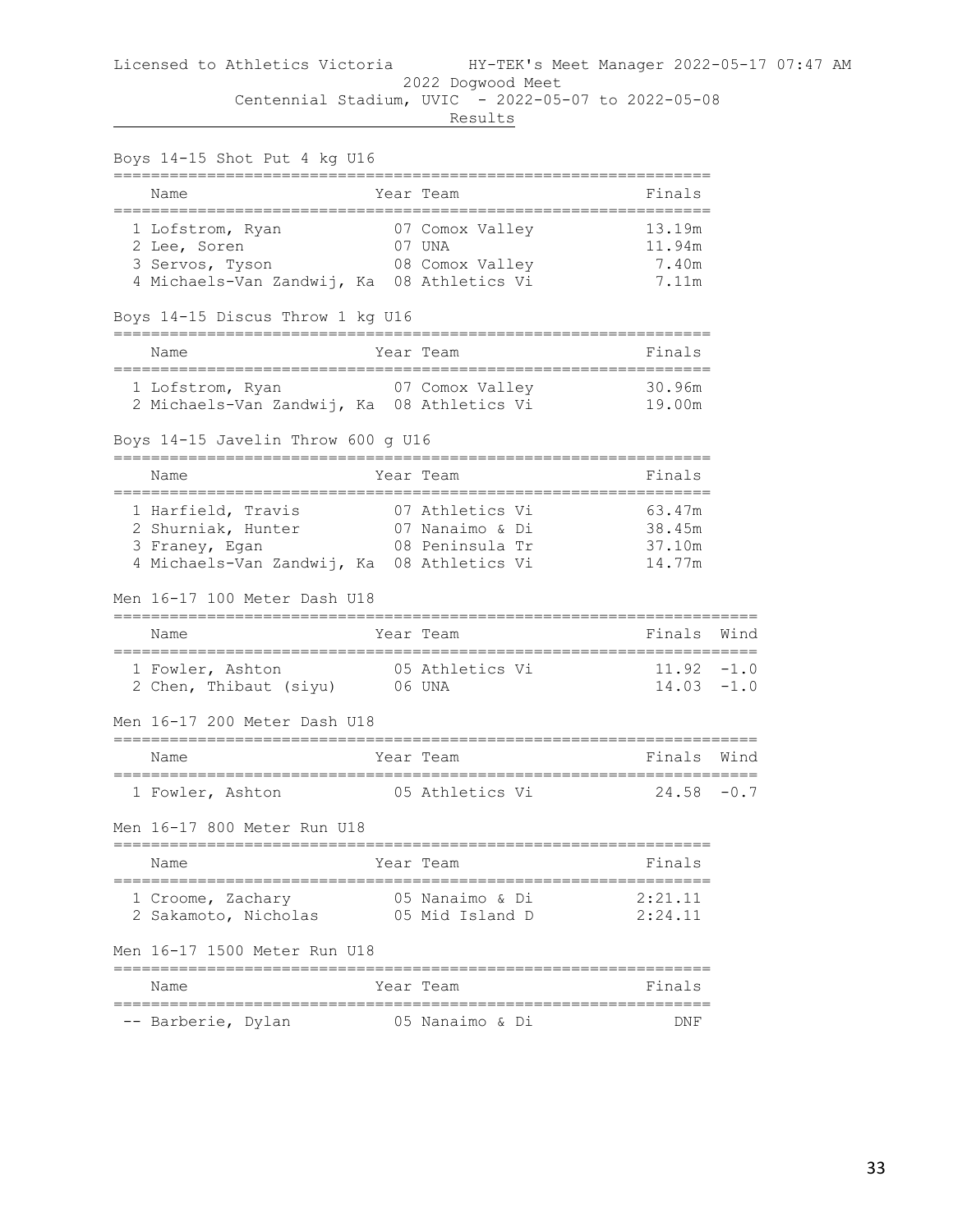Licensed to Athletics Victoria HY-TEK's Meet Manager 2022-05-17 07:47 AM

2022 Dogwood Meet

Centennial Stadium, UVIC - 2022-05-07 to 2022-05-08

Results

### Boys 14-15 Shot Put 4 kg U16

| Place | Name | Year | Team | Finals |
|---|---|---|---|---|
| 1 | Lofstrom, Ryan | 07 | Comox Valley | 13.19m |
| 2 | Lee, Soren | 07 | UNA | 11.94m |
| 3 | Servos, Tyson | 08 | Comox Valley | 7.40m |
| 4 | Michaels-Van Zandwij, Ka | 08 | Athletics Vi | 7.11m |

### Boys 14-15 Discus Throw 1 kg U16

| Place | Name | Year | Team | Finals |
|---|---|---|---|---|
| 1 | Lofstrom, Ryan | 07 | Comox Valley | 30.96m |
| 2 | Michaels-Van Zandwij, Ka | 08 | Athletics Vi | 19.00m |

### Boys 14-15 Javelin Throw 600 g U16

| Place | Name | Year | Team | Finals |
|---|---|---|---|---|
| 1 | Harfield, Travis | 07 | Athletics Vi | 63.47m |
| 2 | Shurniak, Hunter | 07 | Nanaimo & Di | 38.45m |
| 3 | Franey, Egan | 08 | Peninsula Tr | 37.10m |
| 4 | Michaels-Van Zandwij, Ka | 08 | Athletics Vi | 14.77m |

### Men 16-17 100 Meter Dash U18

| Place | Name | Year | Team | Finals | Wind |
|---|---|---|---|---|---|
| 1 | Fowler, Ashton | 05 | Athletics Vi | 11.92 | -1.0 |
| 2 | Chen, Thibaut (siyu) | 06 | UNA | 14.03 | -1.0 |

### Men 16-17 200 Meter Dash U18

| Place | Name | Year | Team | Finals | Wind |
|---|---|---|---|---|---|
| 1 | Fowler, Ashton | 05 | Athletics Vi | 24.58 | -0.7 |

### Men 16-17 800 Meter Run U18

| Place | Name | Year | Team | Finals |
|---|---|---|---|---|
| 1 | Croome, Zachary | 05 | Nanaimo & Di | 2:21.11 |
| 2 | Sakamoto, Nicholas | 05 | Mid Island D | 2:24.11 |

### Men 16-17 1500 Meter Run U18

| Place | Name | Year | Team | Finals |
|---|---|---|---|---|
| -- | Barberie, Dylan | 05 | Nanaimo & Di | DNF |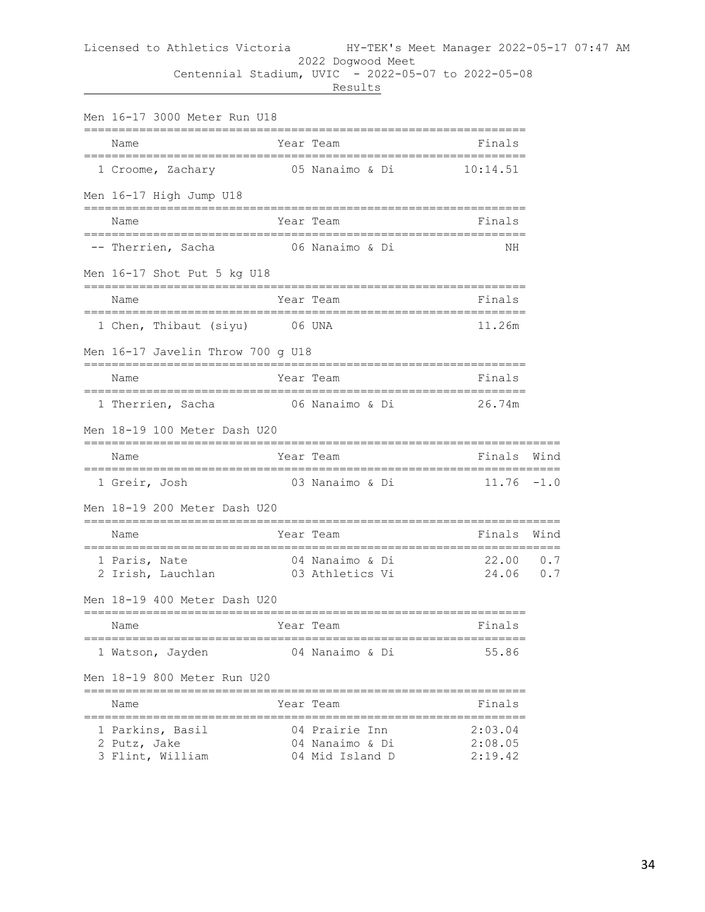Licensed to Athletics Victoria HY-TEK's Meet Manager 2022-05-17 07:47 AM

2022 Dogwood Meet

Centennial Stadium, UVIC - 2022-05-07 to 2022-05-08

Results

### Men 16-17 3000 Meter Run U18

| | Name | Year | Team | Finals |
|---|---|---|---|---|
| 1 | Croome, Zachary | 05 | Nanaimo & Di | 10:14.51 |

### Men 16-17 High Jump U18

| | Name | Year | Team | Finals |
|---|---|---|---|---|
| -- | Therrien, Sacha | 06 | Nanaimo & Di | NH |

### Men 16-17 Shot Put 5 kg U18

| | Name | Year | Team | Finals |
|---|---|---|---|---|
| 1 | Chen, Thibaut (siyu) | 06 | UNA | 11.26m |

### Men 16-17 Javelin Throw 700 g U18

| | Name | Year | Team | Finals |
|---|---|---|---|---|
| 1 | Therrien, Sacha | 06 | Nanaimo & Di | 26.74m |

### Men 18-19 100 Meter Dash U20

| | Name | Year | Team | Finals | Wind |
|---|---|---|---|---|---|
| 1 | Greir, Josh | 03 | Nanaimo & Di | 11.76 | -1.0 |

### Men 18-19 200 Meter Dash U20

| | Name | Year | Team | Finals | Wind |
|---|---|---|---|---|---|
| 1 | Paris, Nate | 04 | Nanaimo & Di | 22.00 | 0.7 |
| 2 | Irish, Lauchlan | 03 | Athletics Vi | 24.06 | 0.7 |

### Men 18-19 400 Meter Dash U20

| | Name | Year | Team | Finals |
|---|---|---|---|---|
| 1 | Watson, Jayden | 04 | Nanaimo & Di | 55.86 |

### Men 18-19 800 Meter Run U20

| | Name | Year | Team | Finals |
|---|---|---|---|---|
| 1 | Parkins, Basil | 04 | Prairie Inn | 2:03.04 |
| 2 | Putz, Jake | 04 | Nanaimo & Di | 2:08.05 |
| 3 | Flint, William | 04 | Mid Island D | 2:19.42 |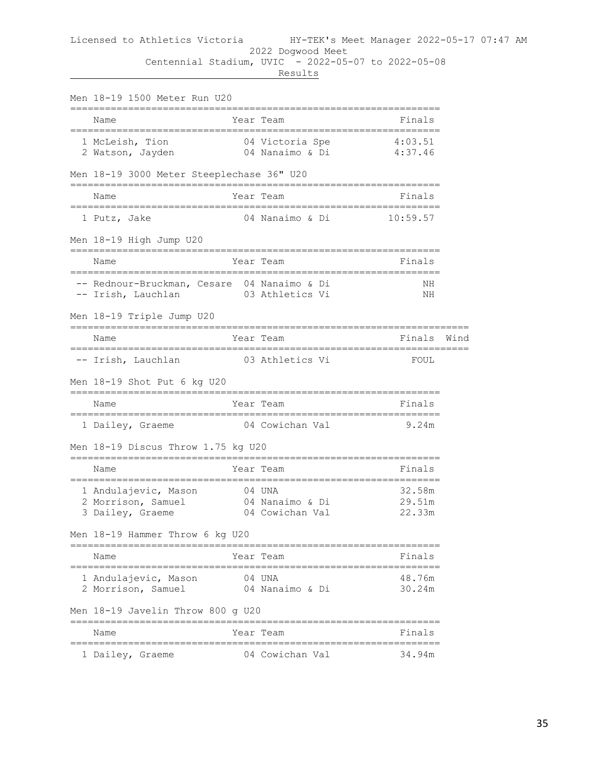Licensed to Athletics Victoria HY-TEK's Meet Manager 2022-05-17 07:47 AM

2022 Dogwood Meet

Centennial Stadium, UVIC - 2022-05-07 to 2022-05-08

Results

### Men 18-19 1500 Meter Run U20

| | Name | Year | Team | Finals |
|---|---|---|---|---|
| 1 | McLeish, Tion | 04 | Victoria Spe | 4:03.51 |
| 2 | Watson, Jayden | 04 | Nanaimo & Di | 4:37.46 |

### Men 18-19 3000 Meter Steeplechase 36" U20

| | Name | Year | Team | Finals |
|---|---|---|---|---|
| 1 | Putz, Jake | 04 | Nanaimo & Di | 10:59.57 |

### Men 18-19 High Jump U20

| | Name | Year | Team | Finals |
|---|---|---|---|---|
| -- | Rednour-Bruckman, Cesare | 04 | Nanaimo & Di | NH |
| -- | Irish, Lauchlan | 03 | Athletics Vi | NH |

### Men 18-19 Triple Jump U20

| | Name | Year | Team | Finals | Wind |
|---|---|---|---|---|---|
| -- | Irish, Lauchlan | 03 | Athletics Vi | FOUL | |

### Men 18-19 Shot Put 6 kg U20

| | Name | Year | Team | Finals |
|---|---|---|---|---|
| 1 | Dailey, Graeme | 04 | Cowichan Val | 9.24m |

### Men 18-19 Discus Throw 1.75 kg U20

| | Name | Year | Team | Finals |
|---|---|---|---|---|
| 1 | Andulajevic, Mason | 04 | UNA | 32.58m |
| 2 | Morrison, Samuel | 04 | Nanaimo & Di | 29.51m |
| 3 | Dailey, Graeme | 04 | Cowichan Val | 22.33m |

### Men 18-19 Hammer Throw 6 kg U20

| | Name | Year | Team | Finals |
|---|---|---|---|---|
| 1 | Andulajevic, Mason | 04 | UNA | 48.76m |
| 2 | Morrison, Samuel | 04 | Nanaimo & Di | 30.24m |

### Men 18-19 Javelin Throw 800 g U20

| | Name | Year | Team | Finals |
|---|---|---|---|---|
| 1 | Dailey, Graeme | 04 | Cowichan Val | 34.94m |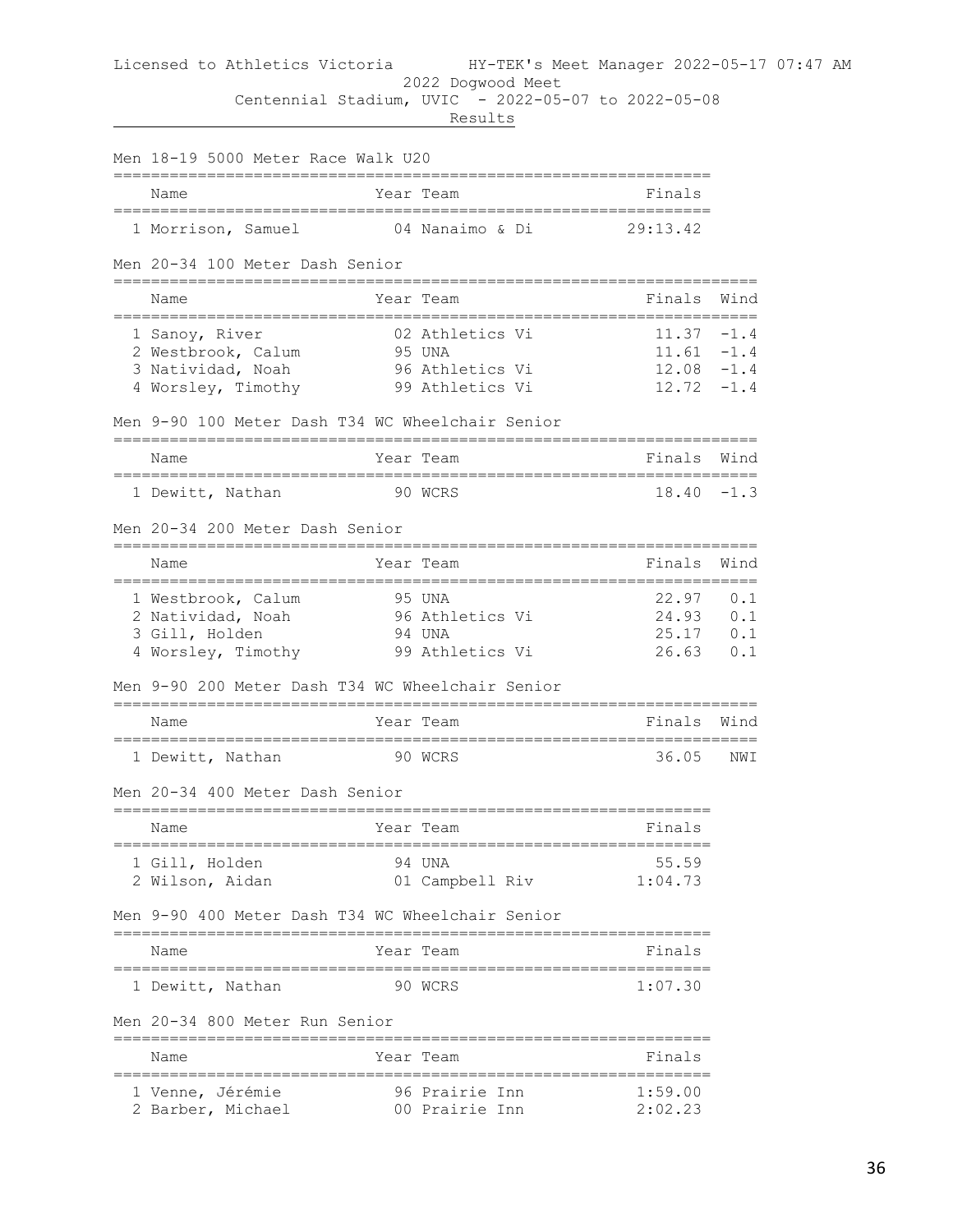Licensed to Athletics Victoria HY-TEK's Meet Manager 2022-05-17 07:47 AM

2022 Dogwood Meet

Centennial Stadium, UVIC - 2022-05-07 to 2022-05-08

Results

### Men 18-19 5000 Meter Race Walk U20

| | Name | Year | Team | Finals |
|---|---|---|---|---|
| 1 | Morrison, Samuel | 04 | Nanaimo & Di | 29:13.42 |

### Men 20-34 100 Meter Dash Senior

| | Name | Year | Team | Finals | Wind |
|---|---|---|---|---|---|
| 1 | Sanoy, River | 02 | Athletics Vi | 11.37 | -1.4 |
| 2 | Westbrook, Calum | 95 | UNA | 11.61 | -1.4 |
| 3 | Natividad, Noah | 96 | Athletics Vi | 12.08 | -1.4 |
| 4 | Worsley, Timothy | 99 | Athletics Vi | 12.72 | -1.4 |

### Men 9-90 100 Meter Dash T34 WC Wheelchair Senior

| | Name | Year | Team | Finals | Wind |
|---|---|---|---|---|---|
| 1 | Dewitt, Nathan | 90 | WCRS | 18.40 | -1.3 |

### Men 20-34 200 Meter Dash Senior

| | Name | Year | Team | Finals | Wind |
|---|---|---|---|---|---|
| 1 | Westbrook, Calum | 95 | UNA | 22.97 | 0.1 |
| 2 | Natividad, Noah | 96 | Athletics Vi | 24.93 | 0.1 |
| 3 | Gill, Holden | 94 | UNA | 25.17 | 0.1 |
| 4 | Worsley, Timothy | 99 | Athletics Vi | 26.63 | 0.1 |

### Men 9-90 200 Meter Dash T34 WC Wheelchair Senior

| | Name | Year | Team | Finals | Wind |
|---|---|---|---|---|---|
| 1 | Dewitt, Nathan | 90 | WCRS | 36.05 | NWI |

### Men 20-34 400 Meter Dash Senior

| | Name | Year | Team | Finals |
|---|---|---|---|---|
| 1 | Gill, Holden | 94 | UNA | 55.59 |
| 2 | Wilson, Aidan | 01 | Campbell Riv | 1:04.73 |

### Men 9-90 400 Meter Dash T34 WC Wheelchair Senior

| | Name | Year | Team | Finals |
|---|---|---|---|---|
| 1 | Dewitt, Nathan | 90 | WCRS | 1:07.30 |

### Men 20-34 800 Meter Run Senior

| | Name | Year | Team | Finals |
|---|---|---|---|---|
| 1 | Venne, Jérémie | 96 | Prairie Inn | 1:59.00 |
| 2 | Barber, Michael | 00 | Prairie Inn | 2:02.23 |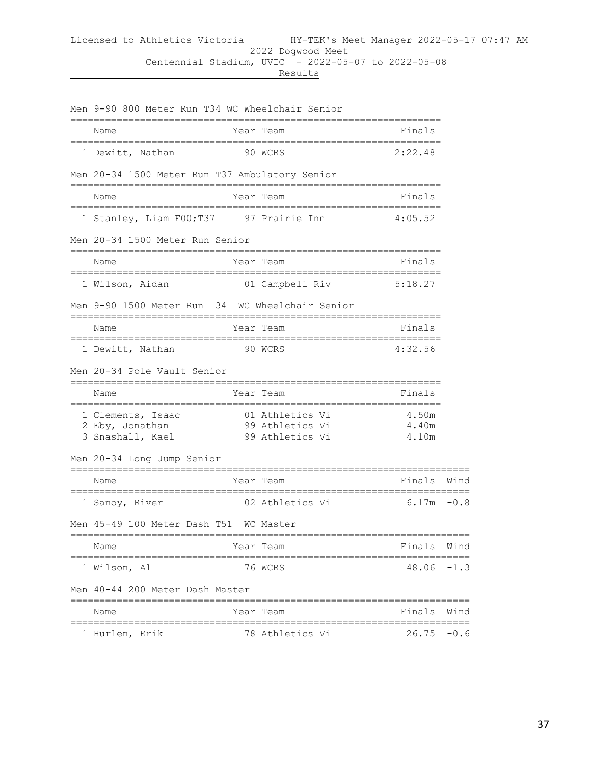Licensed to Athletics Victoria HY-TEK's Meet Manager 2022-05-17 07:47 AM

2022 Dogwood Meet

Centennial Stadium, UVIC - 2022-05-07 to 2022-05-08

Results

### Men 9-90 800 Meter Run T34 WC Wheelchair Senior

| | Name | Year | Team | Finals |
|---|---|---|---|---|
| 1 | Dewitt, Nathan | 90 | WCRS | 2:22.48 |

### Men 20-34 1500 Meter Run T37 Ambulatory Senior

| | Name | Year | Team | Finals |
|---|---|---|---|---|
| 1 | Stanley, Liam F00;T37 | 97 | Prairie Inn | 4:05.52 |

### Men 20-34 1500 Meter Run Senior

| | Name | Year | Team | Finals |
|---|---|---|---|---|
| 1 | Wilson, Aidan | 01 | Campbell Riv | 5:18.27 |

### Men 9-90 1500 Meter Run T34 WC Wheelchair Senior

| | Name | Year | Team | Finals |
|---|---|---|---|---|
| 1 | Dewitt, Nathan | 90 | WCRS | 4:32.56 |

### Men 20-34 Pole Vault Senior

| | Name | Year | Team | Finals |
|---|---|---|---|---|
| 1 | Clements, Isaac | 01 | Athletics Vi | 4.50m |
| 2 | Eby, Jonathan | 99 | Athletics Vi | 4.40m |
| 3 | Snashall, Kael | 99 | Athletics Vi | 4.10m |

### Men 20-34 Long Jump Senior

| | Name | Year | Team | Finals | Wind |
|---|---|---|---|---|---|
| 1 | Sanoy, River | 02 | Athletics Vi | 6.17m | -0.8 |

### Men 45-49 100 Meter Dash T51 WC Master

| | Name | Year | Team | Finals | Wind |
|---|---|---|---|---|---|
| 1 | Wilson, Al | 76 | WCRS | 48.06 | -1.3 |

### Men 40-44 200 Meter Dash Master

| | Name | Year | Team | Finals | Wind |
|---|---|---|---|---|---|
| 1 | Hurlen, Erik | 78 | Athletics Vi | 26.75 | -0.6 |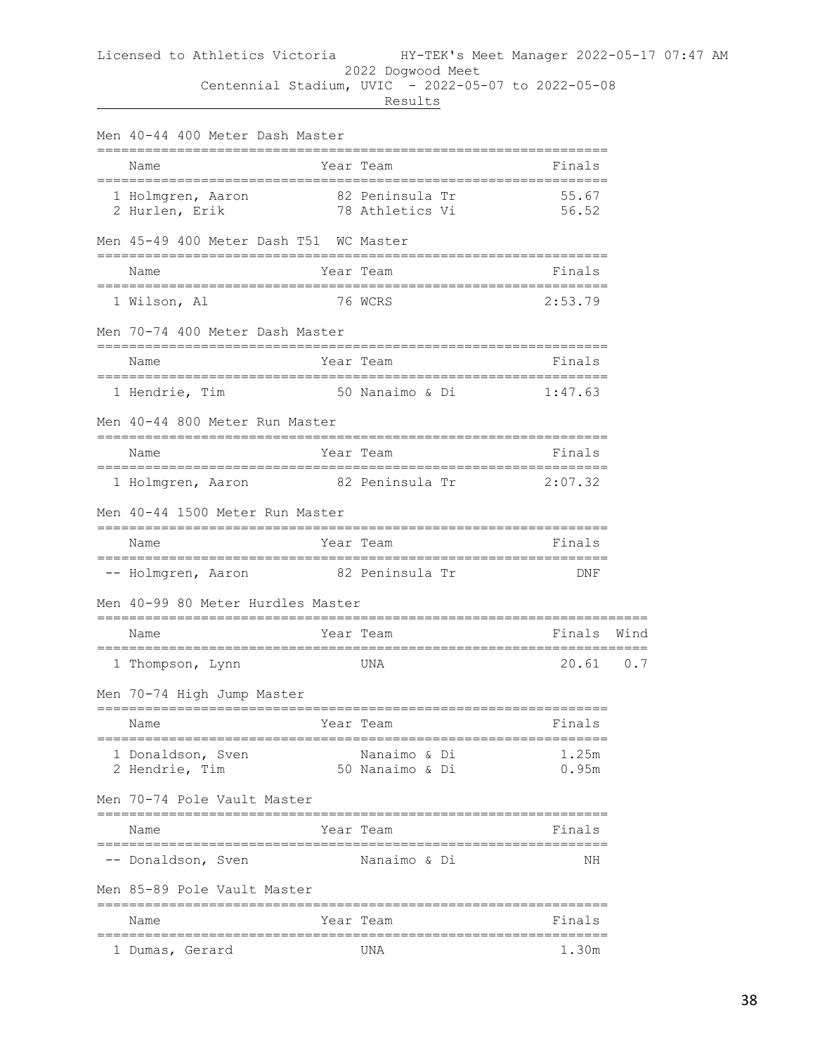Licensed to Athletics Victoria HY-TEK's Meet Manager 2022-05-17 07:47 AM

2022 Dogwood Meet

Centennial Stadium, UVIC - 2022-05-07 to 2022-05-08

Results

### Men 40-44 400 Meter Dash Master

| | Name | Year | Team | Finals |
|---|---|---|---|---|
| 1 | Holmgren, Aaron | 82 | Peninsula Tr | 55.67 |
| 2 | Hurlen, Erik | 78 | Athletics Vi | 56.52 |

### Men 45-49 400 Meter Dash T51 WC Master

| | Name | Year | Team | Finals |
|---|---|---|---|---|
| 1 | Wilson, Al | 76 | WCRS | 2:53.79 |

### Men 70-74 400 Meter Dash Master

| | Name | Year | Team | Finals |
|---|---|---|---|---|
| 1 | Hendrie, Tim | 50 | Nanaimo & Di | 1:47.63 |

### Men 40-44 800 Meter Run Master

| | Name | Year | Team | Finals |
|---|---|---|---|---|
| 1 | Holmgren, Aaron | 82 | Peninsula Tr | 2:07.32 |

### Men 40-44 1500 Meter Run Master

| | Name | Year | Team | Finals |
|---|---|---|---|---|
| -- | Holmgren, Aaron | 82 | Peninsula Tr | DNF |

### Men 40-99 80 Meter Hurdles Master

| | Name | Year | Team | Finals | Wind |
|---|---|---|---|---|---|
| 1 | Thompson, Lynn | | UNA | 20.61 | 0.7 |

### Men 70-74 High Jump Master

| | Name | Year | Team | Finals |
|---|---|---|---|---|
| 1 | Donaldson, Sven | | Nanaimo & Di | 1.25m |
| 2 | Hendrie, Tim | 50 | Nanaimo & Di | 0.95m |

### Men 70-74 Pole Vault Master

| | Name | Year | Team | Finals |
|---|---|---|---|---|
| -- | Donaldson, Sven | | Nanaimo & Di | NH |

### Men 85-89 Pole Vault Master

| | Name | Year | Team | Finals |
|---|---|---|---|---|
| 1 | Dumas, Gerard | | UNA | 1.30m |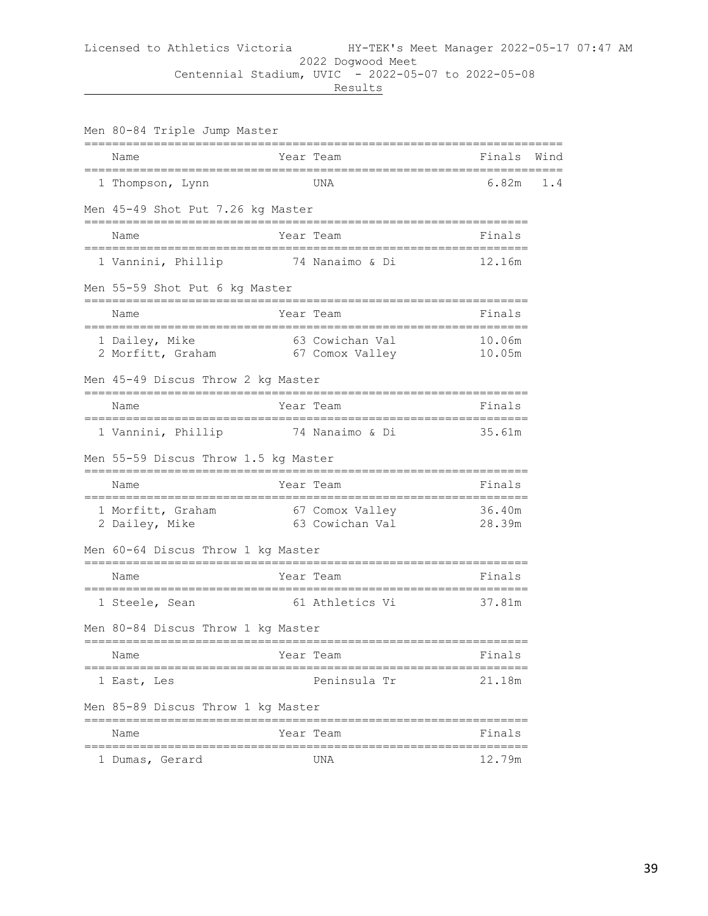Licensed to Athletics Victoria HY-TEK's Meet Manager 2022-05-17 07:47 AM

2022 Dogwood Meet

Centennial Stadium, UVIC - 2022-05-07 to 2022-05-08

Results

## Men 80-84 Triple Jump Master

| | Name | Year | Team | Finals | Wind |
|---|---|---|---|---|---|
| 1 | Thompson, Lynn | | UNA | 6.82m | 1.4 |

## Men 45-49 Shot Put 7.26 kg Master

| | Name | Year | Team | Finals |
|---|---|---|---|---|
| 1 | Vannini, Phillip | 74 | Nanaimo & Di | 12.16m |

## Men 55-59 Shot Put 6 kg Master

| | Name | Year | Team | Finals |
|---|---|---|---|---|
| 1 | Dailey, Mike | 63 | Cowichan Val | 10.06m |
| 2 | Morfitt, Graham | 67 | Comox Valley | 10.05m |

## Men 45-49 Discus Throw 2 kg Master

| | Name | Year | Team | Finals |
|---|---|---|---|---|
| 1 | Vannini, Phillip | 74 | Nanaimo & Di | 35.61m |

## Men 55-59 Discus Throw 1.5 kg Master

| | Name | Year | Team | Finals |
|---|---|---|---|---|
| 1 | Morfitt, Graham | 67 | Comox Valley | 36.40m |
| 2 | Dailey, Mike | 63 | Cowichan Val | 28.39m |

## Men 60-64 Discus Throw 1 kg Master

| | Name | Year | Team | Finals |
|---|---|---|---|---|
| 1 | Steele, Sean | 61 | Athletics Vi | 37.81m |

## Men 80-84 Discus Throw 1 kg Master

| | Name | Year | Team | Finals |
|---|---|---|---|---|
| 1 | East, Les | | Peninsula Tr | 21.18m |

## Men 85-89 Discus Throw 1 kg Master

| | Name | Year | Team | Finals |
|---|---|---|---|---|
| 1 | Dumas, Gerard | | UNA | 12.79m |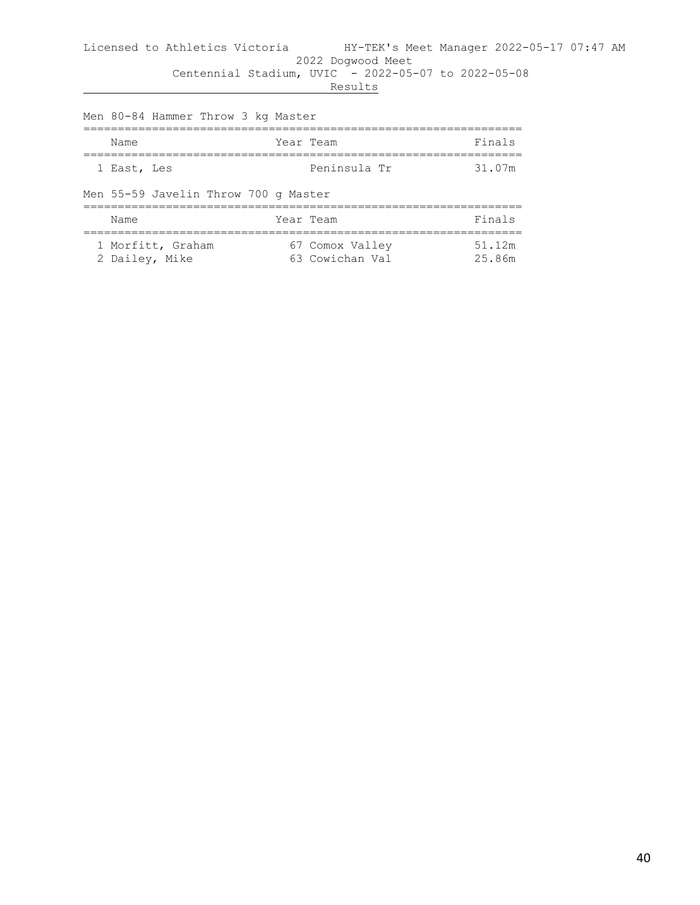Licensed to Athletics Victoria HY-TEK's Meet Manager 2022-05-17 07:47 AM

2022 Dogwood Meet

Centennial Stadium, UVIC - 2022-05-07 to 2022-05-08

Results

Men 80-84 Hammer Throw 3 kg Master

| | Name | Year | Team | Finals |
|---|---|---|---|---|
| 1 | East, Les | | Peninsula Tr | 31.07m |

Men 55-59 Javelin Throw 700 g Master

| | Name | Year | Team | Finals |
|---|---|---|---|---|
| 1 | Morfitt, Graham | 67 | Comox Valley | 51.12m |
| 2 | Dailey, Mike | 63 | Cowichan Val | 25.86m |